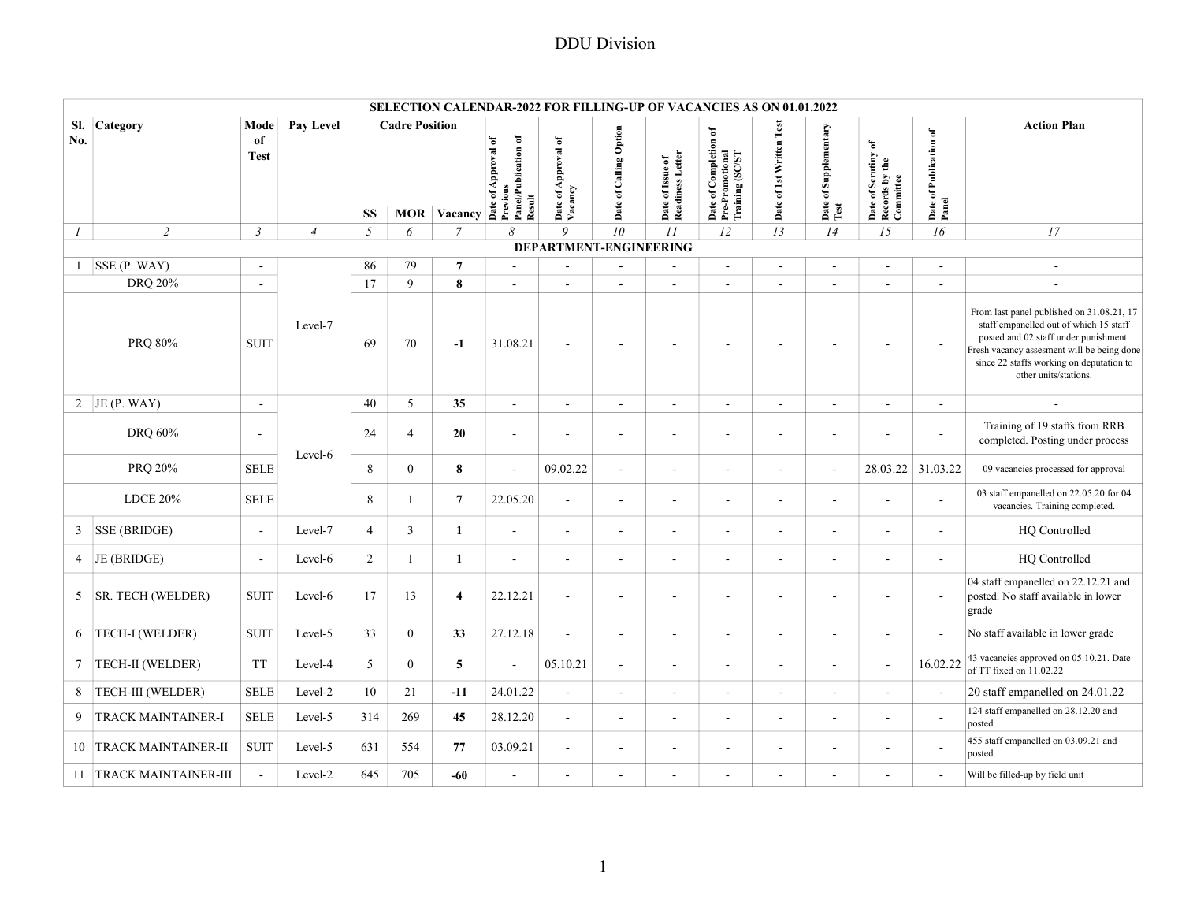# DDU Division

| SELECTION CALENDAR-2022 FOR FILLING-UP OF VACANCIES AS ON 01.01.2022 | | | | | | | | | | | | | | | | |
|---|---|---|---|---|---|---|---|---|---|---|---|---|---|---|---|---|
| Sl. No. | Category | Mode of Test | Pay Level | Cadre Position | | | Date of Approval of Previous Panel/Publication of Result | Date of Approval of Vacancy | Date of Calling Option | Date of Issue of Readiness Letter | Date of Completion of Pre-Promotional Training (SC/ST | Date of 1st Written Test | Date of Supplementary Test | Date of Scrutiny of Records by the Committee | Date of Publication of Panel | Action Plan |
| | | | | SS | MOR | Vacancy | | | | | | | | | | |
| *1* | *2* | *3* | *4* | *5* | *6* | *7* | *8* | *9* | *10* | *11* | *12* | *13* | *14* | *15* | *16* | *17* |
| **DEPARTMENT-ENGINEERING** | | | | | | | | | | | | | | | | |
| 1 | SSE (P. WAY) | - | Level-7 | 86 | 79 | **7** | - | - | - | - | - | - | - | - | - | - |
| | DRQ 20% | - | | 17 | 9 | **8** | - | - | - | - | - | - | - | - | - | - |
| | PRQ 80% | SUIT | | 69 | 70 | **-1** | 31.08.21 | - | - | - | - | - | - | - | - | From last panel published on 31.08.21, 17 staff empanelled out of which 15 staff posted and 02 staff under punishment. Fresh vacancy assesment will be being done since 22 staffs working on deputation to other units/stations. |
| 2 | JE (P. WAY) | - | Level-6 | 40 | 5 | **35** | - | - | - | - | - | - | - | - | - | - |
| | DRQ 60% | - | | 24 | 4 | **20** | - | - | - | - | - | - | - | - | - | Training of 19 staffs from RRB completed. Posting under process |
| | PRQ 20% | SELE | | 8 | 0 | **8** | - | 09.02.22 | - | - | - | - | - | 28.03.22 | 31.03.22 | 09 vacancies processed for approval |
| | LDCE 20% | SELE | | 8 | 1 | **7** | 22.05.20 | - | - | - | - | - | - | - | - | 03 staff empanelled on 22.05.20 for 04 vacancies. Training completed. |
| 3 | SSE (BRIDGE) | - | Level-7 | 4 | 3 | **1** | - | - | - | - | - | - | - | - | - | HQ Controlled |
| 4 | JE (BRIDGE) | - | Level-6 | 2 | 1 | **1** | - | - | - | - | - | - | - | - | - | HQ Controlled |
| 5 | SR. TECH (WELDER) | SUIT | Level-6 | 17 | 13 | **4** | 22.12.21 | - | - | - | - | - | - | - | - | 04 staff empanelled on 22.12.21 and posted. No staff available in lower grade |
| 6 | TECH-I (WELDER) | SUIT | Level-5 | 33 | 0 | **33** | 27.12.18 | - | - | - | - | - | - | - | - | No staff available in lower grade |
| 7 | TECH-II (WELDER) | TT | Level-4 | 5 | 0 | **5** | - | 05.10.21 | - | - | - | - | - | - | 16.02.22 | 43 vacancies approved on 05.10.21. Date of TT fixed on 11.02.22 |
| 8 | TECH-III (WELDER) | SELE | Level-2 | 10 | 21 | **-11** | 24.01.22 | - | - | - | - | - | - | - | - | 20 staff empanelled on 24.01.22 |
| 9 | TRACK MAINTAINER-I | SELE | Level-5 | 314 | 269 | **45** | 28.12.20 | - | - | - | - | - | - | - | - | 124 staff empanelled on 28.12.20 and posted |
| 10 | TRACK MAINTAINER-II | SUIT | Level-5 | 631 | 554 | **77** | 03.09.21 | - | - | - | - | - | - | - | - | 455 staff empanelled on 03.09.21 and posted. |
| 11 | TRACK MAINTAINER-III | - | Level-2 | 645 | 705 | **-60** | - | - | - | - | - | - | - | - | - | Will be filled-up by field unit |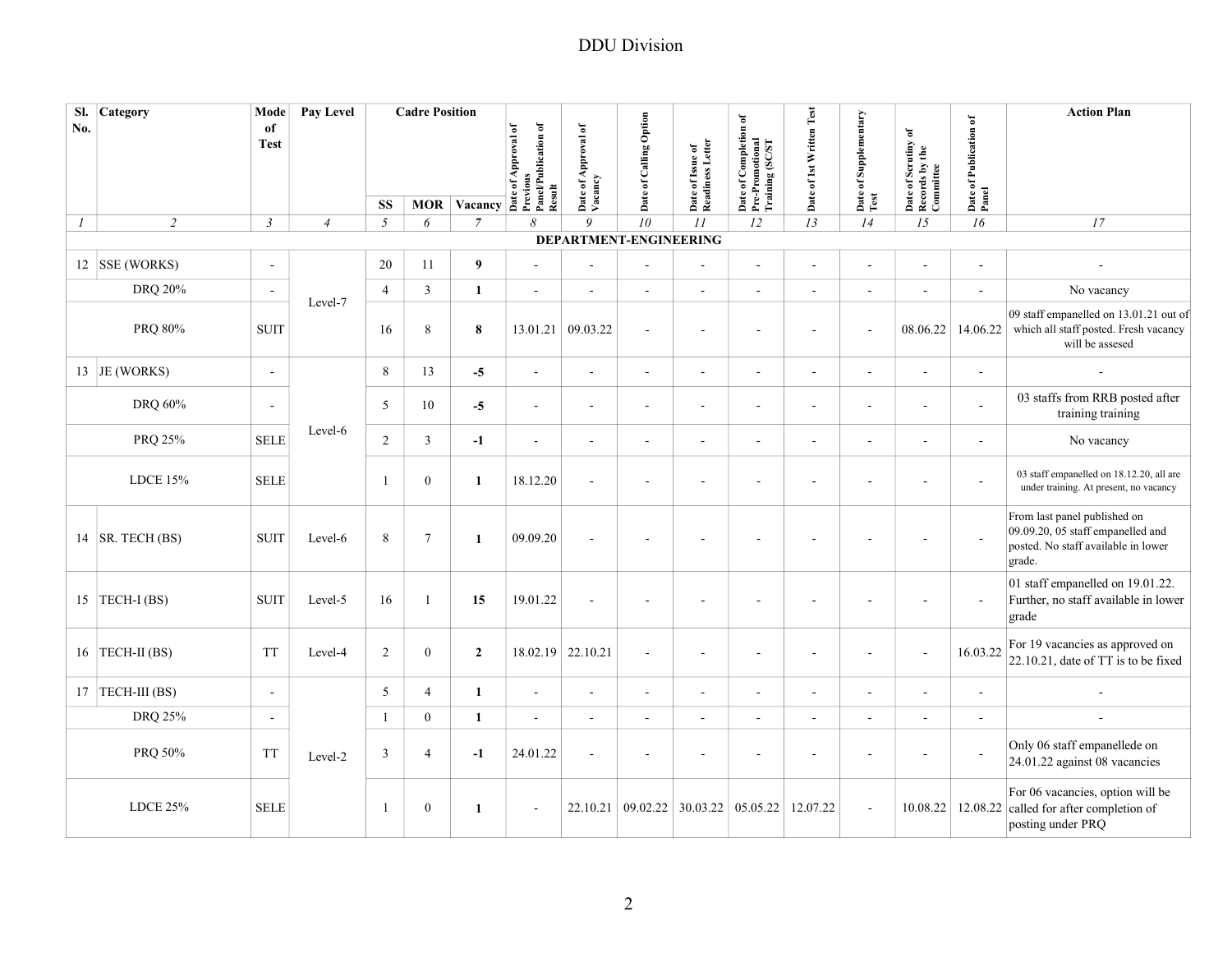DDU Division

| Sl. No. | Category | Mode of Test | Pay Level | Cadre Position | | | Date of Approval of Previous Panel/Publication of Result | Date of Approval of Vacancy | Date of Calling Option | Date of Issue of Readiness Letter | Date of Completion of Pre-Promotional Training (SC/ST | Date of 1st Written Test | Date of Supplementary Test | Date of Scrutiny of Records by the Committee | Date of Publication of Panel | Action Plan |
|---|---|---|---|---|---|---|---|---|---|---|---|---|---|---|---|---|
| | | | | SS | MOR | Vacancy | | | | | | | | | | |
| *1* | *2* | *3* | *4* | *5* | *6* | *7* | *8* | *9* | *10* | *11* | *12* | *13* | *14* | *15* | *16* | *17* |
| | | | | | | | **DEPARTMENT-ENGINEERING** | | | | | | | | | |
| 12 | SSE (WORKS) | - | Level-7 | 20 | 11 | **9** | - | - | - | - | - | - | - | - | - | - |
| | DRQ 20% | - | | 4 | 3 | **1** | - | - | - | - | - | - | - | - | - | No vacancy |
| | PRQ 80% | SUIT | | 16 | 8 | **8** | 13.01.21 | 09.03.22 | - | - | - | - | - | 08.06.22 | 14.06.22 | 09 staff empanelled on 13.01.21 out of which all staff posted. Fresh vacancy will be assesed |
| 13 | JE (WORKS) | - | Level-6 | 8 | 13 | **-5** | - | - | - | - | - | - | - | - | - | - |
| | DRQ 60% | - | | 5 | 10 | **-5** | - | - | - | - | - | - | - | - | - | 03 staffs from RRB posted after training training |
| | PRQ 25% | SELE | | 2 | 3 | **-1** | - | - | - | - | - | - | - | - | - | No vacancy |
| | LDCE 15% | SELE | | 1 | 0 | **1** | 18.12.20 | - | - | - | - | - | - | - | - | 03 staff empanelled on 18.12.20, all are under training. At present, no vacancy |
| 14 | SR. TECH (BS) | SUIT | Level-6 | 8 | 7 | **1** | 09.09.20 | - | - | - | - | - | - | - | - | From last panel published on 09.09.20, 05 staff empanelled and posted. No staff available in lower grade. |
| 15 | TECH-I (BS) | SUIT | Level-5 | 16 | 1 | **15** | 19.01.22 | - | - | - | - | - | - | - | - | 01 staff empanelled on 19.01.22. Further, no staff available in lower grade |
| 16 | TECH-II (BS) | TT | Level-4 | 2 | 0 | **2** | 18.02.19 | 22.10.21 | - | - | - | - | - | - | 16.03.22 | For 19 vacancies as approved on 22.10.21, date of TT is to be fixed |
| 17 | TECH-III (BS) | - | Level-2 | 5 | 4 | **1** | - | - | - | - | - | - | - | - | - | - |
| | DRQ 25% | - | | 1 | 0 | **1** | - | - | - | - | - | - | - | - | - | - |
| | PRQ 50% | TT | | 3 | 4 | **-1** | 24.01.22 | - | - | - | - | - | - | - | - | Only 06 staff empanellede on 24.01.22 against 08 vacancies |
| | LDCE 25% | SELE | | 1 | 0 | **1** | - | 22.10.21 | 09.02.22 | 30.03.22 | 05.05.22 | 12.07.22 | - | 10.08.22 | 12.08.22 | For 06 vacancies, option will be called for after completion of posting under PRQ |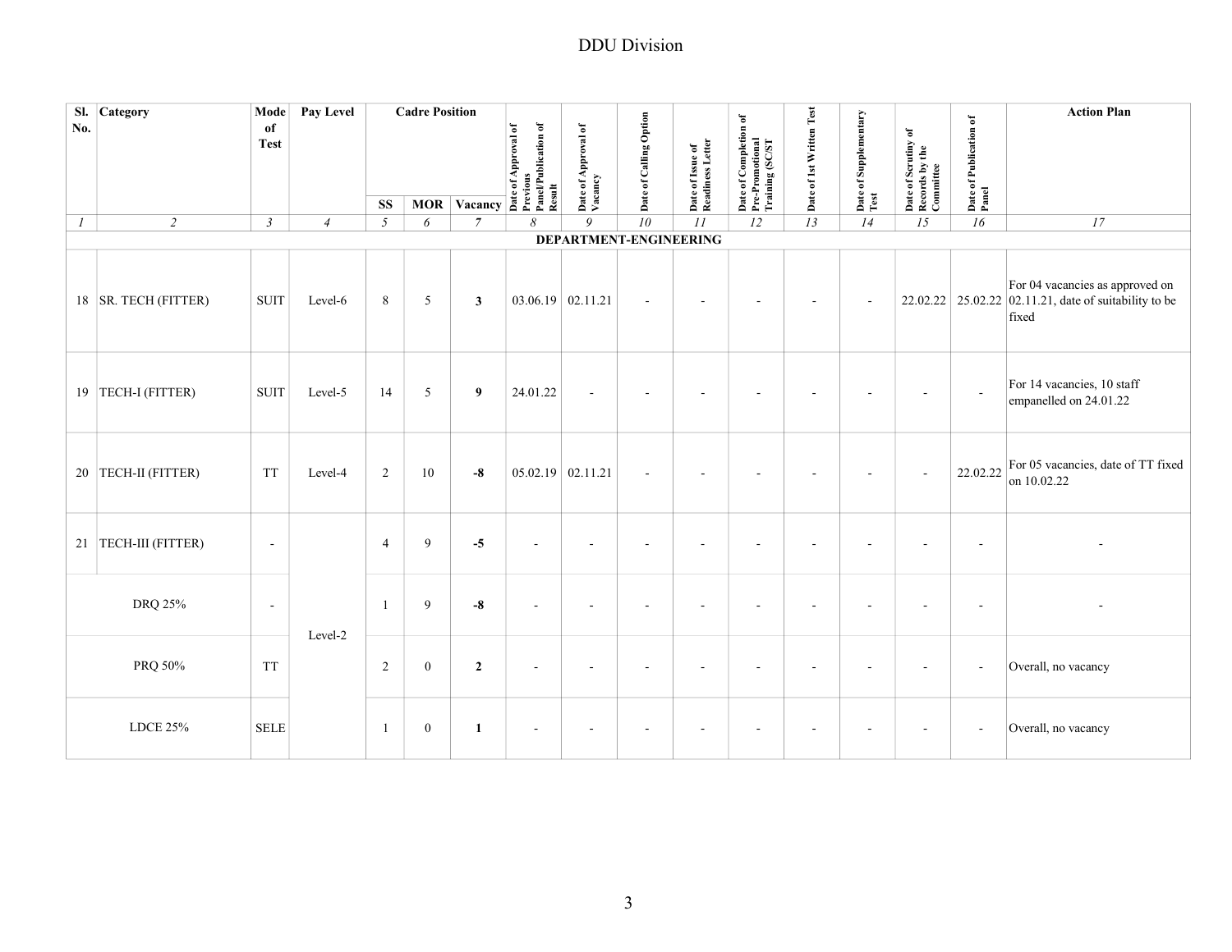## DDU Division

| Sl. No. | Category | Mode of Test | Pay Level | Cadre Position | | | Date of Approval of Previous Panel/Publication of Result | Date of Approval of Vacancy | Date of Calling Option | Date of Issue of Readiness Letter | Date of Completion of Pre-Promotional Training (SC/ST | Date of 1st Written Test | Date of Supplementary Test | Date of Scrutiny of Records by the Committee | Date of Publication of Panel | Action Plan |
|---|---|---|---|---|---|---|---|---|---|---|---|---|---|---|---|---|
| | | | | SS | MOR | Vacancy | | | | | | | | | | |
| 1 | 2 | 3 | 4 | 5 | 6 | 7 | 8 | 9 | 10 | 11 | 12 | 13 | 14 | 15 | 16 | 17 |
| **DEPARTMENT-ENGINEERING** | | | | | | | | | | | | | | | | |
| 18 | SR. TECH (FITTER) | SUIT | Level-6 | 8 | 5 | **3** | 03.06.19 | 02.11.21 | - | - | - | - | - | 22.02.22 | 25.02.22 | For 04 vacancies as approved on 02.11.21, date of suitability to be fixed |
| 19 | TECH-I (FITTER) | SUIT | Level-5 | 14 | 5 | **9** | 24.01.22 | - | - | - | - | - | - | - | - | For 14 vacancies, 10 staff empanelled on 24.01.22 |
| 20 | TECH-II (FITTER) | TT | Level-4 | 2 | 10 | **-8** | 05.02.19 | 02.11.21 | - | - | - | - | - | - | 22.02.22 | For 05 vacancies, date of TT fixed on 10.02.22 |
| 21 | TECH-III (FITTER) | - | Level-2 | 4 | 9 | **-5** | - | - | - | - | - | - | - | - | - | - |
| | DRQ 25% | - | | 1 | 9 | **-8** | - | - | - | - | - | - | - | - | - | - |
| | PRQ 50% | TT | | 2 | 0 | **2** | - | - | - | - | - | - | - | - | - | Overall, no vacancy |
| | LDCE 25% | SELE | | 1 | 0 | **1** | - | - | - | - | - | - | - | - | - | Overall, no vacancy |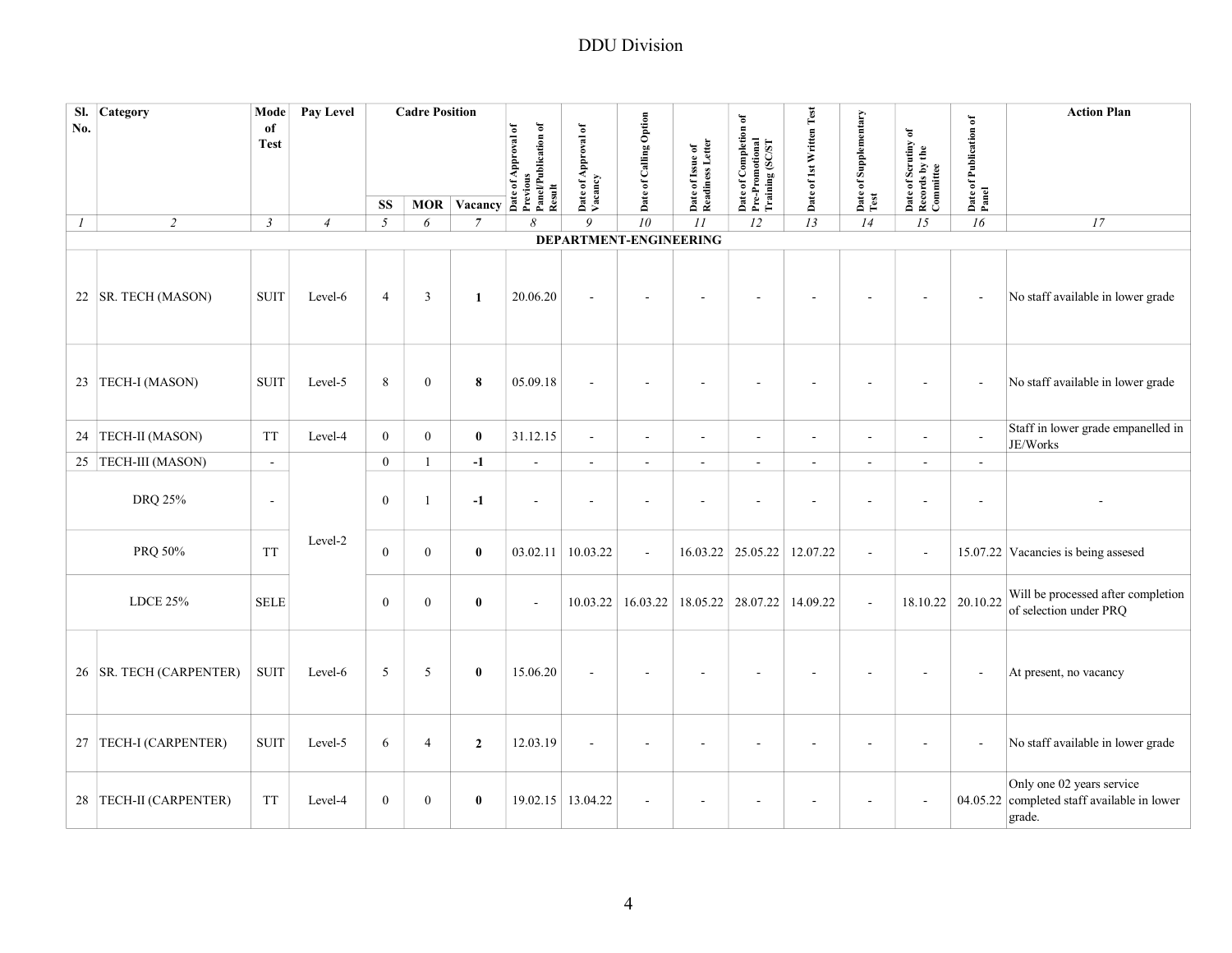DDU Division

| Sl. No. | Category | Mode of Test | Pay Level | Cadre Position | | | Date of Approval of Previous Panel/Publication of Result | Date of Approval of Vacancy | Date of Calling Option | Date of Issue of Readiness Letter | Date of Completion of Pre-Promotional Training (SC/ST | Date of 1st Written Test | Date of Supplementary Test | Date of Scrutiny of Records by the Committee | Date of Publication of Panel | Action Plan |
|---|---|---|---|---|---|---|---|---|---|---|---|---|---|---|---|---|
| | | | | SS | MOR | Vacancy | | | | | | | | | | |
| *1* | *2* | *3* | *4* | *5* | *6* | *7* | *8* | *9* | *10* | *11* | *12* | *13* | *14* | *15* | *16* | *17* |
| | | | | | | | **DEPARTMENT-ENGINEERING** | | | | | | | | | |
| 22 | SR. TECH (MASON) | SUIT | Level-6 | 4 | 3 | **1** | 20.06.20 | - | - | - | - | - | - | - | - | No staff available in lower grade |
| 23 | TECH-I (MASON) | SUIT | Level-5 | 8 | 0 | **8** | 05.09.18 | - | - | - | - | - | - | - | - | No staff available in lower grade |
| 24 | TECH-II (MASON) | TT | Level-4 | 0 | 0 | **0** | 31.12.15 | - | - | - | - | - | - | - | - | Staff in lower grade empanelled in JE/Works |
| 25 | TECH-III (MASON) | - | Level-2 | 0 | 1 | **-1** | - | - | - | - | - | - | - | - | - | |
| | DRQ 25% | - | | 0 | 1 | **-1** | - | - | - | - | - | - | - | - | - | - |
| | PRQ 50% | TT | | 0 | 0 | **0** | 03.02.11 | 10.03.22 | - | 16.03.22 | 25.05.22 | 12.07.22 | - | - | 15.07.22 | Vacancies is being assesed |
| | LDCE 25% | SELE | | 0 | 0 | **0** | - | 10.03.22 | 16.03.22 | 18.05.22 | 28.07.22 | 14.09.22 | - | 18.10.22 | 20.10.22 | Will be processed after completion of selection under PRQ |
| 26 | SR. TECH (CARPENTER) | SUIT | Level-6 | 5 | 5 | **0** | 15.06.20 | - | - | - | - | - | - | - | - | At present, no vacancy |
| 27 | TECH-I (CARPENTER) | SUIT | Level-5 | 6 | 4 | **2** | 12.03.19 | - | - | - | - | - | - | - | - | No staff available in lower grade |
| 28 | TECH-II (CARPENTER) | TT | Level-4 | 0 | 0 | **0** | 19.02.15 | 13.04.22 | - | - | - | - | - | - | 04.05.22 | Only one 02 years service completed staff available in lower grade. |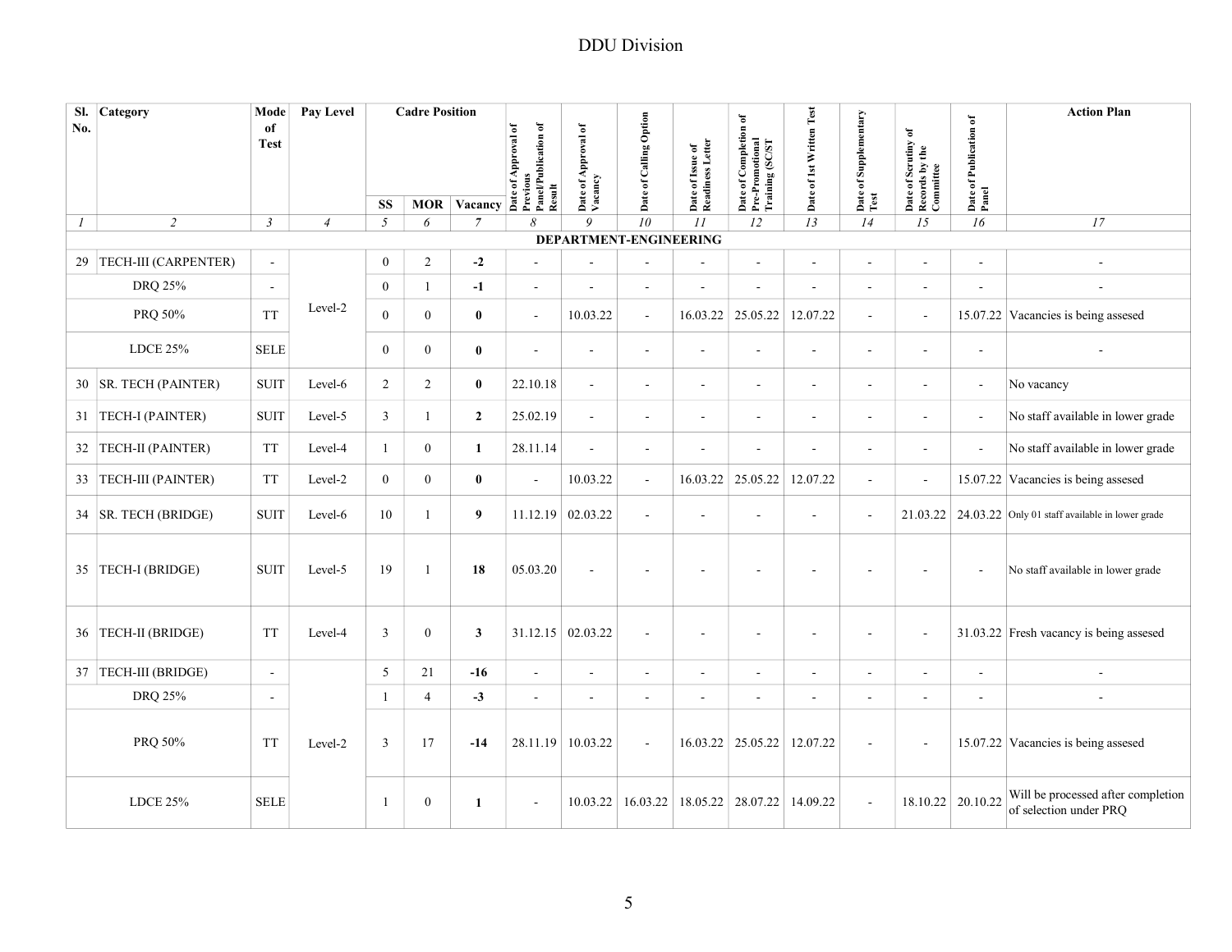# DDU Division

| Sl. No. | Category | Mode of Test | Pay Level | Cadre Position | | | Date of Approval of Previous Panel/Publication of Result | Date of Approval of Vacancy | Date of Calling Option | Date of Issue of Readiness Letter | Date of Completion of Pre-Promotional Training (SC/ST | Date of 1st Written Test | Date of Supplementary Test | Date of Scrutiny of Records by the Committee | Date of Publication of Panel | Action Plan |
|---|---|---|---|---|---|---|---|---|---|---|---|---|---|---|---|---|
| | | | | SS | MOR | Vacancy | | | | | | | | | | |
| 1 | 2 | 3 | 4 | 5 | 6 | 7 | 8 | 9 | 10 | 11 | 12 | 13 | 14 | 15 | 16 | 17 |
| | | | | | | | DEPARTMENT-ENGINEERING | | | | | | | | | |
| 29 | TECH-III (CARPENTER) | - | Level-2 | 0 | 2 | **-2** | - | - | - | - | - | - | - | - | - | - |
| | DRQ 25% | - | | 0 | 1 | **-1** | - | - | - | - | - | - | - | - | - | - |
| | PRQ 50% | TT | | 0 | 0 | **0** | - | 10.03.22 | - | 16.03.22 | 25.05.22 | 12.07.22 | - | - | 15.07.22 | Vacancies is being assesed |
| | LDCE 25% | SELE | | 0 | 0 | **0** | - | - | - | - | - | - | - | - | - | - |
| 30 | SR. TECH (PAINTER) | SUIT | Level-6 | 2 | 2 | **0** | 22.10.18 | - | - | - | - | - | - | - | - | No vacancy |
| 31 | TECH-I (PAINTER) | SUIT | Level-5 | 3 | 1 | **2** | 25.02.19 | - | - | - | - | - | - | - | - | No staff available in lower grade |
| 32 | TECH-II (PAINTER) | TT | Level-4 | 1 | 0 | **1** | 28.11.14 | - | - | - | - | - | - | - | - | No staff available in lower grade |
| 33 | TECH-III (PAINTER) | TT | Level-2 | 0 | 0 | **0** | - | 10.03.22 | - | 16.03.22 | 25.05.22 | 12.07.22 | - | - | 15.07.22 | Vacancies is being assesed |
| 34 | SR. TECH (BRIDGE) | SUIT | Level-6 | 10 | 1 | **9** | 11.12.19 | 02.03.22 | - | - | - | - | - | 21.03.22 | 24.03.22 | Only 01 staff available in lower grade |
| 35 | TECH-I (BRIDGE) | SUIT | Level-5 | 19 | 1 | **18** | 05.03.20 | - | - | - | - | - | - | - | - | No staff available in lower grade |
| 36 | TECH-II (BRIDGE) | TT | Level-4 | 3 | 0 | **3** | 31.12.15 | 02.03.22 | - | - | - | - | - | - | 31.03.22 | Fresh vacancy is being assesed |
| 37 | TECH-III (BRIDGE) | - | Level-2 | 5 | 21 | **-16** | - | - | - | - | - | - | - | - | - | - |
| | DRQ 25% | - | | 1 | 4 | **-3** | - | - | - | - | - | - | - | - | - | - |
| | PRQ 50% | TT | | 3 | 17 | **-14** | 28.11.19 | 10.03.22 | - | 16.03.22 | 25.05.22 | 12.07.22 | - | - | 15.07.22 | Vacancies is being assesed |
| | LDCE 25% | SELE | | 1 | 0 | **1** | - | 10.03.22 | 16.03.22 | 18.05.22 | 28.07.22 | 14.09.22 | - | 18.10.22 | 20.10.22 | Will be processed after completion of selection under PRQ |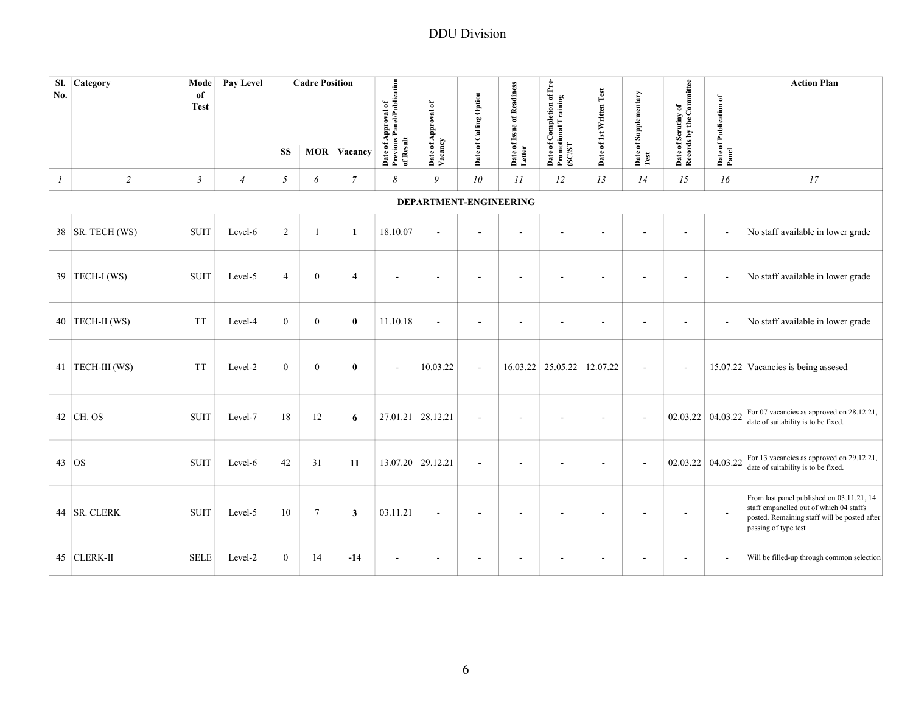## DDU Division

| Sl. No. | Category | Mode of Test | Pay Level | Cadre Position | | | Date of Approval of Previous Panel/Publication of Result | Date of Approval of Vacancy | Date of Calling Option | Date of Issue of Readiness Letter | Date of Completion of Pre-Promotional Training (SC/ST | Date of 1st Written Test | Date of Supplementary Test | Date of Scrutiny of Records by the Committee | Date of Publication of Panel | Action Plan |
|---|---|---|---|---|---|---|---|---|---|---|---|---|---|---|---|---|
| | | | | SS | MOR | Vacancy | | | | | | | | | | |
| *1* | *2* | *3* | *4* | *5* | *6* | *7* | *8* | *9* | *10* | *11* | *12* | *13* | *14* | *15* | *16* | *17* |
| | | | | | | | | **DEPARTMENT-ENGINEERING** | | | | | | | | |
| 38 | SR. TECH (WS) | SUIT | Level-6 | 2 | 1 | **1** | 18.10.07 | - | - | - | - | - | - | - | - | No staff available in lower grade |
| 39 | TECH-I (WS) | SUIT | Level-5 | 4 | 0 | **4** | - | - | - | - | - | - | - | - | - | No staff available in lower grade |
| 40 | TECH-II (WS) | TT | Level-4 | 0 | 0 | **0** | 11.10.18 | - | - | - | - | - | - | - | - | No staff available in lower grade |
| 41 | TECH-III (WS) | TT | Level-2 | 0 | 0 | **0** | - | 10.03.22 | - | 16.03.22 | 25.05.22 | 12.07.22 | - | - | 15.07.22 | Vacancies is being assesed |
| 42 | CH. OS | SUIT | Level-7 | 18 | 12 | **6** | 27.01.21 | 28.12.21 | - | - | - | - | - | 02.03.22 | 04.03.22 | For 07 vacancies as approved on 28.12.21, date of suitability is to be fixed. |
| 43 | OS | SUIT | Level-6 | 42 | 31 | **11** | 13.07.20 | 29.12.21 | - | - | - | - | - | 02.03.22 | 04.03.22 | For 13 vacancies as approved on 29.12.21, date of suitability is to be fixed. |
| 44 | SR. CLERK | SUIT | Level-5 | 10 | 7 | **3** | 03.11.21 | - | - | - | - | - | - | - | - | From last panel published on 03.11.21, 14 staff empanelled out of which 04 staffs posted. Remaining staff will be posted after passing of type test |
| 45 | CLERK-II | SELE | Level-2 | 0 | 14 | **-14** | - | - | - | - | - | - | - | - | - | Will be filled-up through common selection |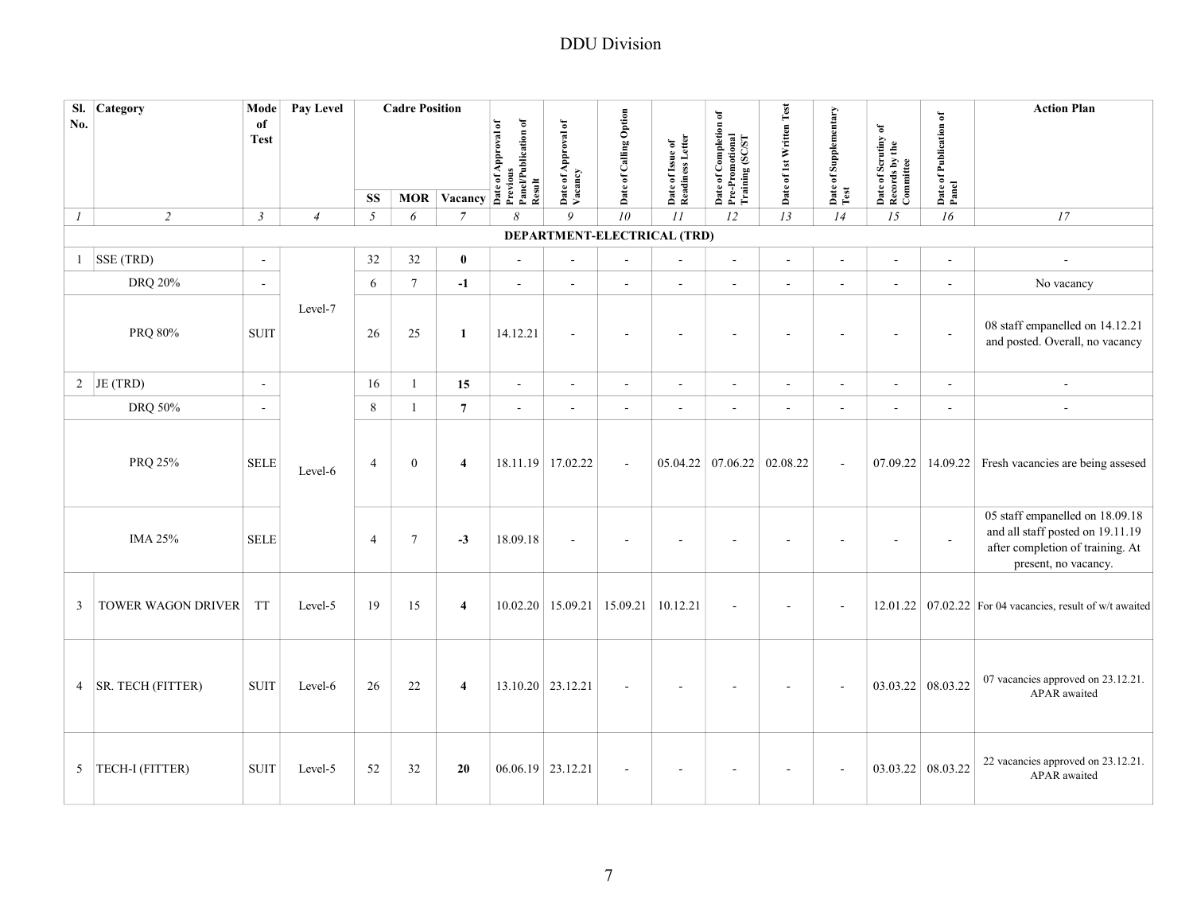# DDU Division

| Sl. No. | Category | Mode of Test | Pay Level | Cadre Position | | | Date of Approval of Previous Panel/Publication of Result | Date of Approval of Vacancy | Date of Calling Option | Date of Issue of Readiness Letter | Date of Completion of Pre-Promotional Training (SC/ST | Date of 1st Written Test | Date of Supplementary Test | Date of Scrutiny of Records by the Committee | Date of Publication of Panel | Action Plan |
|---|---|---|---|---|---|---|---|---|---|---|---|---|---|---|---|---|
| | | | | SS | MOR | Vacancy | | | | | | | | | | |
| *1* | *2* | *3* | *4* | *5* | *6* | *7* | *8* | *9* | *10* | *11* | *12* | *13* | *14* | *15* | *16* | *17* |
| | | | | | | | **DEPARTMENT-ELECTRICAL (TRD)** | | | | | | | | | |
| 1 | SSE (TRD) | - | Level-7 | 32 | 32 | **0** | - | - | - | - | - | - | - | - | - | - |
| | DRQ 20% | - | | 6 | 7 | **-1** | - | - | - | - | - | - | - | - | - | No vacancy |
| | PRQ 80% | SUIT | | 26 | 25 | **1** | 14.12.21 | - | - | - | - | - | - | - | - | 08 staff empanelled on 14.12.21 and posted. Overall, no vacancy |
| 2 | JE (TRD) | - | Level-6 | 16 | 1 | **15** | - | - | - | - | - | - | - | - | - | - |
| | DRQ 50% | - | | 8 | 1 | **7** | - | - | - | - | - | - | - | - | - | - |
| | PRQ 25% | SELE | | 4 | 0 | **4** | 18.11.19 | 17.02.22 | - | 05.04.22 | 07.06.22 | 02.08.22 | - | 07.09.22 | 14.09.22 | Fresh vacancies are being assesed |
| | IMA 25% | SELE | | 4 | 7 | **-3** | 18.09.18 | - | - | - | - | - | - | - | - | 05 staff empanelled on 18.09.18 and all staff posted on 19.11.19 after completion of training. At present, no vacancy. |
| 3 | TOWER WAGON DRIVER | TT | Level-5 | 19 | 15 | **4** | 10.02.20 | 15.09.21 | 15.09.21 | 10.12.21 | - | - | - | 12.01.22 | 07.02.22 | For 04 vacancies, result of w/t awaited |
| 4 | SR. TECH (FITTER) | SUIT | Level-6 | 26 | 22 | **4** | 13.10.20 | 23.12.21 | - | - | - | - | - | 03.03.22 | 08.03.22 | 07 vacancies approved on 23.12.21. APAR awaited |
| 5 | TECH-I (FITTER) | SUIT | Level-5 | 52 | 32 | **20** | 06.06.19 | 23.12.21 | - | - | - | - | - | 03.03.22 | 08.03.22 | 22 vacancies approved on 23.12.21. APAR awaited |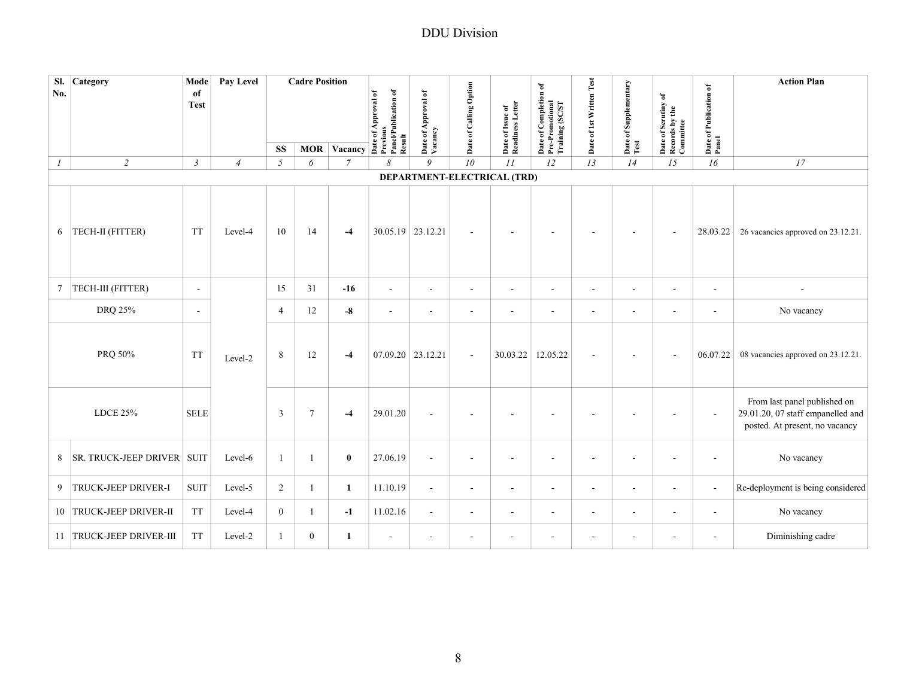DDU Division

| Sl. No. | Category | Mode of Test | Pay Level | Cadre Position | | | Date of Approval of Previous Panel/Publication of Result | Date of Approval of Vacancy | Date of Calling Option | Date of Issue of Readiness Letter | Date of Completion of Pre-Promotional Training (SC/ST | Date of 1st Written Test | Date of Supplementary Test | Date of Scrutiny of Records by the Committee | Date of Publication of Panel | Action Plan |
|---|---|---|---|---|---|---|---|---|---|---|---|---|---|---|---|---|
| | | | | SS | MOR | Vacancy | | | | | | | | | | |
| *1* | *2* | *3* | *4* | *5* | *6* | *7* | *8* | *9* | *10* | *11* | *12* | *13* | *14* | *15* | *16* | *17* |
| | | | | | | | **DEPARTMENT-ELECTRICAL (TRD)** | | | | | | | | | |
| 6 | TECH-II (FITTER) | TT | Level-4 | 10 | 14 | **-4** | 30.05.19 | 23.12.21 | - | - | - | - | - | - | 28.03.22 | 26 vacancies approved on 23.12.21. |
| 7 | TECH-III (FITTER) | - | Level-2 | 15 | 31 | **-16** | - | - | - | - | - | - | - | - | - | - |
| | DRQ 25% | - | | 4 | 12 | **-8** | - | - | - | - | - | - | - | - | - | No vacancy |
| | PRQ 50% | TT | | 8 | 12 | **-4** | 07.09.20 | 23.12.21 | - | 30.03.22 | 12.05.22 | - | - | - | 06.07.22 | 08 vacancies approved on 23.12.21. |
| | LDCE 25% | SELE | | 3 | 7 | **-4** | 29.01.20 | - | - | - | - | - | - | - | - | From last panel published on 29.01.20, 07 staff empanelled and posted. At present, no vacancy |
| 8 | SR. TRUCK-JEEP DRIVER | SUIT | Level-6 | 1 | 1 | **0** | 27.06.19 | - | - | - | - | - | - | - | - | No vacancy |
| 9 | TRUCK-JEEP DRIVER-I | SUIT | Level-5 | 2 | 1 | **1** | 11.10.19 | - | - | - | - | - | - | - | - | Re-deployment is being considered |
| 10 | TRUCK-JEEP DRIVER-II | TT | Level-4 | 0 | 1 | **-1** | 11.02.16 | - | - | - | - | - | - | - | - | No vacancy |
| 11 | TRUCK-JEEP DRIVER-III | TT | Level-2 | 1 | 0 | **1** | - | - | - | - | - | - | - | - | - | Diminishing cadre |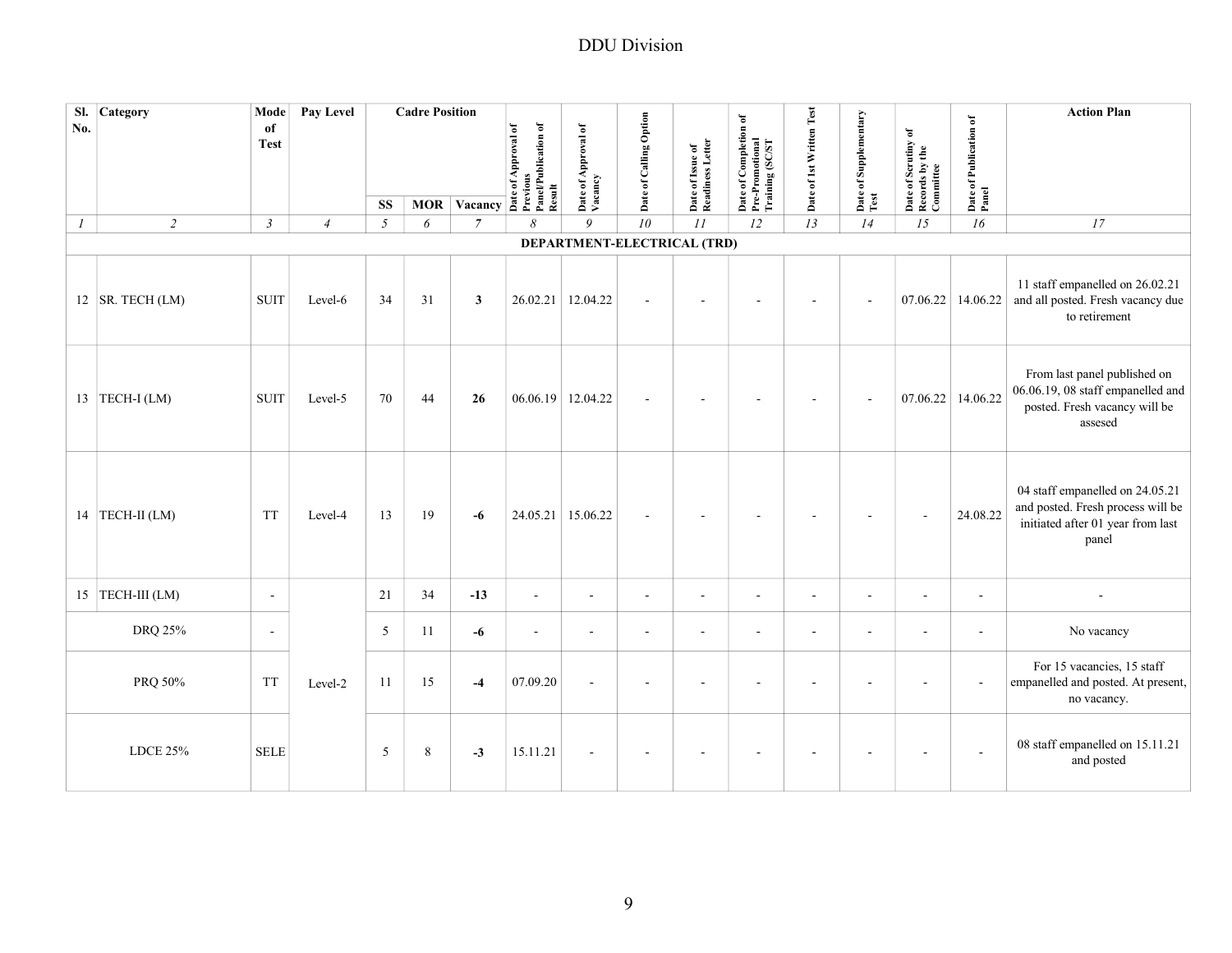DDU Division

| Sl. No. | Category | Mode of Test | Pay Level | Cadre Position | | | Date of Approval of Previous Panel/Publication of Result | Date of Approval of Vacancy | Date of Calling Option | Date of Issue of Readiness Letter | Date of Completion of Pre-Promotional Training (SC/ST | Date of 1st Written Test | Date of Supplementary Test | Date of Scrutiny of Records by the Committee | Date of Publication of Panel | Action Plan |
|---|---|---|---|---|---|---|---|---|---|---|---|---|---|---|---|---|
| | | | | SS | MOR | Vacancy | | | | | | | | | | |
| *1* | *2* | *3* | *4* | *5* | *6* | *7* | *8* | *9* | *10* | *11* | *12* | *13* | *14* | *15* | *16* | *17* |
| | | | | | | | **DEPARTMENT-ELECTRICAL (TRD)** | | | | | | | | | |
| 12 | SR. TECH (LM) | SUIT | Level-6 | 34 | 31 | **3** | 26.02.21 | 12.04.22 | - | - | - | - | - | 07.06.22 | 14.06.22 | 11 staff empanelled on 26.02.21 and all posted. Fresh vacancy due to retirement |
| 13 | TECH-I (LM) | SUIT | Level-5 | 70 | 44 | **26** | 06.06.19 | 12.04.22 | - | - | - | - | - | 07.06.22 | 14.06.22 | From last panel published on 06.06.19, 08 staff empanelled and posted. Fresh vacancy will be assesed |
| 14 | TECH-II (LM) | TT | Level-4 | 13 | 19 | **-6** | 24.05.21 | 15.06.22 | - | - | - | - | - | - | 24.08.22 | 04 staff empanelled on 24.05.21 and posted. Fresh process will be initiated after 01 year from last panel |
| 15 | TECH-III (LM) | - | Level-2 | 21 | 34 | **-13** | - | - | - | - | - | - | - | - | - | - |
| | DRQ 25% | - | | 5 | 11 | **-6** | - | - | - | - | - | - | - | - | - | No vacancy |
| | PRQ 50% | TT | | 11 | 15 | **-4** | 07.09.20 | - | - | - | - | - | - | - | - | For 15 vacancies, 15 staff empanelled and posted. At present, no vacancy. |
| | LDCE 25% | SELE | | 5 | 8 | **-3** | 15.11.21 | - | - | - | - | - | - | - | - | 08 staff empanelled on 15.11.21 and posted |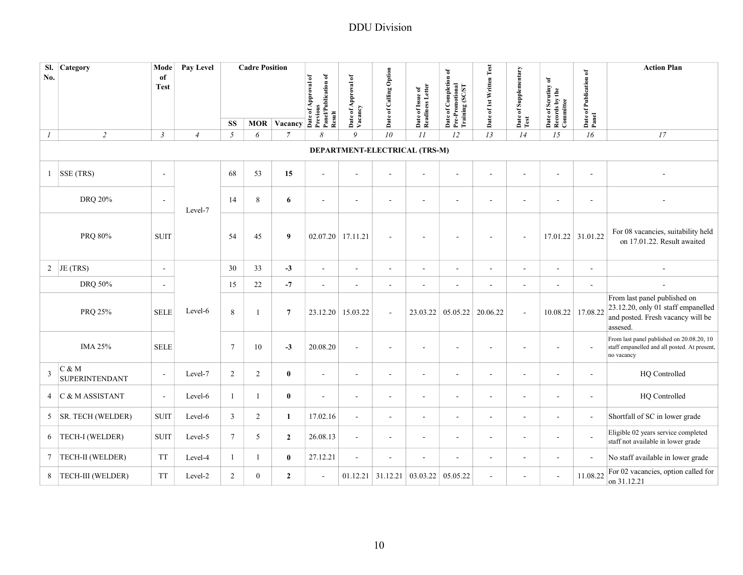# DDU Division

| Sl. No. | Category | Mode of Test | Pay Level | Cadre Position | | | Date of Approval of Previous Panel/Publication of Result | Date of Approval of Vacancy | Date of Calling Option | Date of Issue of Readiness Letter | Date of Completion of Pre-Promotional Training (SC/ST | Date of 1st Written Test | Date of Supplementary Test | Date of Scrutiny of Records by the Committee | Date of Publication of Panel | Action Plan |
|---|---|---|---|---|---|---|---|---|---|---|---|---|---|---|---|---|
| | | | | SS | MOR | Vacancy | | | | | | | | | | |
| *1* | *2* | *3* | *4* | *5* | *6* | *7* | *8* | *9* | *10* | *11* | *12* | *13* | *14* | *15* | *16* | *17* |
| | | | | | | | **DEPARTMENT-ELECTRICAL (TRS-M)** | | | | | | | | | |
| 1 | SSE (TRS) | - | Level-7 | 68 | 53 | **15** | - | - | - | - | - | - | - | - | - | - |
| | DRQ 20% | - | | 14 | 8 | **6** | - | - | - | - | - | - | - | - | - | - |
| | PRQ 80% | SUIT | | 54 | 45 | **9** | 02.07.20 | 17.11.21 | - | - | - | - | - | 17.01.22 | 31.01.22 | For 08 vacancies, suitability held on 17.01.22. Result awaited |
| 2 | JE (TRS) | - | Level-6 | 30 | 33 | **-3** | - | - | - | - | - | - | - | - | - | - |
| | DRQ 50% | - | | 15 | 22 | **-7** | - | - | - | - | - | - | - | - | - | - |
| | PRQ 25% | SELE | | 8 | 1 | **7** | 23.12.20 | 15.03.22 | - | 23.03.22 | 05.05.22 | 20.06.22 | - | 10.08.22 | 17.08.22 | From last panel published on 23.12.20, only 01 staff empanelled and posted. Fresh vacancy will be assesed. |
| | IMA 25% | SELE | | 7 | 10 | **-3** | 20.08.20 | - | - | - | - | - | - | - | - | From last panel published on 20.08.20, 10 staff empanelled and all posted. At present, no vacancy |
| 3 | C & M SUPERINTENDANT | - | Level-7 | 2 | 2 | **0** | - | - | - | - | - | - | - | - | - | HQ Controlled |
| 4 | C & M ASSISTANT | - | Level-6 | 1 | 1 | **0** | - | - | - | - | - | - | - | - | - | HQ Controlled |
| 5 | SR. TECH (WELDER) | SUIT | Level-6 | 3 | 2 | **1** | 17.02.16 | - | - | - | - | - | - | - | - | Shortfall of SC in lower grade |
| 6 | TECH-I (WELDER) | SUIT | Level-5 | 7 | 5 | **2** | 26.08.13 | - | - | - | - | - | - | - | - | Eligible 02 years service completed staff not available in lower grade |
| 7 | TECH-II (WELDER) | TT | Level-4 | 1 | 1 | **0** | 27.12.21 | - | - | - | - | - | - | - | - | No staff available in lower grade |
| 8 | TECH-III (WELDER) | TT | Level-2 | 2 | 0 | **2** | - | 01.12.21 | 31.12.21 | 03.03.22 | 05.05.22 | - | - | - | 11.08.22 | For 02 vacancies, option called for on 31.12.21 |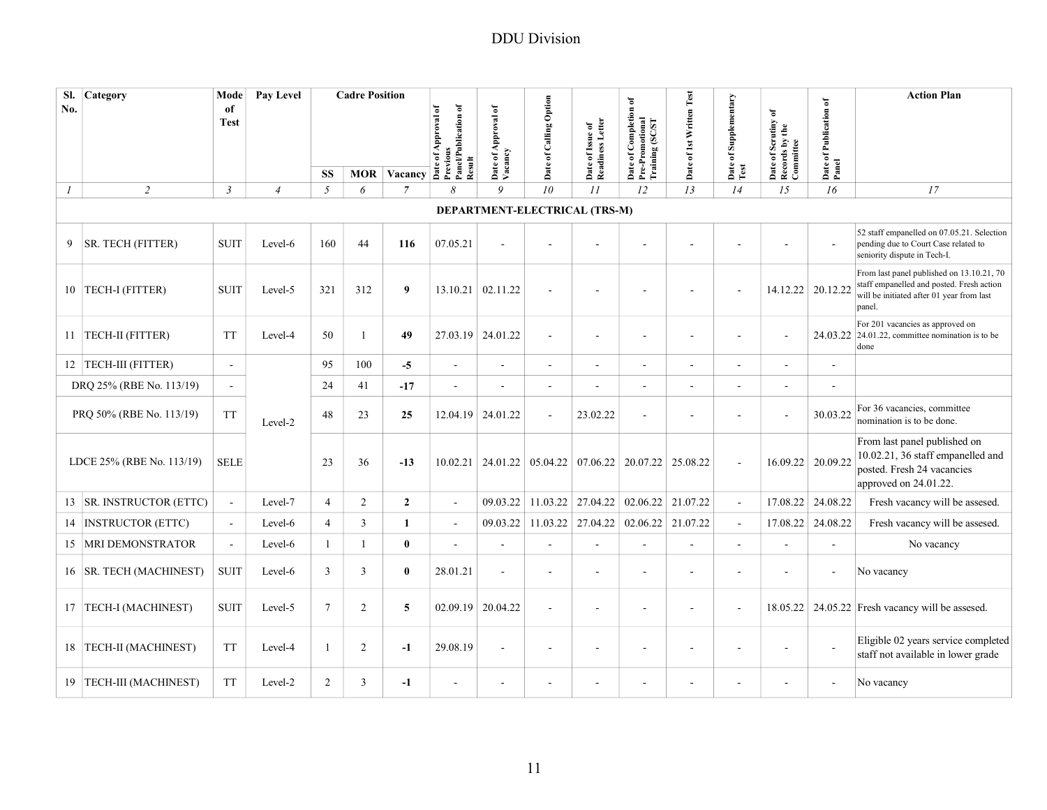# DDU Division

| Sl. No. | Category | Mode of Test | Pay Level | Cadre Position | | | Date of Approval of Previous Panel/Publication of Result | Date of Approval of Vacancy | Date of Calling Option | Date of Issue of Readiness Letter | Date of Completion of Pre-Promotional Training (SC/ST | Date of 1st Written Test | Date of Supplementary Test | Date of Scrutiny of Records by the Committee | Date of Publication of Panel | Action Plan |
|---|---|---|---|---|---|---|---|---|---|---|---|---|---|---|---|---|
| | | | | SS | MOR | Vacancy | | | | | | | | | | |
| *1* | *2* | *3* | *4* | *5* | *6* | *7* | *8* | *9* | *10* | *11* | *12* | *13* | *14* | *15* | *16* | *17* |
| | | | | | | | **DEPARTMENT-ELECTRICAL (TRS-M)** | | | | | | | | | |
| 9 | SR. TECH (FITTER) | SUIT | Level-6 | 160 | 44 | **116** | 07.05.21 | - | - | - | - | - | - | - | - | 52 staff empanelled on 07.05.21. Selection pending due to Court Case related to seniority dispute in Tech-I. |
| 10 | TECH-I (FITTER) | SUIT | Level-5 | 321 | 312 | **9** | 13.10.21 | 02.11.22 | - | - | - | - | - | 14.12.22 | 20.12.22 | From last panel published on 13.10.21, 70 staff empanelled and posted. Fresh action will be initiated after 01 year from last panel. |
| 11 | TECH-II (FITTER) | TT | Level-4 | 50 | 1 | **49** | 27.03.19 | 24.01.22 | - | - | - | - | - | - | 24.03.22 | For 201 vacancies as approved on 24.01.22, committee nomination is to be done |
| 12 | TECH-III (FITTER) | - | Level-2 | 95 | 100 | **-5** | - | - | - | - | - | - | - | - | - | |
| | DRQ 25% (RBE No. 113/19) | - | | 24 | 41 | **-17** | - | - | - | - | - | - | - | - | - | |
| | PRQ 50% (RBE No. 113/19) | TT | | 48 | 23 | **25** | 12.04.19 | 24.01.22 | - | 23.02.22 | - | - | - | - | 30.03.22 | For 36 vacancies, committee nomination is to be done. |
| | LDCE 25% (RBE No. 113/19) | SELE | | 23 | 36 | **-13** | 10.02.21 | 24.01.22 | 05.04.22 | 07.06.22 | 20.07.22 | 25.08.22 | - | 16.09.22 | 20.09.22 | From last panel published on 10.02.21, 36 staff empanelled and posted. Fresh 24 vacancies approved on 24.01.22. |
| 13 | SR. INSTRUCTOR (ETTC) | - | Level-7 | 4 | 2 | **2** | - | 09.03.22 | 11.03.22 | 27.04.22 | 02.06.22 | 21.07.22 | - | 17.08.22 | 24.08.22 | Fresh vacancy will be assesed. |
| 14 | INSTRUCTOR (ETTC) | - | Level-6 | 4 | 3 | **1** | - | 09.03.22 | 11.03.22 | 27.04.22 | 02.06.22 | 21.07.22 | - | 17.08.22 | 24.08.22 | Fresh vacancy will be assesed. |
| 15 | MRI DEMONSTRATOR | - | Level-6 | 1 | 1 | **0** | - | - | - | - | - | - | - | - | - | No vacancy |
| 16 | SR. TECH (MACHINEST) | SUIT | Level-6 | 3 | 3 | **0** | 28.01.21 | - | - | - | - | - | - | - | - | No vacancy |
| 17 | TECH-I (MACHINEST) | SUIT | Level-5 | 7 | 2 | **5** | 02.09.19 | 20.04.22 | - | - | - | - | - | 18.05.22 | 24.05.22 | Fresh vacancy will be assesed. |
| 18 | TECH-II (MACHINEST) | TT | Level-4 | 1 | 2 | **-1** | 29.08.19 | - | - | - | - | - | - | - | - | Eligible 02 years service completed staff not available in lower grade |
| 19 | TECH-III (MACHINEST) | TT | Level-2 | 2 | 3 | **-1** | - | - | - | - | - | - | - | - | - | No vacancy |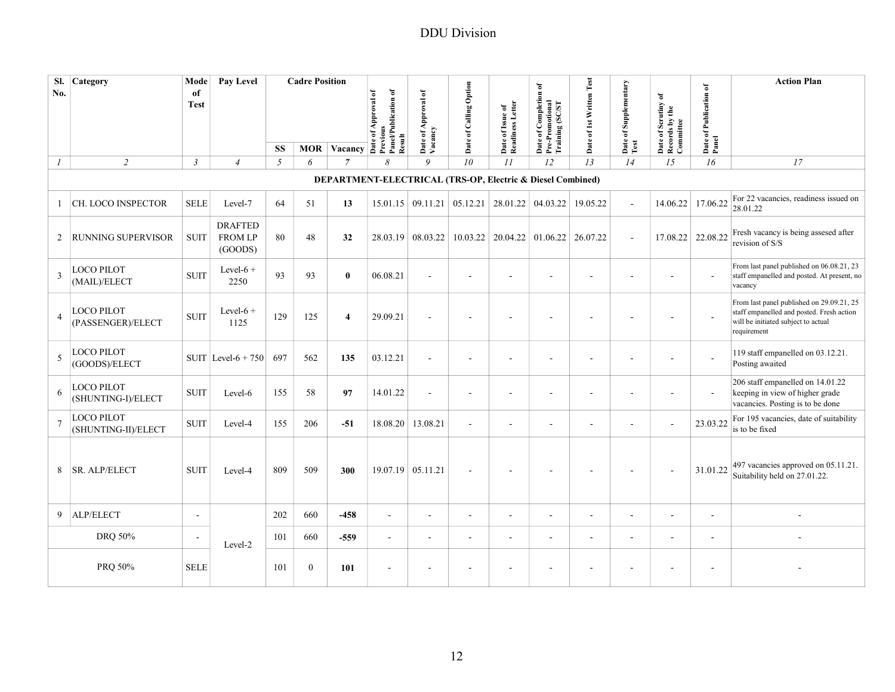DDU Division

| Sl. No. | Category | Mode of Test | Pay Level | Cadre Position | | | Date of Approval of Previous Panel/Publication of Result | Date of Approval of Vacancy | Date of Calling Option | Date of Issue of Readiness Letter | Date of Completion of Pre-Promotional Training (SC/ST | Date of 1st Written Test | Date of Supplementary Test | Date of Scrutiny of Records by the Committee | Date of Publication of Panel | Action Plan |
|---|---|---|---|---|---|---|---|---|---|---|---|---|---|---|---|---|
| | | | | SS | MOR | Vacancy | | | | | | | | | | |
| *1* | *2* | *3* | *4* | *5* | *6* | *7* | *8* | *9* | *10* | *11* | *12* | *13* | *14* | *15* | *16* | *17* |
| | | | | | | | **DEPARTMENT-ELECTRICAL (TRS-OP, Electric & Diesel Combined)** | | | | | | | | | |
| 1 | CH. LOCO INSPECTOR | SELE | Level-7 | 64 | 51 | **13** | 15.01.15 | 09.11.21 | 05.12.21 | 28.01.22 | 04.03.22 | 19.05.22 | - | 14.06.22 | 17.06.22 | For 22 vacancies, readiness issued on 28.01.22 |
| 2 | RUNNING SUPERVISOR | SUIT | DRAFTED FROM LP (GOODS) | 80 | 48 | **32** | 28.03.19 | 08.03.22 | 10.03.22 | 20.04.22 | 01.06.22 | 26.07.22 | - | 17.08.22 | 22.08.22 | Fresh vacancy is being assesed after revision of S/S |
| 3 | LOCO PILOT (MAIL)/ELECT | SUIT | Level-6 + 2250 | 93 | 93 | **0** | 06.08.21 | - | - | - | - | - | - | - | - | From last panel published on 06.08.21, 23 staff empanelled and posted. At present, no vacancy |
| 4 | LOCO PILOT (PASSENGER)/ELECT | SUIT | Level-6 + 1125 | 129 | 125 | **4** | 29.09.21 | - | - | - | - | - | - | - | - | From last panel published on 29.09.21, 25 staff empanelled and posted. Fresh action will be initiated subject to actual requirement |
| 5 | LOCO PILOT (GOODS)/ELECT | SUIT | Level-6 + 750 | 697 | 562 | **135** | 03.12.21 | - | - | - | - | - | - | - | - | 119 staff empanelled on 03.12.21. Posting awaited |
| 6 | LOCO PILOT (SHUNTING-I)/ELECT | SUIT | Level-6 | 155 | 58 | **97** | 14.01.22 | - | - | - | - | - | - | - | - | 206 staff empanelled on 14.01.22 keeping in view of higher grade vacancies. Posting is to be done |
| 7 | LOCO PILOT (SHUNTING-II)/ELECT | SUIT | Level-4 | 155 | 206 | **-51** | 18.08.20 | 13.08.21 | - | - | - | - | - | - | 23.03.22 | For 195 vacancies, date of suitability is to be fixed |
| 8 | SR. ALP/ELECT | SUIT | Level-4 | 809 | 509 | **300** | 19.07.19 | 05.11.21 | - | - | - | - | - | - | 31.01.22 | 497 vacancies approved on 05.11.21. Suitability held on 27.01.22. |
| 9 | ALP/ELECT | - | Level-2 | 202 | 660 | **-458** | - | - | - | - | - | - | - | - | - | - |
| | DRQ 50% | - | | 101 | 660 | **-559** | - | - | - | - | - | - | - | - | - | - |
| | PRQ 50% | SELE | | 101 | 0 | **101** | - | - | - | - | - | - | - | - | - | - |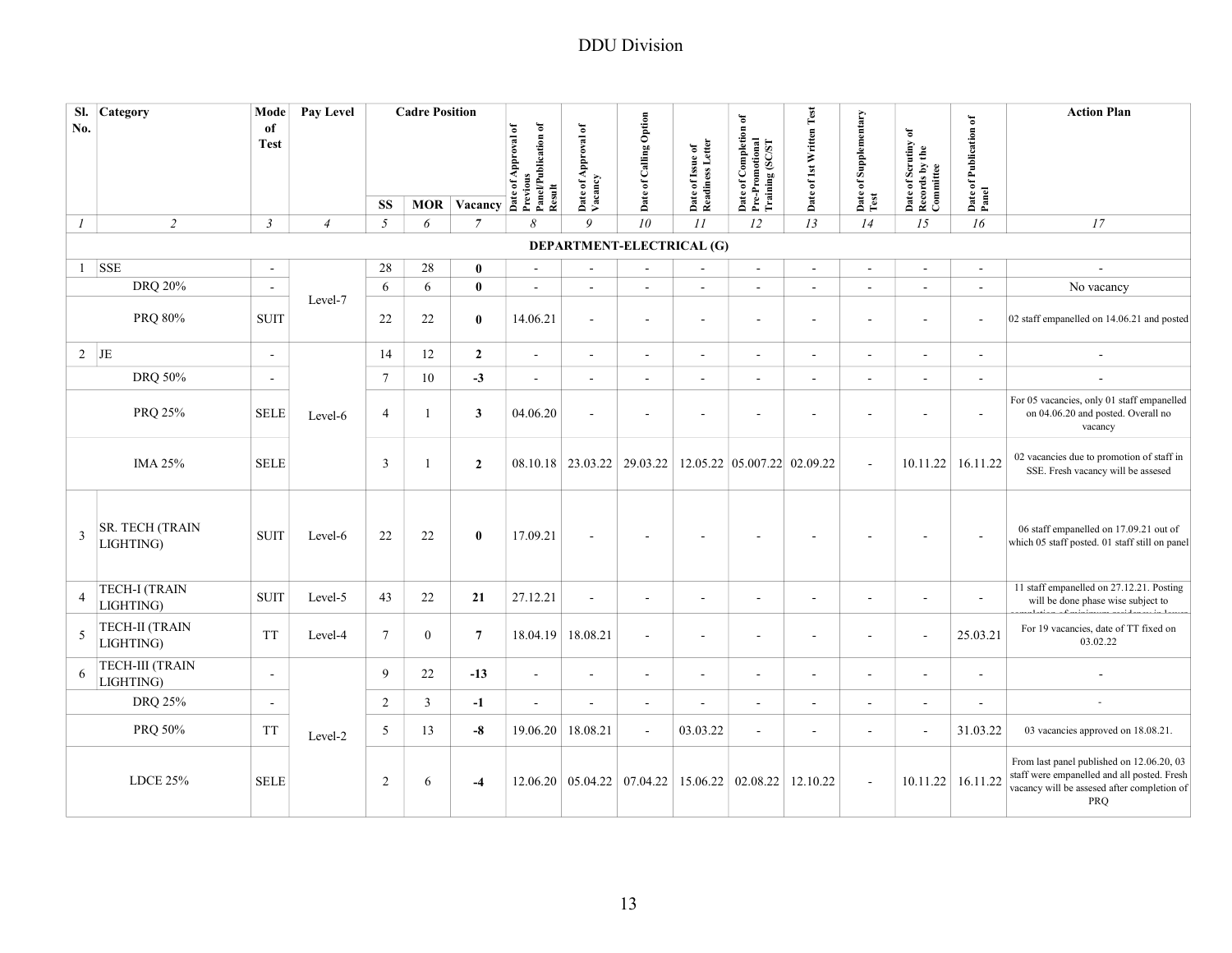# DDU Division

| Sl. No. | Category | Mode of Test | Pay Level | Cadre Position | | | Date of Approval of Previous Panel/Publication of Result | Date of Approval of Vacancy | Date of Calling Option | Date of Issue of Readiness Letter | Date of Completion of Pre-Promotional Training (SC/ST | Date of 1st Written Test | Date of Supplementary Test | Date of Scrutiny of Records by the Committee | Date of Publication of Panel | Action Plan |
|---|---|---|---|---|---|---|---|---|---|---|---|---|---|---|---|---|
| | | | | SS | MOR | Vacancy | | | | | | | | | | |
| *1* | *2* | *3* | *4* | *5* | *6* | *7* | *8* | *9* | *10* | *11* | *12* | *13* | *14* | *15* | *16* | *17* |
| **DEPARTMENT-ELECTRICAL (G)** | | | | | | | | | | | | | | | | |
| 1 | SSE | - | Level-7 | 28 | 28 | **0** | - | - | - | - | - | - | - | - | - | - |
| | DRQ 20% | - | | 6 | 6 | **0** | - | - | - | - | - | - | - | - | - | No vacancy |
| | PRQ 80% | SUIT | | 22 | 22 | **0** | 14.06.21 | - | - | - | - | - | - | - | - | 02 staff empanelled on 14.06.21 and posted |
| 2 | JE | - | Level-6 | 14 | 12 | **2** | - | - | - | - | - | - | - | - | - | - |
| | DRQ 50% | - | | 7 | 10 | **-3** | - | - | - | - | - | - | - | - | - | - |
| | PRQ 25% | SELE | | 4 | 1 | **3** | 04.06.20 | - | - | - | - | - | - | - | - | For 05 vacancies, only 01 staff empanelled on 04.06.20 and posted. Overall no vacancy |
| | IMA 25% | SELE | | 3 | 1 | **2** | 08.10.18 | 23.03.22 | 29.03.22 | 12.05.22 | 05.007.22 | 02.09.22 | - | 10.11.22 | 16.11.22 | 02 vacancies due to promotion of staff in SSE. Fresh vacancy will be assesed |
| 3 | SR. TECH (TRAIN LIGHTING) | SUIT | Level-6 | 22 | 22 | **0** | 17.09.21 | - | - | - | - | - | - | - | - | 06 staff empanelled on 17.09.21 out of which 05 staff posted. 01 staff still on panel |
| 4 | TECH-I (TRAIN LIGHTING) | SUIT | Level-5 | 43 | 22 | **21** | 27.12.21 | - | - | - | - | - | - | - | - | 11 staff empanelled on 27.12.21. Posting will be done phase wise subject to |
| 5 | TECH-II (TRAIN LIGHTING) | TT | Level-4 | 7 | 0 | **7** | 18.04.19 | 18.08.21 | - | - | - | - | - | - | 25.03.21 | For 19 vacancies, date of TT fixed on 03.02.22 |
| 6 | TECH-III (TRAIN LIGHTING) | - | Level-2 | 9 | 22 | **-13** | - | - | - | - | - | - | - | - | - | - |
| | DRQ 25% | - | | 2 | 3 | **-1** | - | - | - | - | - | - | - | - | - | - |
| | PRQ 50% | TT | | 5 | 13 | **-8** | 19.06.20 | 18.08.21 | - | 03.03.22 | - | - | - | - | 31.03.22 | 03 vacancies approved on 18.08.21. |
| | LDCE 25% | SELE | | 2 | 6 | **-4** | 12.06.20 | 05.04.22 | 07.04.22 | 15.06.22 | 02.08.22 | 12.10.22 | - | 10.11.22 | 16.11.22 | From last panel published on 12.06.20, 03 staff were empanelled and all posted. Fresh vacancy will be assesed after completion of PRQ |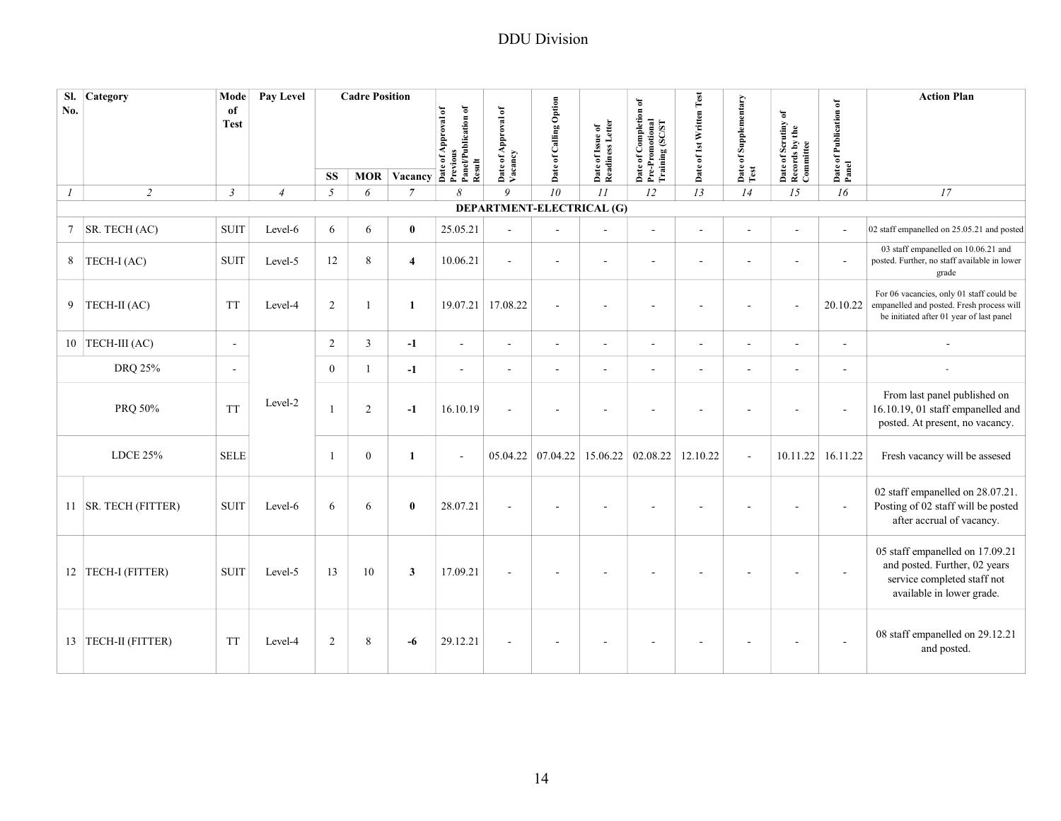# DDU Division

| Sl. No. | Category | Mode of Test | Pay Level | Cadre Position | | | Date of Approval of Previous Panel/Publication of Result | Date of Approval of Vacancy | Date of Calling Option | Date of Issue of Readiness Letter | Date of Completion of Pre-Promotional Training (SC/ST | Date of 1st Written Test | Date of Supplementary Test | Date of Scrutiny of Records by the Committee | Date of Publication of Panel | Action Plan |
|---|---|---|---|---|---|---|---|---|---|---|---|---|---|---|---|---|
| | | | | SS | MOR | Vacancy | | | | | | | | | | |
| *1* | *2* | *3* | *4* | *5* | *6* | *7* | *8* | *9* | *10* | *11* | *12* | *13* | *14* | *15* | *16* | *17* |
| | | | | | | | **DEPARTMENT-ELECTRICAL (G)** | | | | | | | | | |
| 7 | SR. TECH (AC) | SUIT | Level-6 | 6 | 6 | **0** | 25.05.21 | - | - | - | - | - | - | - | - | 02 staff empanelled on 25.05.21 and posted |
| 8 | TECH-I (AC) | SUIT | Level-5 | 12 | 8 | **4** | 10.06.21 | - | - | - | - | - | - | - | - | 03 staff empanelled on 10.06.21 and posted. Further, no staff available in lower grade |
| 9 | TECH-II (AC) | TT | Level-4 | 2 | 1 | **1** | 19.07.21 | 17.08.22 | - | - | - | - | - | - | 20.10.22 | For 06 vacancies, only 01 staff could be empanelled and posted. Fresh process will be initiated after 01 year of last panel |
| 10 | TECH-III (AC) | - | Level-2 | 2 | 3 | **-1** | - | - | - | - | - | - | - | - | - | - |
| | DRQ 25% | - | | 0 | 1 | **-1** | - | - | - | - | - | - | - | - | - | - |
| | PRQ 50% | TT | | 1 | 2 | **-1** | 16.10.19 | - | - | - | - | - | - | - | - | From last panel published on 16.10.19, 01 staff empanelled and posted. At present, no vacancy. |
| | LDCE 25% | SELE | | 1 | 0 | **1** | - | 05.04.22 | 07.04.22 | 15.06.22 | 02.08.22 | 12.10.22 | - | 10.11.22 | 16.11.22 | Fresh vacancy will be assesed |
| 11 | SR. TECH (FITTER) | SUIT | Level-6 | 6 | 6 | **0** | 28.07.21 | - | - | - | - | - | - | - | - | 02 staff empanelled on 28.07.21. Posting of 02 staff will be posted after accrual of vacancy. |
| 12 | TECH-I (FITTER) | SUIT | Level-5 | 13 | 10 | **3** | 17.09.21 | - | - | - | - | - | - | - | - | 05 staff empanelled on 17.09.21 and posted. Further, 02 years service completed staff not available in lower grade. |
| 13 | TECH-II (FITTER) | TT | Level-4 | 2 | 8 | **-6** | 29.12.21 | - | - | - | - | - | - | - | - | 08 staff empanelled on 29.12.21 and posted. |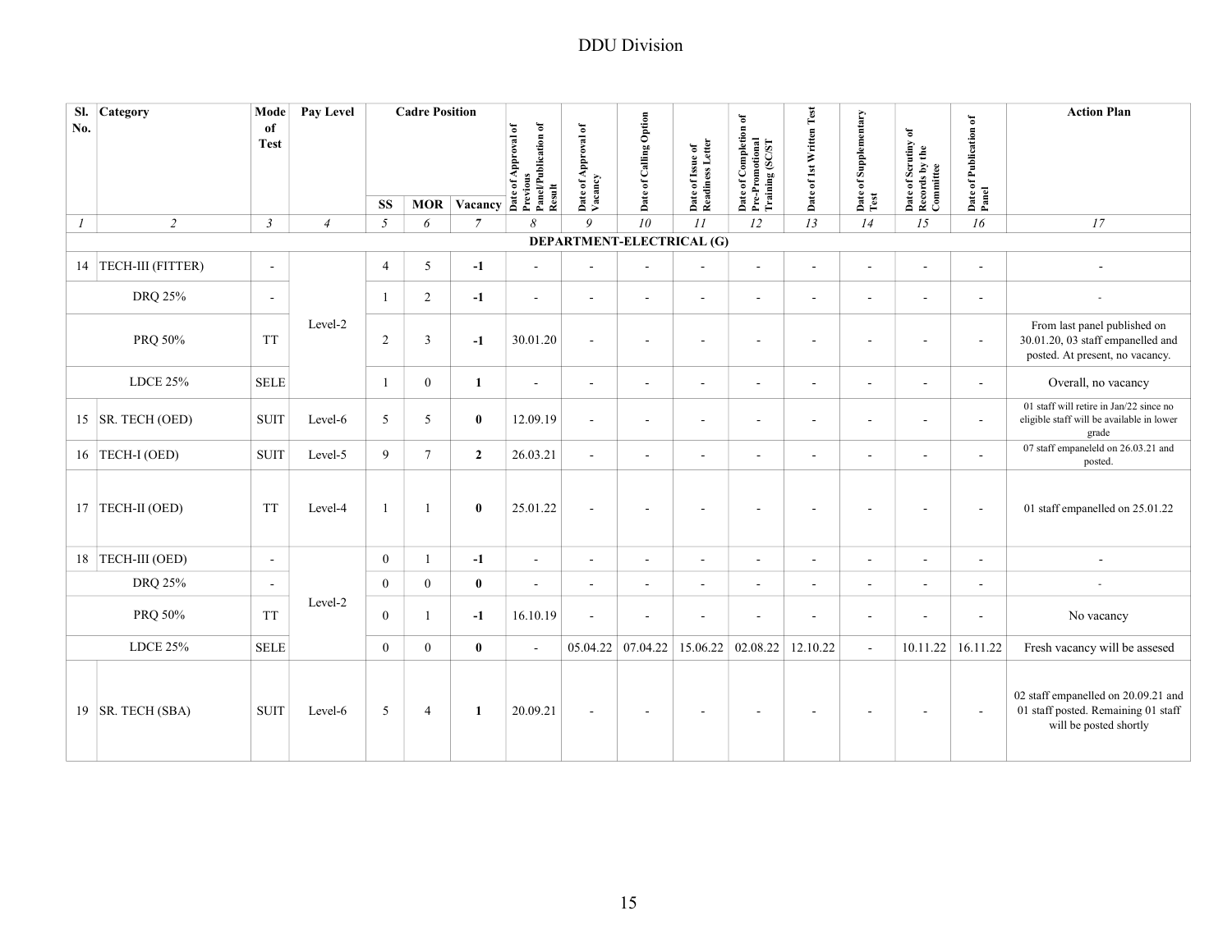DDU Division

| Sl. No. | Category | Mode of Test | Pay Level | Cadre Position | | | Date of Approval of Previous Panel/Publication of Result | Date of Approval of Vacancy | Date of Calling Option | Date of Issue of Readiness Letter | Date of Completion of Pre-Promotional Training (SC/ST | Date of 1st Written Test | Date of Supplementary Test | Date of Scrutiny of Records by the Committee | Date of Publication of Panel | Action Plan |
|---|---|---|---|---|---|---|---|---|---|---|---|---|---|---|---|---|
| | | | | SS | MOR | Vacancy | | | | | | | | | | |
| *1* | *2* | *3* | *4* | *5* | *6* | *7* | *8* | *9* | *10* | *11* | *12* | *13* | *14* | *15* | *16* | *17* |
| | | | | | | | **DEPARTMENT-ELECTRICAL (G)** | | | | | | | | | |
| 14 | TECH-III (FITTER) | - | Level-2 | 4 | 5 | **-1** | - | - | - | - | - | - | - | - | - | - |
| | DRQ 25% | - | | 1 | 2 | **-1** | - | - | - | - | - | - | - | - | - | - |
| | PRQ 50% | TT | | 2 | 3 | **-1** | 30.01.20 | - | - | - | - | - | - | - | - | From last panel published on 30.01.20, 03 staff empanelled and posted. At present, no vacancy. |
| | LDCE 25% | SELE | | 1 | 0 | **1** | - | - | - | - | - | - | - | - | - | Overall, no vacancy |
| 15 | SR. TECH (OED) | SUIT | Level-6 | 5 | 5 | **0** | 12.09.19 | - | - | - | - | - | - | - | - | 01 staff will retire in Jan/22 since no eligible staff will be available in lower grade |
| 16 | TECH-I (OED) | SUIT | Level-5 | 9 | 7 | **2** | 26.03.21 | - | - | - | - | - | - | - | - | 07 staff empaneleld on 26.03.21 and posted. |
| 17 | TECH-II (OED) | TT | Level-4 | 1 | 1 | **0** | 25.01.22 | - | - | - | - | - | - | - | - | 01 staff empanelled on 25.01.22 |
| 18 | TECH-III (OED) | - | Level-2 | 0 | 1 | **-1** | - | - | - | - | - | - | - | - | - | - |
| | DRQ 25% | - | | 0 | 0 | **0** | - | - | - | - | - | - | - | - | - | - |
| | PRQ 50% | TT | | 0 | 1 | **-1** | 16.10.19 | - | - | - | - | - | - | - | - | No vacancy |
| | LDCE 25% | SELE | | 0 | 0 | **0** | - | 05.04.22 | 07.04.22 | 15.06.22 | 02.08.22 | 12.10.22 | - | 10.11.22 | 16.11.22 | Fresh vacancy will be assesed |
| 19 | SR. TECH (SBA) | SUIT | Level-6 | 5 | 4 | **1** | 20.09.21 | - | - | - | - | - | - | - | - | 02 staff empanelled on 20.09.21 and 01 staff posted. Remaining 01 staff will be posted shortly |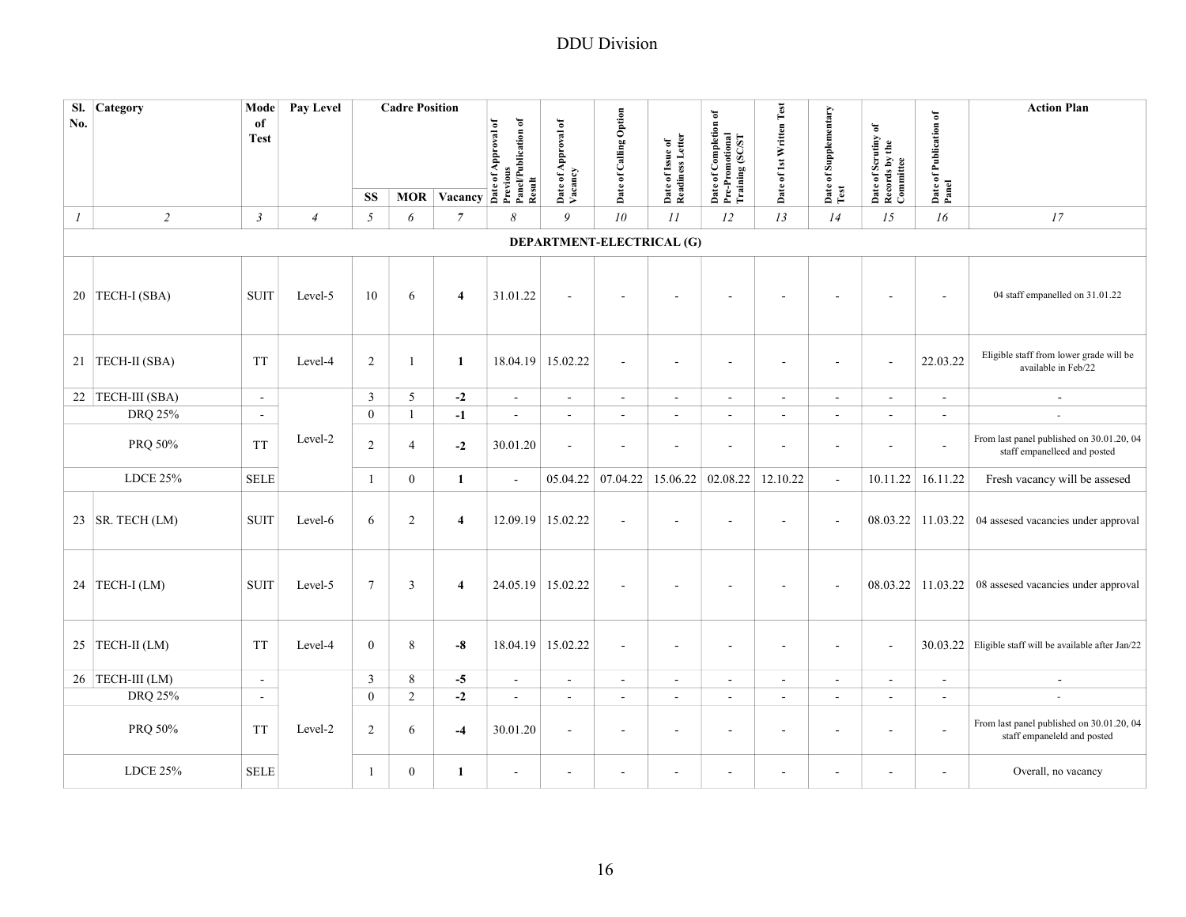# DDU Division

| Sl. No. | Category | Mode of Test | Pay Level | Cadre Position | | | Date of Approval of Previous Panel/Publication of Result | Date of Approval of Vacancy | Date of Calling Option | Date of Issue of Readiness Letter | Date of Completion of Pre-Promotional Training (SC/ST | Date of 1st Written Test | Date of Supplementary Test | Date of Scrutiny of Records by the Committee | Date of Publication of Panel | Action Plan |
|---|---|---|---|---|---|---|---|---|---|---|---|---|---|---|---|---|
| | | | | SS | MOR | Vacancy | | | | | | | | | | |
| *1* | *2* | *3* | *4* | *5* | *6* | *7* | *8* | *9* | *10* | *11* | *12* | *13* | *14* | *15* | *16* | *17* |
| | | | | | | | **DEPARTMENT-ELECTRICAL (G)** | | | | | | | | | |
| 20 | TECH-I (SBA) | SUIT | Level-5 | 10 | 6 | **4** | 31.01.22 | - | - | - | - | - | - | - | - | 04 staff empanelled on 31.01.22 |
| 21 | TECH-II (SBA) | TT | Level-4 | 2 | 1 | **1** | 18.04.19 | 15.02.22 | - | - | - | - | - | - | 22.03.22 | Eligible staff from lower grade will be available in Feb/22 |
| 22 | TECH-III (SBA) | - | Level-2 | 3 | 5 | **-2** | - | - | - | - | - | - | - | - | - | - |
| | DRQ 25% | - | | 0 | 1 | **-1** | - | - | - | - | - | - | - | - | - | - |
| | PRQ 50% | TT | | 2 | 4 | **-2** | 30.01.20 | - | - | - | - | - | - | - | - | From last panel published on 30.01.20, 04 staff empanelleed and posted |
| | LDCE 25% | SELE | | 1 | 0 | **1** | - | 05.04.22 | 07.04.22 | 15.06.22 | 02.08.22 | 12.10.22 | - | 10.11.22 | 16.11.22 | Fresh vacancy will be assesed |
| 23 | SR. TECH (LM) | SUIT | Level-6 | 6 | 2 | **4** | 12.09.19 | 15.02.22 | - | - | - | - | - | 08.03.22 | 11.03.22 | 04 assesed vacancies under approval |
| 24 | TECH-I (LM) | SUIT | Level-5 | 7 | 3 | **4** | 24.05.19 | 15.02.22 | - | - | - | - | - | 08.03.22 | 11.03.22 | 08 assesed vacancies under approval |
| 25 | TECH-II (LM) | TT | Level-4 | 0 | 8 | **-8** | 18.04.19 | 15.02.22 | - | - | - | - | - | - | 30.03.22 | Eligible staff will be available after Jan/22 |
| 26 | TECH-III (LM) | - | Level-2 | 3 | 8 | **-5** | - | - | - | - | - | - | - | - | - | - |
| | DRQ 25% | - | | 0 | 2 | **-2** | - | - | - | - | - | - | - | - | - | - |
| | PRQ 50% | TT | | 2 | 6 | **-4** | 30.01.20 | - | - | - | - | - | - | - | - | From last panel published on 30.01.20, 04 staff empaneleld and posted |
| | LDCE 25% | SELE | | 1 | 0 | **1** | - | - | - | - | - | - | - | - | - | Overall, no vacancy |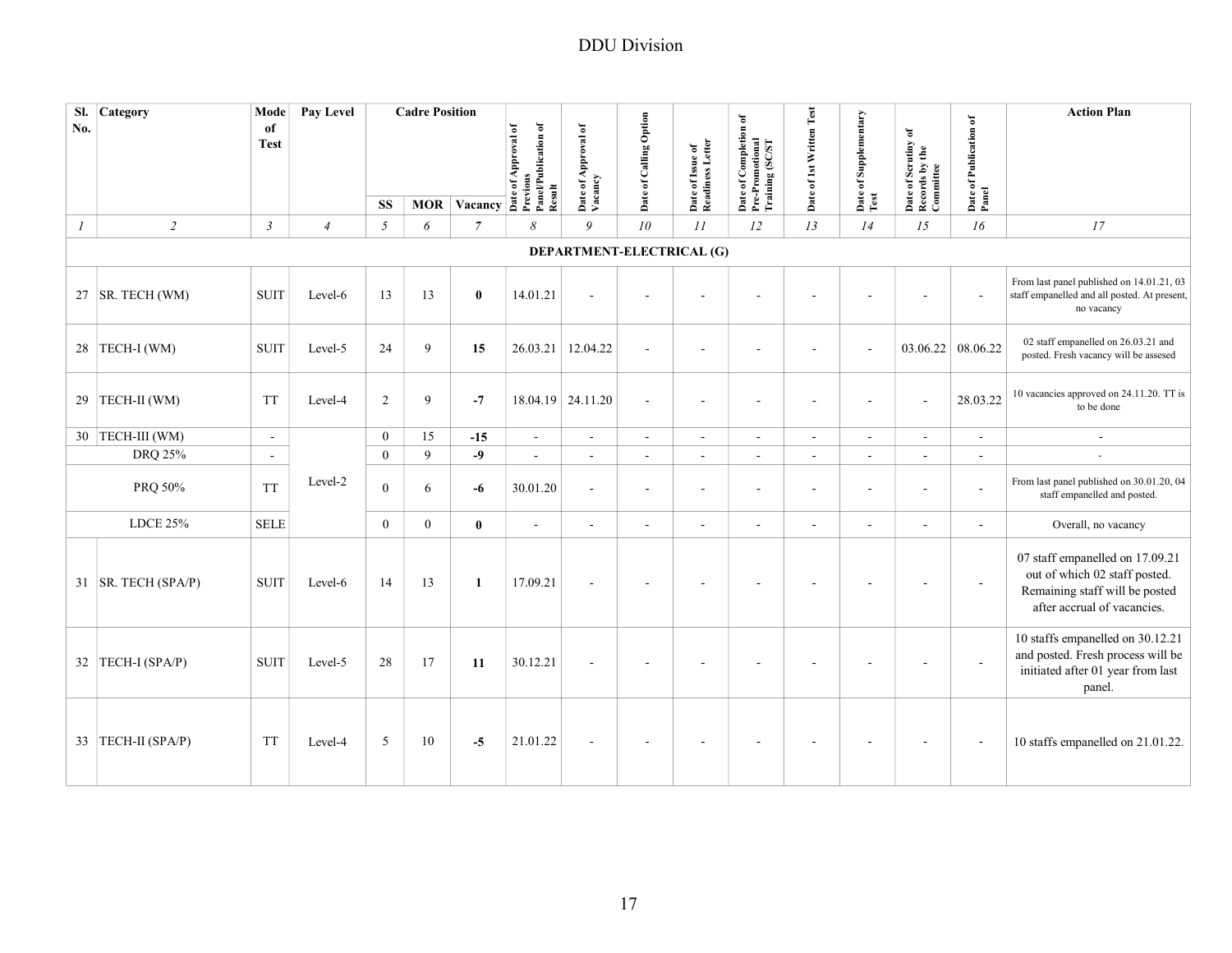# DDU Division

| Sl. No. | Category | Mode of Test | Pay Level | Cadre Position | | | Date of Approval of Previous Panel/Publication of Result | Date of Approval of Vacancy | Date of Calling Option | Date of Issue of Readiness Letter | Date of Completion of Pre-Promotional Training (SC/ST | Date of 1st Written Test | Date of Supplementary Test | Date of Scrutiny of Records by the Committee | Date of Publication of Panel | Action Plan |
|---|---|---|---|---|---|---|---|---|---|---|---|---|---|---|---|---|
| | | | | SS | MOR | Vacancy | | | | | | | | | | |
| *1* | *2* | *3* | *4* | *5* | *6* | *7* | *8* | *9* | *10* | *11* | *12* | *13* | *14* | *15* | *16* | *17* |
| | | | | | | | **DEPARTMENT-ELECTRICAL (G)** | | | | | | | | | |
| 27 | SR. TECH (WM) | SUIT | Level-6 | 13 | 13 | **0** | 14.01.21 | - | - | - | - | - | - | - | - | From last panel published on 14.01.21, 03 staff empanelled and all posted. At present, no vacancy |
| 28 | TECH-I (WM) | SUIT | Level-5 | 24 | 9 | **15** | 26.03.21 | 12.04.22 | - | - | - | - | - | 03.06.22 | 08.06.22 | 02 staff empanelled on 26.03.21 and posted. Fresh vacancy will be assesed |
| 29 | TECH-II (WM) | TT | Level-4 | 2 | 9 | **-7** | 18.04.19 | 24.11.20 | - | - | - | - | - | - | 28.03.22 | 10 vacancies approved on 24.11.20. TT is to be done |
| 30 | TECH-III (WM) | - | Level-2 | 0 | 15 | **-15** | - | - | - | - | - | - | - | - | - | - |
| | DRQ 25% | - | | 0 | 9 | **-9** | - | - | - | - | - | - | - | - | - | - |
| | PRQ 50% | TT | | 0 | 6 | **-6** | 30.01.20 | - | - | - | - | - | - | - | - | From last panel published on 30.01.20, 04 staff empanelled and posted. |
| | LDCE 25% | SELE | | 0 | 0 | **0** | - | - | - | - | - | - | - | - | - | Overall, no vacancy |
| 31 | SR. TECH (SPA/P) | SUIT | Level-6 | 14 | 13 | **1** | 17.09.21 | - | - | - | - | - | - | - | - | 07 staff empanelled on 17.09.21 out of which 02 staff posted. Remaining staff will be posted after accrual of vacancies. |
| 32 | TECH-I (SPA/P) | SUIT | Level-5 | 28 | 17 | **11** | 30.12.21 | - | - | - | - | - | - | - | - | 10 staffs empanelled on 30.12.21 and posted. Fresh process will be initiated after 01 year from last panel. |
| 33 | TECH-II (SPA/P) | TT | Level-4 | 5 | 10 | **-5** | 21.01.22 | - | - | - | - | - | - | - | - | 10 staffs empanelled on 21.01.22. |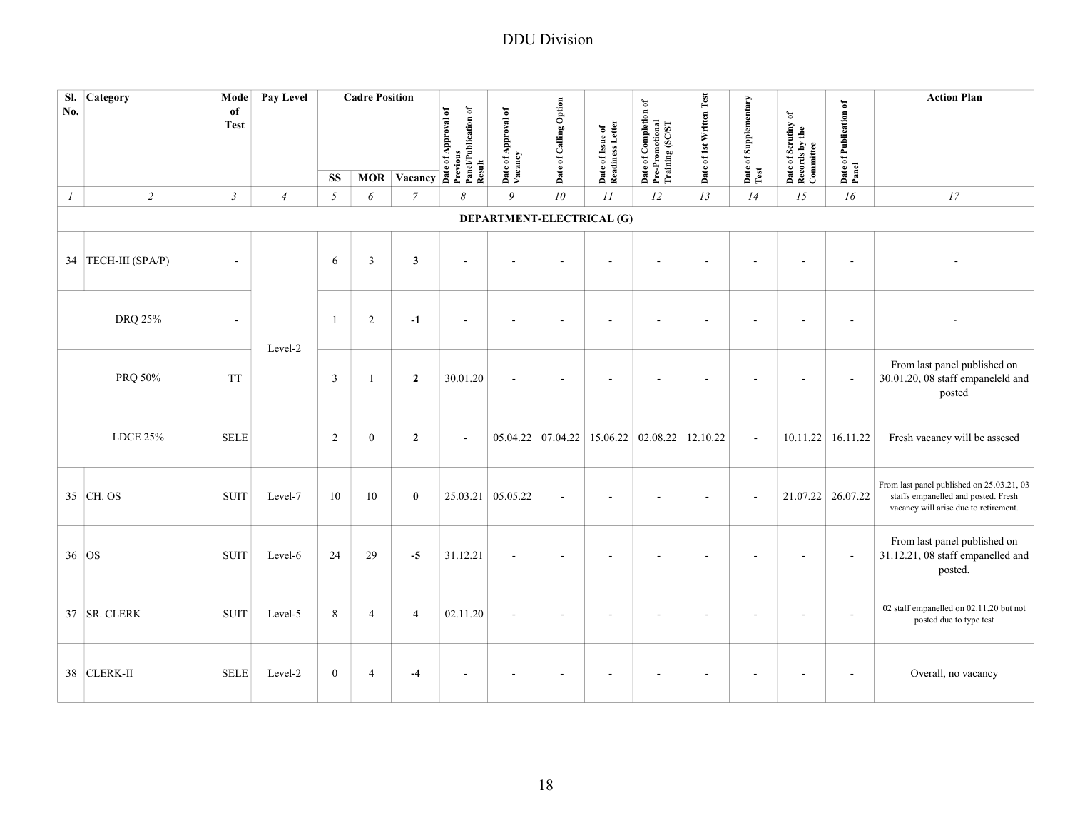| Sl. No. | Category | Mode of Test | Pay Level | Cadre Position | | | Date of Approval of Previous Panel/Publication of Result | Date of Approval of Vacancy | Date of Calling Option | Date of Issue of Readiness Letter | Date of Completion of Pre-Promotional Training (SC/ST | Date of 1st Written Test | Date of Supplementary Test | Date of Scrutiny of Records by the Committee | Date of Publication of Panel | Action Plan |
|---|---|---|---|---|---|---|---|---|---|---|---|---|---|---|---|---|
| | | | | SS | MOR | Vacancy | | | | | | | | | | |
| *1* | *2* | *3* | *4* | *5* | *6* | *7* | *8* | *9* | *10* | *11* | *12* | *13* | *14* | *15* | *16* | *17* |
| | | | | | | | **DEPARTMENT-ELECTRICAL (G)** | | | | | | | | | |
| 34 | TECH-III (SPA/P) | - | Level-2 | 6 | 3 | **3** | - | - | - | - | - | - | - | - | - | - |
| | DRQ 25% | - | | 1 | 2 | **-1** | - | - | - | - | - | - | - | - | - | - |
| | PRQ 50% | TT | | 3 | 1 | **2** | 30.01.20 | - | - | - | - | - | - | - | - | From last panel published on 30.01.20, 08 staff empaneleld and posted |
| | LDCE 25% | SELE | | 2 | 0 | **2** | - | 05.04.22 | 07.04.22 | 15.06.22 | 02.08.22 | 12.10.22 | - | 10.11.22 | 16.11.22 | Fresh vacancy will be assesed |
| 35 | CH. OS | SUIT | Level-7 | 10 | 10 | **0** | 25.03.21 | 05.05.22 | - | - | - | - | - | 21.07.22 | 26.07.22 | From last panel published on 25.03.21, 03 staffs empanelled and posted. Fresh vacancy will arise due to retirement. |
| 36 | OS | SUIT | Level-6 | 24 | 29 | **-5** | 31.12.21 | - | - | - | - | - | - | - | - | From last panel published on 31.12.21, 08 staff empanelled and posted. |
| 37 | SR. CLERK | SUIT | Level-5 | 8 | 4 | **4** | 02.11.20 | - | - | - | - | - | - | - | - | 02 staff empanelled on 02.11.20 but not posted due to type test |
| 38 | CLERK-II | SELE | Level-2 | 0 | 4 | **-4** | - | - | - | - | - | - | - | - | - | Overall, no vacancy |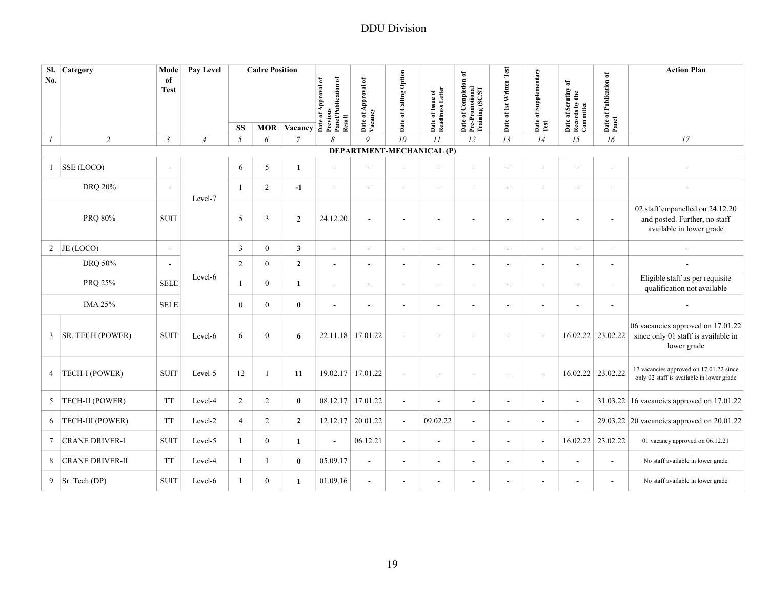# DDU Division

| Sl. No. | Category | Mode of Test | Pay Level | Cadre Position | | | Date of Approval of Previous Panel/Publication of Result | Date of Approval of Vacancy | Date of Calling Option | Date of Issue of Readiness Letter | Date of Completion of Pre-Promotional Training (SC/ST | Date of 1st Written Test | Date of Supplementary Test | Date of Scrutiny of Records by the Committee | Date of Publication of Panel | Action Plan |
|---|---|---|---|---|---|---|---|---|---|---|---|---|---|---|---|---|
| | | | | SS | MOR | Vacancy | | | | | | | | | | |
| *1* | *2* | *3* | *4* | *5* | *6* | *7* | *8* | *9* | *10* | *11* | *12* | *13* | *14* | *15* | *16* | *17* |
| | | | | | | | **DEPARTMENT-MECHANICAL (P)** | | | | | | | | | |
| 1 | SSE (LOCO) | - | Level-7 | 6 | 5 | **1** | - | - | - | - | - | - | - | - | - | - |
| | DRQ 20% | - | | 1 | 2 | **-1** | - | - | - | - | - | - | - | - | - | - |
| | PRQ 80% | SUIT | | 5 | 3 | **2** | 24.12.20 | - | - | - | - | - | - | - | - | 02 staff empanelled on 24.12.20 and posted. Further, no staff available in lower grade |
| 2 | JE (LOCO) | - | Level-6 | 3 | 0 | **3** | - | - | - | - | - | - | - | - | - | - |
| | DRQ 50% | - | | 2 | 0 | **2** | - | - | - | - | - | - | - | - | - | - |
| | PRQ 25% | SELE | | 1 | 0 | **1** | - | - | - | - | - | - | - | - | - | Eligible staff as per requisite qualification not available |
| | IMA 25% | SELE | | 0 | 0 | **0** | - | - | - | - | - | - | - | - | - | - |
| 3 | SR. TECH (POWER) | SUIT | Level-6 | 6 | 0 | **6** | 22.11.18 | 17.01.22 | - | - | - | - | - | 16.02.22 | 23.02.22 | 06 vacancies approved on 17.01.22 since only 01 staff is available in lower grade |
| 4 | TECH-I (POWER) | SUIT | Level-5 | 12 | 1 | **11** | 19.02.17 | 17.01.22 | - | - | - | - | - | 16.02.22 | 23.02.22 | 17 vacancies approved on 17.01.22 since only 02 staff is available in lower grade |
| 5 | TECH-II (POWER) | TT | Level-4 | 2 | 2 | **0** | 08.12.17 | 17.01.22 | - | - | - | - | - | - | 31.03.22 | 16 vacancies approved on 17.01.22 |
| 6 | TECH-III (POWER) | TT | Level-2 | 4 | 2 | **2** | 12.12.17 | 20.01.22 | - | 09.02.22 | - | - | - | - | 29.03.22 | 20 vacancies approved on 20.01.22 |
| 7 | CRANE DRIVER-I | SUIT | Level-5 | 1 | 0 | **1** | - | 06.12.21 | - | - | - | - | - | 16.02.22 | 23.02.22 | 01 vacancy approved on 06.12.21 |
| 8 | CRANE DRIVER-II | TT | Level-4 | 1 | 1 | **0** | 05.09.17 | - | - | - | - | - | - | - | - | No staff available in lower grade |
| 9 | Sr. Tech (DP) | SUIT | Level-6 | 1 | 0 | **1** | 01.09.16 | - | - | - | - | - | - | - | - | No staff available in lower grade |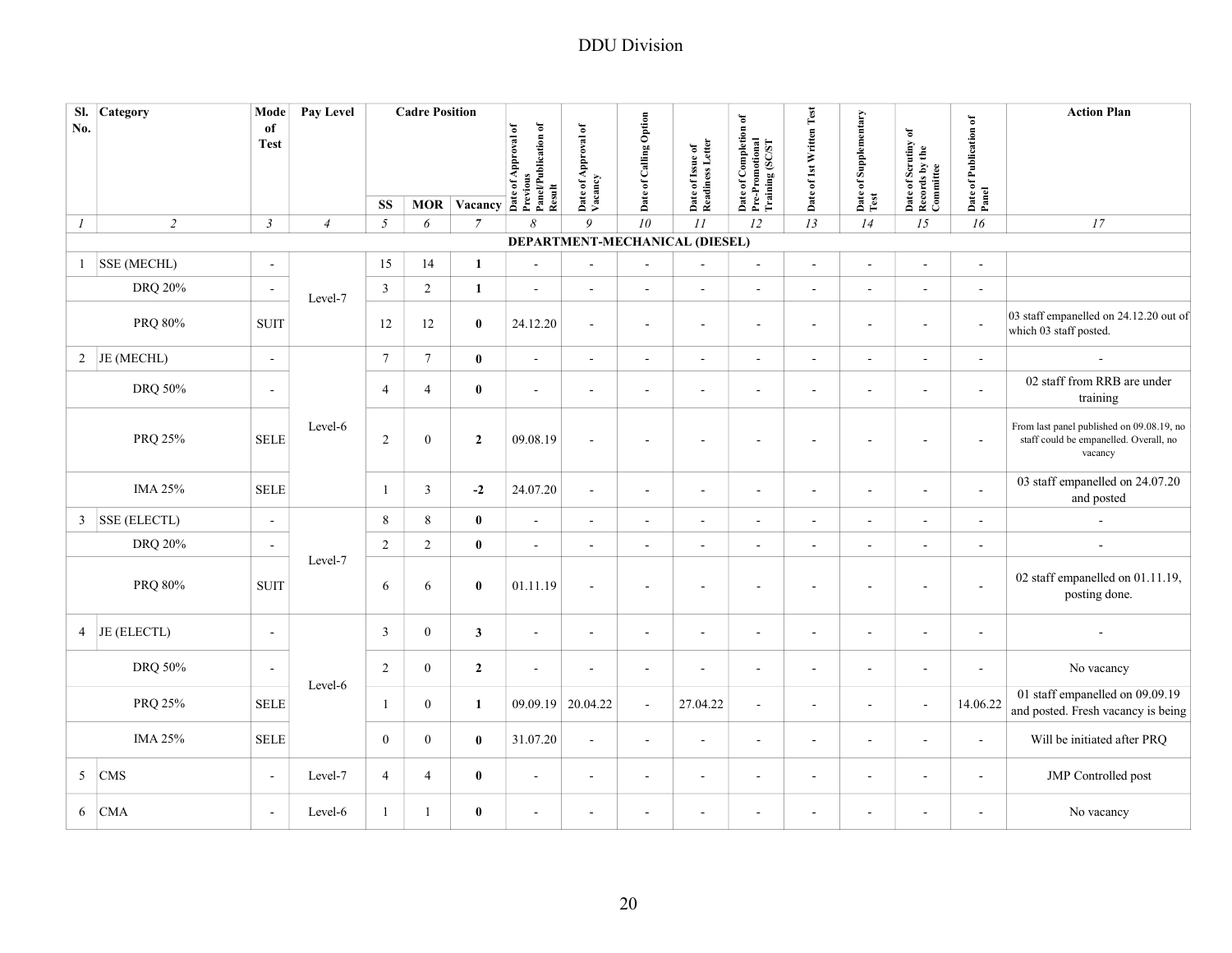DDU Division

| Sl. No. | Category | Mode of Test | Pay Level | Cadre Position | | | Date of Approval of Previous Panel/Publication of Result | Date of Approval of Vacancy | Date of Calling Option | Date of Issue of Readiness Letter | Date of Completion of Pre-Promotional Training (SC/ST | Date of 1st Written Test | Date of Supplementary Test | Date of Scrutiny of Records by the Committee | Date of Publication of Panel | Action Plan |
|---|---|---|---|---|---|---|---|---|---|---|---|---|---|---|---|---|
| | | | | SS | MOR | Vacancy | | | | | | | | | | |
| *1* | *2* | *3* | *4* | *5* | *6* | *7* | *8* | *9* | *10* | *11* | *12* | *13* | *14* | *15* | *16* | *17* |
| | | | | | | | **DEPARTMENT-MECHANICAL (DIESEL)** | | | | | | | | | |
| 1 | SSE (MECHL) | - | Level-7 | 15 | 14 | **1** | - | - | - | - | - | - | - | - | - | |
| | DRQ 20% | - | | 3 | 2 | **1** | - | - | - | - | - | - | - | - | - | |
| | PRQ 80% | SUIT | | 12 | 12 | **0** | 24.12.20 | - | - | - | - | - | - | - | - | 03 staff empanelled on 24.12.20 out of which 03 staff posted. |
| 2 | JE (MECHL) | - | Level-6 | 7 | 7 | **0** | - | - | - | - | - | - | - | - | - | - |
| | DRQ 50% | - | | 4 | 4 | **0** | - | - | - | - | - | - | - | - | - | 02 staff from RRB are under training |
| | PRQ 25% | SELE | | 2 | 0 | **2** | 09.08.19 | - | - | - | - | - | - | - | - | From last panel published on 09.08.19, no staff could be empanelled. Overall, no vacancy |
| | IMA 25% | SELE | | 1 | 3 | **-2** | 24.07.20 | - | - | - | - | - | - | - | - | 03 staff empanelled on 24.07.20 and posted |
| 3 | SSE (ELECTL) | - | Level-7 | 8 | 8 | **0** | - | - | - | - | - | - | - | - | - | - |
| | DRQ 20% | - | | 2 | 2 | **0** | - | - | - | - | - | - | - | - | - | - |
| | PRQ 80% | SUIT | | 6 | 6 | **0** | 01.11.19 | - | - | - | - | - | - | - | - | 02 staff empanelled on 01.11.19, posting done. |
| 4 | JE (ELECTL) | - | Level-6 | 3 | 0 | **3** | - | - | - | - | - | - | - | - | - | - |
| | DRQ 50% | - | | 2 | 0 | **2** | - | - | - | - | - | - | - | - | - | No vacancy |
| | PRQ 25% | SELE | | 1 | 0 | **1** | 09.09.19 | 20.04.22 | - | 27.04.22 | - | - | - | - | 14.06.22 | 01 staff empanelled on 09.09.19 and posted. Fresh vacancy is being |
| | IMA 25% | SELE | | 0 | 0 | **0** | 31.07.20 | - | - | - | - | - | - | - | - | Will be initiated after PRQ |
| 5 | CMS | - | Level-7 | 4 | 4 | **0** | - | - | - | - | - | - | - | - | - | JMP Controlled post |
| 6 | CMA | - | Level-6 | 1 | 1 | **0** | - | - | - | - | - | - | - | - | - | No vacancy |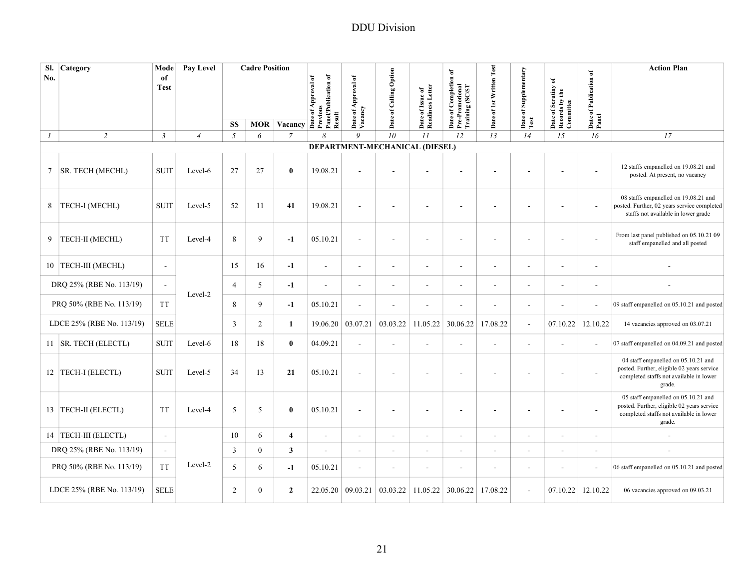# DDU Division

| Sl. No. | Category | Mode of Test | Pay Level | Cadre Position | | | Date of Approval of Previous Panel/Publication of Result | Date of Approval of Vacancy | Date of Calling Option | Date of Issue of Readiness Letter | Date of Completion of Pre-Promotional Training (SC/ST | Date of 1st Written Test | Date of Supplementary Test | Date of Scrutiny of Records by the Committee | Date of Publication of Panel | Action Plan |
|---|---|---|---|---|---|---|---|---|---|---|---|---|---|---|---|---|
| | | | | SS | MOR | Vacancy | | | | | | | | | | |
| *1* | *2* | *3* | *4* | *5* | *6* | *7* | *8* | *9* | *10* | *11* | *12* | *13* | *14* | *15* | *16* | *17* |
| | | | | | | | **DEPARTMENT-MECHANICAL (DIESEL)** | | | | | | | | | |
| 7 | SR. TECH (MECHL) | SUIT | Level-6 | 27 | 27 | **0** | 19.08.21 | - | - | - | - | - | - | - | - | 12 staffs empanelled on 19.08.21 and posted. At present, no vacancy |
| 8 | TECH-I (MECHL) | SUIT | Level-5 | 52 | 11 | **41** | 19.08.21 | - | - | - | - | - | - | - | - | 08 staffs empanelled on 19.08.21 and posted. Further, 02 years service completed staffs not available in lower grade |
| 9 | TECH-II (MECHL) | TT | Level-4 | 8 | 9 | **-1** | 05.10.21 | - | - | - | - | - | - | - | - | From last panel published on 05.10.21 09 staff empanelled and all posted |
| 10 | TECH-III (MECHL) | - | Level-2 | 15 | 16 | **-1** | - | - | - | - | - | - | - | - | - | - |
| | DRQ 25% (RBE No. 113/19) | - | | 4 | 5 | **-1** | - | - | - | - | - | - | - | - | - | - |
| | PRQ 50% (RBE No. 113/19) | TT | | 8 | 9 | **-1** | 05.10.21 | - | - | - | - | - | - | - | - | 09 staff empanelled on 05.10.21 and posted |
| | LDCE 25% (RBE No. 113/19) | SELE | | 3 | 2 | **1** | 19.06.20 | 03.07.21 | 03.03.22 | 11.05.22 | 30.06.22 | 17.08.22 | - | 07.10.22 | 12.10.22 | 14 vacancies approved on 03.07.21 |
| 11 | SR. TECH (ELECTL) | SUIT | Level-6 | 18 | 18 | **0** | 04.09.21 | - | - | - | - | - | - | - | - | 07 staff empanelled on 04.09.21 and posted |
| 12 | TECH-I (ELECTL) | SUIT | Level-5 | 34 | 13 | **21** | 05.10.21 | - | - | - | - | - | - | - | - | 04 staff empanelled on 05.10.21 and posted. Further, eligible 02 years service completed staffs not available in lower grade. |
| 13 | TECH-II (ELECTL) | TT | Level-4 | 5 | 5 | **0** | 05.10.21 | - | - | - | - | - | - | - | - | 05 staff empanelled on 05.10.21 and posted. Further, eligible 02 years service completed staffs not available in lower grade. |
| 14 | TECH-III (ELECTL) | - | Level-2 | 10 | 6 | **4** | - | - | - | - | - | - | - | - | - | - |
| | DRQ 25% (RBE No. 113/19) | - | | 3 | 0 | **3** | - | - | - | - | - | - | - | - | - | - |
| | PRQ 50% (RBE No. 113/19) | TT | | 5 | 6 | **-1** | 05.10.21 | - | - | - | - | - | - | - | - | 06 staff empanelled on 05.10.21 and posted |
| | LDCE 25% (RBE No. 113/19) | SELE | | 2 | 0 | **2** | 22.05.20 | 09.03.21 | 03.03.22 | 11.05.22 | 30.06.22 | 17.08.22 | - | 07.10.22 | 12.10.22 | 06 vacancies approved on 09.03.21 |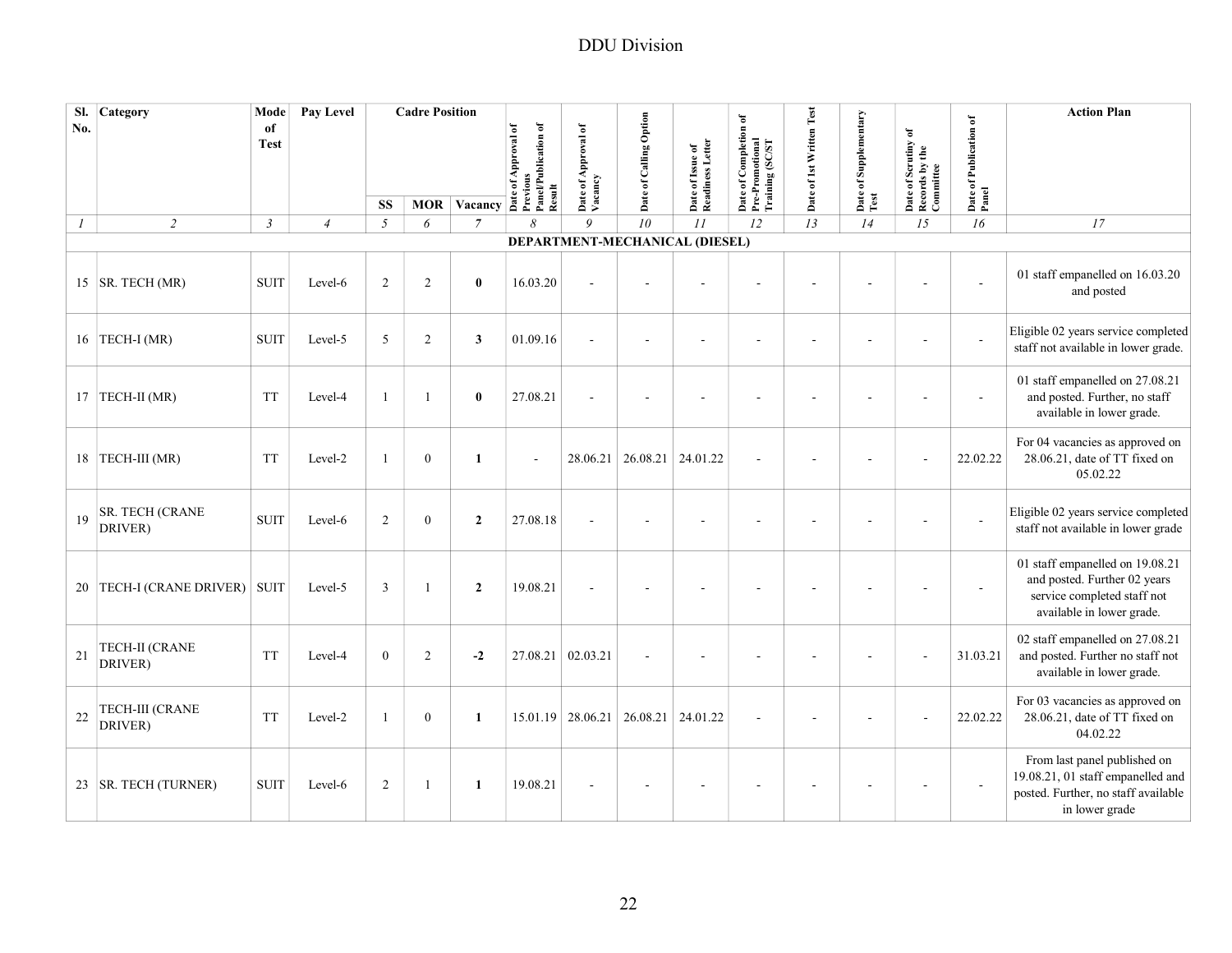# DDU Division

| Sl. No. | Category | Mode of Test | Pay Level | Cadre Position | | | Date of Approval of Previous Panel/Publication of Result | Date of Approval of Vacancy | Date of Calling Option | Date of Issue of Readiness Letter | Date of Completion of Pre-Promotional Training (SC/ST | Date of 1st Written Test | Date of Supplementary Test | Date of Scrutiny of Records by the Committee | Date of Publication of Panel | Action Plan |
|---|---|---|---|---|---|---|---|---|---|---|---|---|---|---|---|---|
| | | | | SS | MOR | Vacancy | | | | | | | | | | |
| *1* | *2* | *3* | *4* | *5* | *6* | *7* | *8* | *9* | *10* | *11* | *12* | *13* | *14* | *15* | *16* | *17* |
| | | | | | | | **DEPARTMENT-MECHANICAL (DIESEL)** | | | | | | | | | |
| 15 | SR. TECH (MR) | SUIT | Level-6 | 2 | 2 | **0** | 16.03.20 | - | - | - | - | - | - | - | - | 01 staff empanelled on 16.03.20 and posted |
| 16 | TECH-I (MR) | SUIT | Level-5 | 5 | 2 | **3** | 01.09.16 | - | - | - | - | - | - | - | - | Eligible 02 years service completed staff not available in lower grade. |
| 17 | TECH-II (MR) | TT | Level-4 | 1 | 1 | **0** | 27.08.21 | - | - | - | - | - | - | - | - | 01 staff empanelled on 27.08.21 and posted. Further, no staff available in lower grade. |
| 18 | TECH-III (MR) | TT | Level-2 | 1 | 0 | **1** | - | 28.06.21 | 26.08.21 | 24.01.22 | - | - | - | - | 22.02.22 | For 04 vacancies as approved on 28.06.21, date of TT fixed on 05.02.22 |
| 19 | SR. TECH (CRANE DRIVER) | SUIT | Level-6 | 2 | 0 | **2** | 27.08.18 | - | - | - | - | - | - | - | - | Eligible 02 years service completed staff not available in lower grade |
| 20 | TECH-I (CRANE DRIVER) | SUIT | Level-5 | 3 | 1 | **2** | 19.08.21 | - | - | - | - | - | - | - | - | 01 staff empanelled on 19.08.21 and posted. Further 02 years service completed staff not available in lower grade. |
| 21 | TECH-II (CRANE DRIVER) | TT | Level-4 | 0 | 2 | **-2** | 27.08.21 | 02.03.21 | - | - | - | - | - | - | 31.03.21 | 02 staff empanelled on 27.08.21 and posted. Further no staff not available in lower grade. |
| 22 | TECH-III (CRANE DRIVER) | TT | Level-2 | 1 | 0 | **1** | 15.01.19 | 28.06.21 | 26.08.21 | 24.01.22 | - | - | - | - | 22.02.22 | For 03 vacancies as approved on 28.06.21, date of TT fixed on 04.02.22 |
| 23 | SR. TECH (TURNER) | SUIT | Level-6 | 2 | 1 | **1** | 19.08.21 | - | - | - | - | - | - | - | - | From last panel published on 19.08.21, 01 staff empanelled and posted. Further, no staff available in lower grade |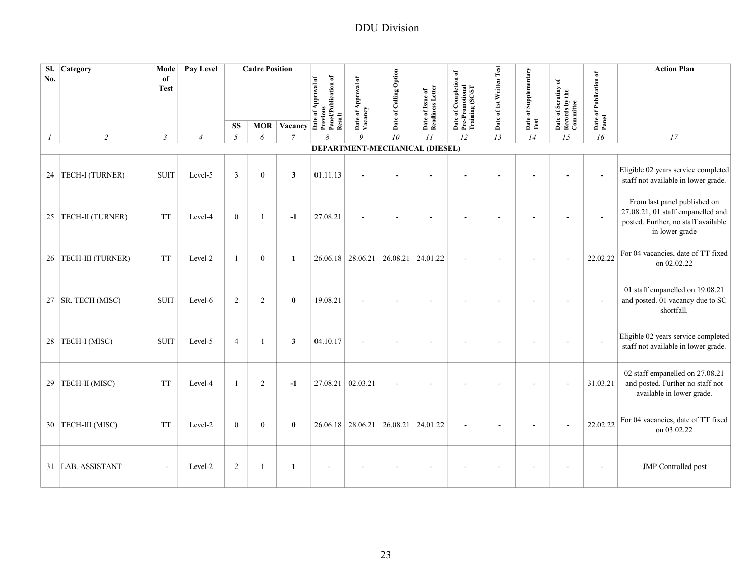# DDU Division

| Sl. No. | Category | Mode of Test | Pay Level | Cadre Position | | | Date of Approval of Previous Panel/Publication of Result | Date of Approval of Vacancy | Date of Calling Option | Date of Issue of Readiness Letter | Date of Completion of Pre-Promotional Training (SC/ST | Date of 1st Written Test | Date of Supplementary Test | Date of Scrutiny of Records by the Committee | Date of Publication of Panel | Action Plan |
|---|---|---|---|---|---|---|---|---|---|---|---|---|---|---|---|---|
| | | | | SS | MOR | Vacancy | | | | | | | | | | |
| *1* | *2* | *3* | *4* | *5* | *6* | *7* | *8* | *9* | *10* | *11* | *12* | *13* | *14* | *15* | *16* | *17* |
| **DEPARTMENT-MECHANICAL (DIESEL)** | | | | | | | | | | | | | | | | |
| 24 | TECH-I (TURNER) | SUIT | Level-5 | 3 | 0 | **3** | 01.11.13 | - | - | - | - | - | - | - | - | Eligible 02 years service completed staff not available in lower grade. |
| 25 | TECH-II (TURNER) | TT | Level-4 | 0 | 1 | **-1** | 27.08.21 | - | - | - | - | - | - | - | - | From last panel published on 27.08.21, 01 staff empanelled and posted. Further, no staff available in lower grade |
| 26 | TECH-III (TURNER) | TT | Level-2 | 1 | 0 | **1** | 26.06.18 | 28.06.21 | 26.08.21 | 24.01.22 | - | - | - | - | 22.02.22 | For 04 vacancies, date of TT fixed on 02.02.22 |
| 27 | SR. TECH (MISC) | SUIT | Level-6 | 2 | 2 | **0** | 19.08.21 | - | - | - | - | - | - | - | - | 01 staff empanelled on 19.08.21 and posted. 01 vacancy due to SC shortfall. |
| 28 | TECH-I (MISC) | SUIT | Level-5 | 4 | 1 | **3** | 04.10.17 | - | - | - | - | - | - | - | - | Eligible 02 years service completed staff not available in lower grade. |
| 29 | TECH-II (MISC) | TT | Level-4 | 1 | 2 | **-1** | 27.08.21 | 02.03.21 | - | - | - | - | - | - | 31.03.21 | 02 staff empanelled on 27.08.21 and posted. Further no staff not available in lower grade. |
| 30 | TECH-III (MISC) | TT | Level-2 | 0 | 0 | **0** | 26.06.18 | 28.06.21 | 26.08.21 | 24.01.22 | - | - | - | - | 22.02.22 | For 04 vacancies, date of TT fixed on 03.02.22 |
| 31 | LAB. ASSISTANT | - | Level-2 | 2 | 1 | **1** | - | - | - | - | - | - | - | - | - | JMP Controlled post |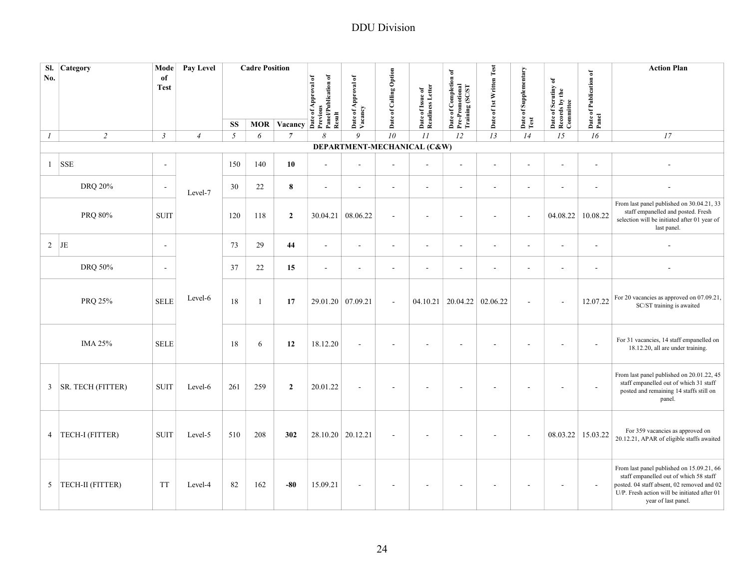# DDU Division

| Sl. No. | Category | Mode of Test | Pay Level | Cadre Position | | | Date of Approval of Previous Panel/Publication of Result | Date of Approval of Vacancy | Date of Calling Option | Date of Issue of Readiness Letter | Date of Completion of Pre-Promotional Training (SC/ST | Date of 1st Written Test | Date of Supplementary Test | Date of Scrutiny of Records by the Committee | Date of Publication of Panel | Action Plan |
|---|---|---|---|---|---|---|---|---|---|---|---|---|---|---|---|---|
| | | | | SS | MOR | Vacancy | | | | | | | | | | |
| *1* | *2* | *3* | *4* | *5* | *6* | *7* | *8* | *9* | *10* | *11* | *12* | *13* | *14* | *15* | *16* | *17* |
| **DEPARTMENT-MECHANICAL (C&W)** | | | | | | | | | | | | | | | | |
| 1 | SSE | - | Level-7 | 150 | 140 | **10** | - | - | - | - | - | - | - | - | - | - |
| | DRQ 20% | - | | 30 | 22 | **8** | - | - | - | - | - | - | - | - | - | - |
| | PRQ 80% | SUIT | | 120 | 118 | **2** | 30.04.21 | 08.06.22 | - | - | - | - | - | 04.08.22 | 10.08.22 | From last panel published on 30.04.21, 33 staff empanelled and posted. Fresh selection will be initiated after 01 year of last panel. |
| 2 | JE | - | Level-6 | 73 | 29 | **44** | - | - | - | - | - | - | - | - | - | - |
| | DRQ 50% | - | | 37 | 22 | **15** | - | - | - | - | - | - | - | - | - | - |
| | PRQ 25% | SELE | | 18 | 1 | **17** | 29.01.20 | 07.09.21 | - | 04.10.21 | 20.04.22 | 02.06.22 | - | - | 12.07.22 | For 20 vacancies as approved on 07.09.21, SC/ST training is awaited |
| | IMA 25% | SELE | | 18 | 6 | **12** | 18.12.20 | - | - | - | - | - | - | - | - | For 31 vacancies, 14 staff empanelled on 18.12.20, all are under training. |
| 3 | SR. TECH (FITTER) | SUIT | Level-6 | 261 | 259 | **2** | 20.01.22 | - | - | - | - | - | - | - | - | From last panel published on 20.01.22, 45 staff empanelled out of which 31 staff posted and remaining 14 staffs still on panel. |
| 4 | TECH-I (FITTER) | SUIT | Level-5 | 510 | 208 | **302** | 28.10.20 | 20.12.21 | - | - | - | - | - | 08.03.22 | 15.03.22 | For 359 vacancies as approved on 20.12.21, APAR of eligible staffs awaited |
| 5 | TECH-II (FITTER) | TT | Level-4 | 82 | 162 | **-80** | 15.09.21 | - | - | - | - | - | - | - | - | From last panel published on 15.09.21, 66 staff empanelled out of which 58 staff posted. 04 staff absent, 02 removed and 02 U/P. Fresh action will be initiated after 01 year of last panel. |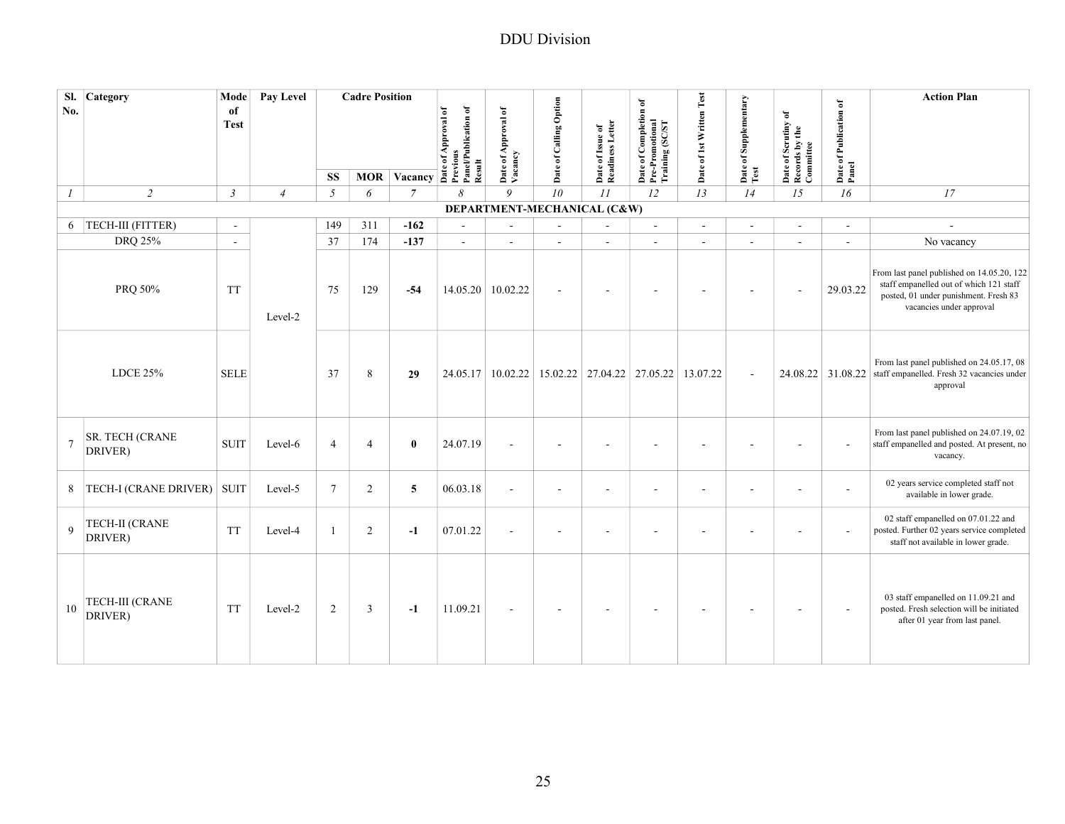# DDU Division

| Sl. No. | Category | Mode of Test | Pay Level | Cadre Position | | | Date of Approval of Previous Panel/Publication of Result | Date of Approval of Vacancy | Date of Calling Option | Date of Issue of Readiness Letter | Date of Completion of Pre-Promotional Training (SC/ST | Date of 1st Written Test | Date of Supplementary Test | Date of Scrutiny of Records by the Committee | Date of Publication of Panel | Action Plan |
|---|---|---|---|---|---|---|---|---|---|---|---|---|---|---|---|---|
| | | | | SS | MOR | Vacancy | | | | | | | | | | |
| *1* | *2* | *3* | *4* | *5* | *6* | *7* | *8* | *9* | *10* | *11* | *12* | *13* | *14* | *15* | *16* | *17* |
| **DEPARTMENT-MECHANICAL (C&W)** | | | | | | | | | | | | | | | | |
| 6 | TECH-III (FITTER) | - | Level-2 | 149 | 311 | **-162** | - | - | - | - | - | - | - | - | - | - |
| | DRQ 25% | - | | 37 | 174 | **-137** | - | - | - | - | - | - | - | - | - | No vacancy |
| | PRQ 50% | TT | | 75 | 129 | **-54** | 14.05.20 | 10.02.22 | - | - | - | - | - | - | 29.03.22 | From last panel published on 14.05.20, 122 staff empanelled out of which 121 staff posted, 01 under punishment. Fresh 83 vacancies under approval |
| | LDCE 25% | SELE | | 37 | 8 | **29** | 24.05.17 | 10.02.22 | 15.02.22 | 27.04.22 | 27.05.22 | 13.07.22 | - | 24.08.22 | 31.08.22 | From last panel published on 24.05.17, 08 staff empanelled. Fresh 32 vacancies under approval |
| 7 | SR. TECH (CRANE DRIVER) | SUIT | Level-6 | 4 | 4 | **0** | 24.07.19 | - | - | - | - | - | - | - | - | From last panel published on 24.07.19, 02 staff empanelled and posted. At present, no vacancy. |
| 8 | TECH-I (CRANE DRIVER) | SUIT | Level-5 | 7 | 2 | **5** | 06.03.18 | - | - | - | - | - | - | - | - | 02 years service completed staff not available in lower grade. |
| 9 | TECH-II (CRANE DRIVER) | TT | Level-4 | 1 | 2 | **-1** | 07.01.22 | - | - | - | - | - | - | - | - | 02 staff empanelled on 07.01.22 and posted. Further 02 years service completed staff not available in lower grade. |
| 10 | TECH-III (CRANE DRIVER) | TT | Level-2 | 2 | 3 | **-1** | 11.09.21 | - | - | - | - | - | - | - | - | 03 staff empanelled on 11.09.21 and posted. Fresh selection will be initiated after 01 year from last panel. |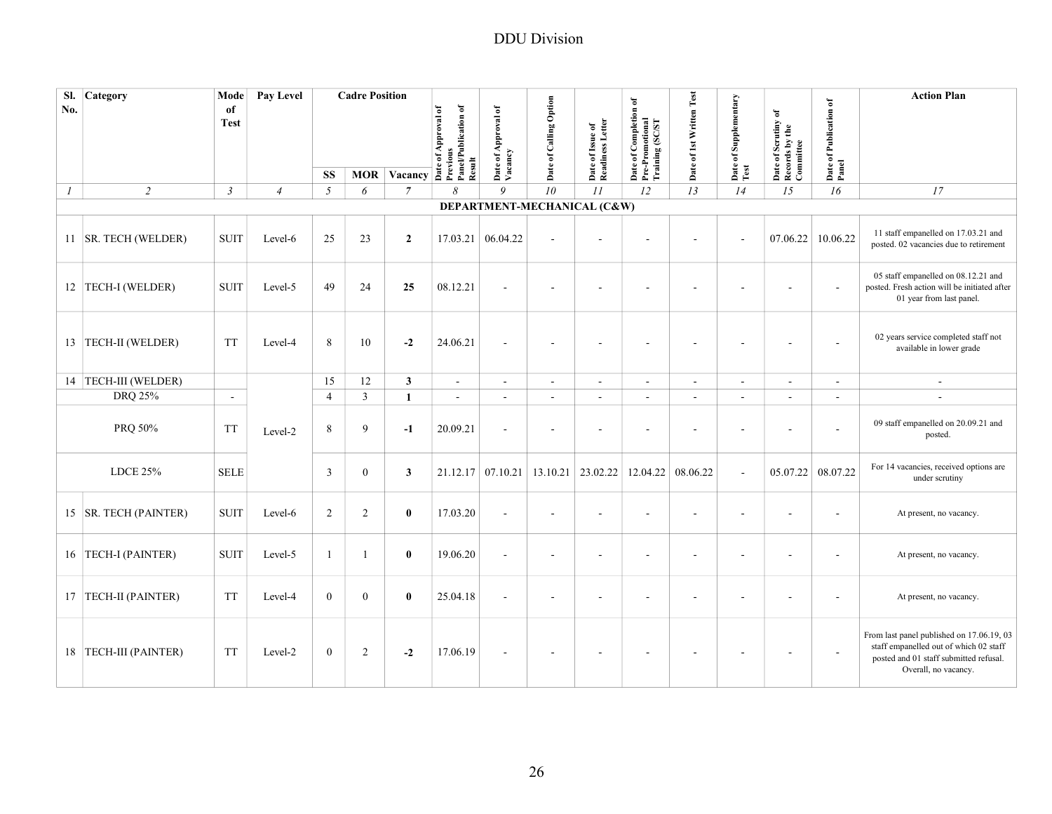# DDU Division

| Sl. No. | Category | Mode of Test | Pay Level | Cadre Position | | | Date of Approval of Previous Panel/Publication of Result | Date of Approval of Vacancy | Date of Calling Option | Date of Issue of Readiness Letter | Date of Completion of Pre-Promotional Training (SC/ST | Date of 1st Written Test | Date of Supplementary Test | Date of Scrutiny of Records by the Committee | Date of Publication of Panel | Action Plan |
|---|---|---|---|---|---|---|---|---|---|---|---|---|---|---|---|---|
| | | | | SS | MOR | Vacancy | | | | | | | | | | |
| *1* | *2* | *3* | *4* | *5* | *6* | *7* | *8* | *9* | *10* | *11* | *12* | *13* | *14* | *15* | *16* | *17* |
| | | | | | | | **DEPARTMENT-MECHANICAL (C&W)** | | | | | | | | | |
| 11 | SR. TECH (WELDER) | SUIT | Level-6 | 25 | 23 | **2** | 17.03.21 | 06.04.22 | - | - | - | - | - | 07.06.22 | 10.06.22 | 11 staff empanelled on 17.03.21 and posted. 02 vacancies due to retirement |
| 12 | TECH-I (WELDER) | SUIT | Level-5 | 49 | 24 | **25** | 08.12.21 | - | - | - | - | - | - | - | - | 05 staff empanelled on 08.12.21 and posted. Fresh action will be initiated after 01 year from last panel. |
| 13 | TECH-II (WELDER) | TT | Level-4 | 8 | 10 | **-2** | 24.06.21 | - | - | - | - | - | - | - | - | 02 years service completed staff not available in lower grade |
| 14 | TECH-III (WELDER) | | Level-2 | 15 | 12 | **3** | - | - | - | - | - | - | - | - | - | - |
| | DRQ 25% | - | | 4 | 3 | **1** | - | - | - | - | - | - | - | - | - | - |
| | PRQ 50% | TT | | 8 | 9 | **-1** | 20.09.21 | - | - | - | - | - | - | - | - | 09 staff empanelled on 20.09.21 and posted. |
| | LDCE 25% | SELE | | 3 | 0 | **3** | 21.12.17 | 07.10.21 | 13.10.21 | 23.02.22 | 12.04.22 | 08.06.22 | - | 05.07.22 | 08.07.22 | For 14 vacancies, received options are under scrutiny |
| 15 | SR. TECH (PAINTER) | SUIT | Level-6 | 2 | 2 | **0** | 17.03.20 | - | - | - | - | - | - | - | - | At present, no vacancy. |
| 16 | TECH-I (PAINTER) | SUIT | Level-5 | 1 | 1 | **0** | 19.06.20 | - | - | - | - | - | - | - | - | At present, no vacancy. |
| 17 | TECH-II (PAINTER) | TT | Level-4 | 0 | 0 | **0** | 25.04.18 | - | - | - | - | - | - | - | - | At present, no vacancy. |
| 18 | TECH-III (PAINTER) | TT | Level-2 | 0 | 2 | **-2** | 17.06.19 | - | - | - | - | - | - | - | - | From last panel published on 17.06.19, 03 staff empanelled out of which 02 staff posted and 01 staff submitted refusal. Overall, no vacancy. |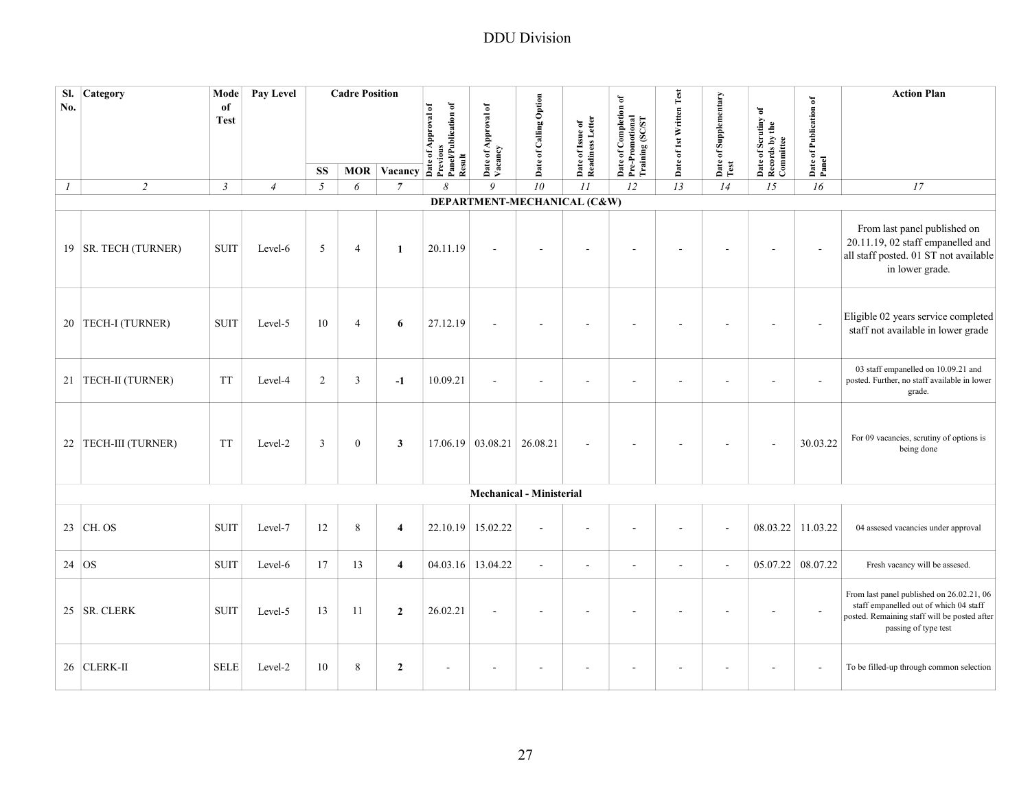DDU Division

| Sl. No. | Category | Mode of Test | Pay Level | Cadre Position | | | Date of Approval of Previous Panel/Publication of Result | Date of Approval of Vacancy | Date of Calling Option | Date of Issue of Readiness Letter | Date of Completion of Pre-Promotional Training (SC/ST | Date of 1st Written Test | Date of Supplementary Test | Date of Scrutiny of Records by the Committee | Date of Publication of Panel | Action Plan |
|---|---|---|---|---|---|---|---|---|---|---|---|---|---|---|---|---|
| | | | | SS | MOR | Vacancy | | | | | | | | | | |
| *1* | *2* | *3* | *4* | *5* | *6* | *7* | *8* | *9* | *10* | *11* | *12* | *13* | *14* | *15* | *16* | *17* |
| **DEPARTMENT-MECHANICAL (C&W)** | | | | | | | | | | | | | | | | |
| 19 | SR. TECH (TURNER) | SUIT | Level-6 | 5 | 4 | **1** | 20.11.19 | - | - | - | - | - | - | - | - | From last panel published on 20.11.19, 02 staff empanelled and all staff posted. 01 ST not available in lower grade. |
| 20 | TECH-I (TURNER) | SUIT | Level-5 | 10 | 4 | **6** | 27.12.19 | - | - | - | - | - | - | - | - | Eligible 02 years service completed staff not available in lower grade |
| 21 | TECH-II (TURNER) | TT | Level-4 | 2 | 3 | **-1** | 10.09.21 | - | - | - | - | - | - | - | - | 03 staff empanelled on 10.09.21 and posted. Further, no staff available in lower grade. |
| 22 | TECH-III (TURNER) | TT | Level-2 | 3 | 0 | **3** | 17.06.19 | 03.08.21 | 26.08.21 | - | - | - | - | - | 30.03.22 | For 09 vacancies, scrutiny of options is being done |
| **Mechanical - Ministerial** | | | | | | | | | | | | | | | | |
| 23 | CH. OS | SUIT | Level-7 | 12 | 8 | **4** | 22.10.19 | 15.02.22 | - | - | - | - | - | 08.03.22 | 11.03.22 | 04 assesed vacancies under approval |
| 24 | OS | SUIT | Level-6 | 17 | 13 | **4** | 04.03.16 | 13.04.22 | - | - | - | - | - | 05.07.22 | 08.07.22 | Fresh vacancy will be assesed. |
| 25 | SR. CLERK | SUIT | Level-5 | 13 | 11 | **2** | 26.02.21 | - | - | - | - | - | - | - | - | From last panel published on 26.02.21, 06 staff empanelled out of which 04 staff posted. Remaining staff will be posted after passing of type test |
| 26 | CLERK-II | SELE | Level-2 | 10 | 8 | **2** | - | - | - | - | - | - | - | - | - | To be filled-up through common selection |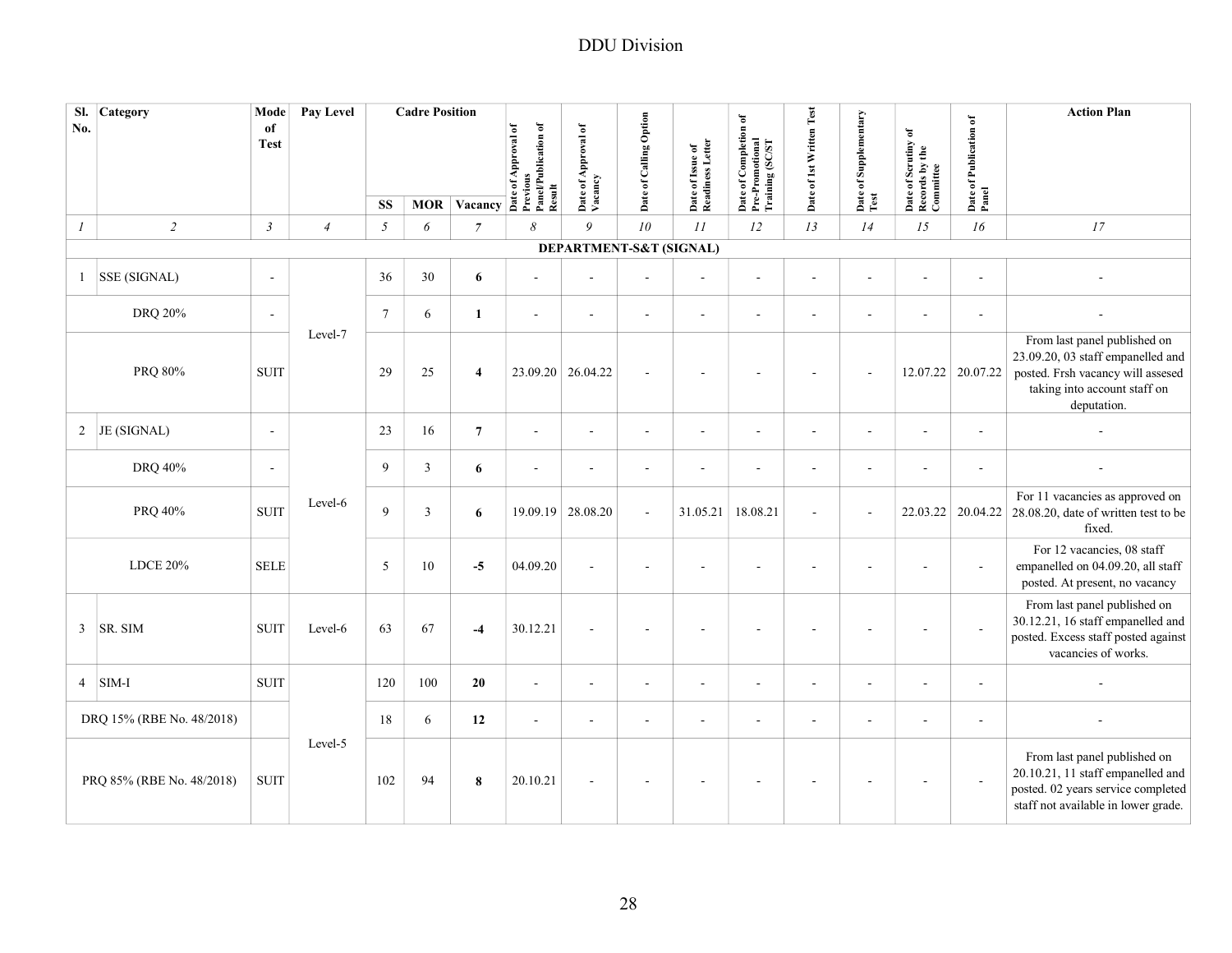# DDU Division

| Sl. No. | Category | Mode of Test | Pay Level | Cadre Position | | | Date of Approval of Previous Panel/Publication of Result | Date of Approval of Vacancy | Date of Calling Option | Date of Issue of Readiness Letter | Date of Completion of Pre-Promotional Training (SC/ST | Date of 1st Written Test | Date of Supplementary Test | Date of Scrutiny of Records by the Committee | Date of Publication of Panel | Action Plan |
|---|---|---|---|---|---|---|---|---|---|---|---|---|---|---|---|---|
| | | | | SS | MOR | Vacancy | | | | | | | | | | |
| *1* | *2* | *3* | *4* | *5* | *6* | *7* | *8* | *9* | *10* | *11* | *12* | *13* | *14* | *15* | *16* | *17* |
| | | | | | | | **DEPARTMENT-S&T (SIGNAL)** | | | | | | | | | |
| 1 | SSE (SIGNAL) | - | Level-7 | 36 | 30 | **6** | - | - | - | - | - | - | - | - | - | - |
| | DRQ 20% | - | | 7 | 6 | **1** | - | - | - | - | - | - | - | - | - | - |
| | PRQ 80% | SUIT | | 29 | 25 | **4** | 23.09.20 | 26.04.22 | - | - | - | - | - | 12.07.22 | 20.07.22 | From last panel published on 23.09.20, 03 staff empanelled and posted. Frsh vacancy will assesed taking into account staff on deputation. |
| 2 | JE (SIGNAL) | - | Level-6 | 23 | 16 | **7** | - | - | - | - | - | - | - | - | - | - |
| | DRQ 40% | - | | 9 | 3 | **6** | - | - | - | - | - | - | - | - | - | - |
| | PRQ 40% | SUIT | | 9 | 3 | **6** | 19.09.19 | 28.08.20 | - | 31.05.21 | 18.08.21 | - | - | 22.03.22 | 20.04.22 | For 11 vacancies as approved on 28.08.20, date of written test to be fixed. |
| | LDCE 20% | SELE | | 5 | 10 | **-5** | 04.09.20 | - | - | - | - | - | - | - | - | For 12 vacancies, 08 staff empanelled on 04.09.20, all staff posted. At present, no vacancy |
| 3 | SR. SIM | SUIT | Level-6 | 63 | 67 | **-4** | 30.12.21 | - | - | - | - | - | - | - | - | From last panel published on 30.12.21, 16 staff empanelled and posted. Excess staff posted against vacancies of works. |
| 4 | SIM-I | SUIT | Level-5 | 120 | 100 | **20** | - | - | - | - | - | - | - | - | - | - |
| | DRQ 15% (RBE No. 48/2018) | | | 18 | 6 | **12** | - | - | - | - | - | - | - | - | - | - |
| | PRQ 85% (RBE No. 48/2018) | SUIT | | 102 | 94 | **8** | 20.10.21 | - | - | - | - | - | - | - | - | From last panel published on 20.10.21, 11 staff empanelled and posted. 02 years service completed staff not available in lower grade. |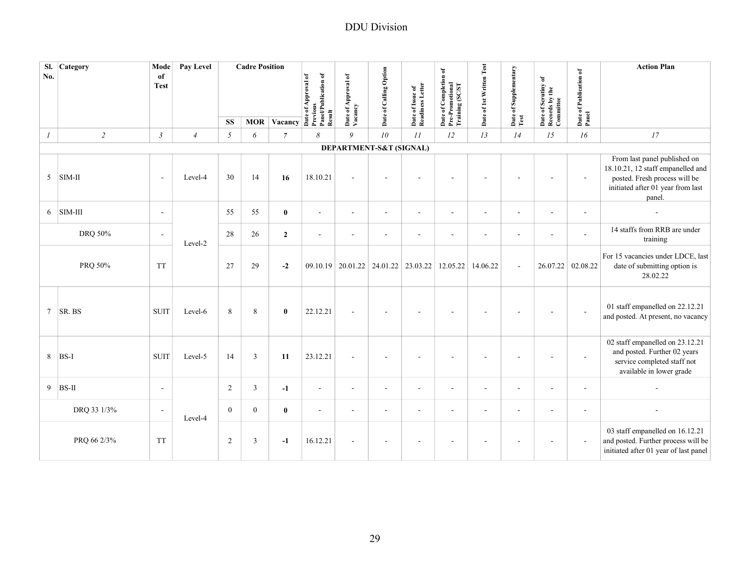DDU Division

| Sl. No. | Category | Mode of Test | Pay Level | Cadre Position | | | Date of Approval of Previous Panel/Publication of Result | Date of Approval of Vacancy | Date of Calling Option | Date of Issue of Readiness Letter | Date of Completion of Pre-Promotional Training (SC/ST | Date of 1st Written Test | Date of Supplementary Test | Date of Scrutiny of Records by the Committee | Date of Publication of Panel | Action Plan |
|---|---|---|---|---|---|---|---|---|---|---|---|---|---|---|---|---|
| | | | | SS | MOR | Vacancy | | | | | | | | | | |
| *1* | *2* | *3* | *4* | *5* | *6* | *7* | *8* | *9* | *10* | *11* | *12* | *13* | *14* | *15* | *16* | *17* |
| | | | | | | | **DEPARTMENT-S&T (SIGNAL)** | | | | | | | | | |
| 5 | SIM-II | - | Level-4 | 30 | 14 | **16** | 18.10.21 | - | - | - | - | - | - | - | - | From last panel published on 18.10.21, 12 staff empanelled and posted. Fresh process will be initiated after 01 year from last panel. |
| 6 | SIM-III | - | Level-2 | 55 | 55 | **0** | - | - | - | - | - | - | - | - | - | - |
| | DRQ 50% | - | | 28 | 26 | **2** | - | - | - | - | - | - | - | - | - | 14 staffs from RRB are under training |
| | PRQ 50% | TT | | 27 | 29 | **-2** | 09.10.19 | 20.01.22 | 24.01.22 | 23.03.22 | 12.05.22 | 14.06.22 | - | 26.07.22 | 02.08.22 | For 15 vacancies under LDCE, last date of submitting option is 28.02.22 |
| 7 | SR. BS | SUIT | Level-6 | 8 | 8 | **0** | 22.12.21 | - | - | - | - | - | - | - | - | 01 staff empanelled on 22.12.21 and posted. At present, no vacancy |
| 8 | BS-I | SUIT | Level-5 | 14 | 3 | **11** | 23.12.21 | - | - | - | - | - | - | - | - | 02 staff empanelled on 23.12.21 and posted. Further 02 years service completed staff not available in lower grade |
| 9 | BS-II | - | Level-4 | 2 | 3 | **-1** | - | - | - | - | - | - | - | - | - | - |
| | DRQ 33 1/3% | - | | 0 | 0 | **0** | - | - | - | - | - | - | - | - | - | - |
| | PRQ 66 2/3% | TT | | 2 | 3 | **-1** | 16.12.21 | - | - | - | - | - | - | - | - | 03 staff empanelled on 16.12.21 and posted. Further process will be initiated after 01 year of last panel |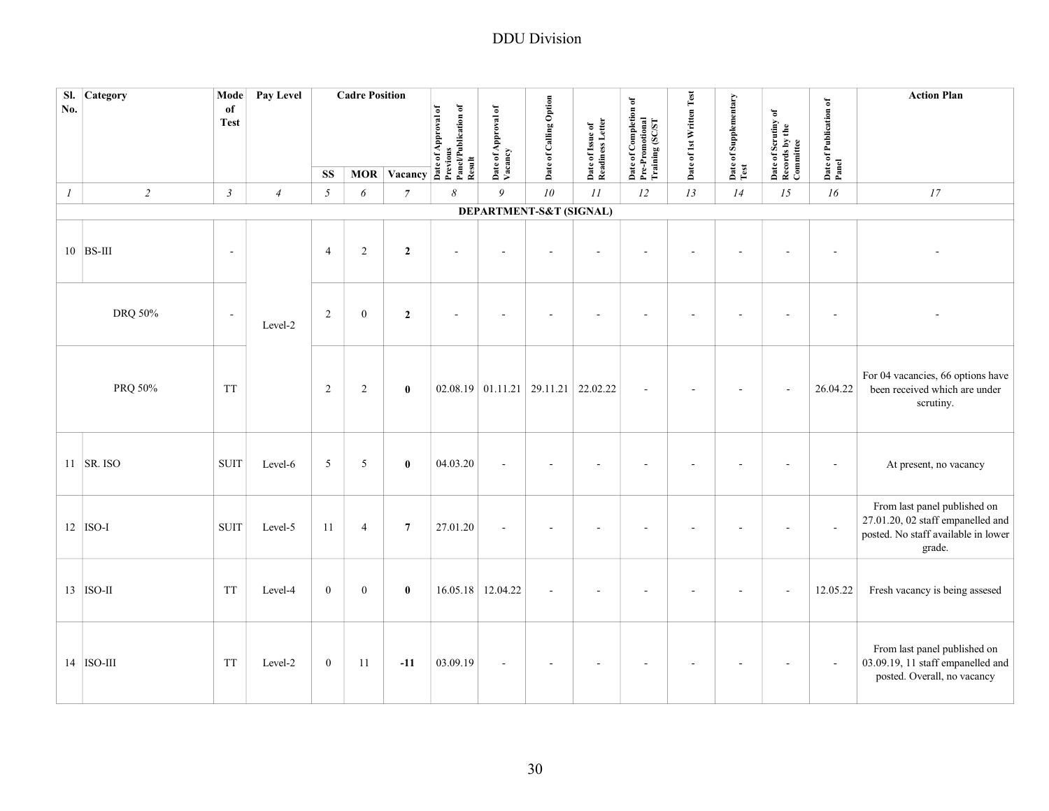# DDU Division

| Sl. No. | Category | Mode of Test | Pay Level | Cadre Position | | | Date of Approval of Previous Panel/Publication of Result | Date of Approval of Vacancy | Date of Calling Option | Date of Issue of Readiness Letter | Date of Completion of Pre-Promotional Training (SC/ST | Date of 1st Written Test | Date of Supplementary Test | Date of Scrutiny of Records by the Committee | Date of Publication of Panel | Action Plan |
|---|---|---|---|---|---|---|---|---|---|---|---|---|---|---|---|---|
| | | | | SS | MOR | Vacancy | | | | | | | | | | |
| *1* | *2* | *3* | *4* | *5* | *6* | *7* | *8* | *9* | *10* | *11* | *12* | *13* | *14* | *15* | *16* | *17* |
| | | | | | | | **DEPARTMENT-S&T (SIGNAL)** | | | | | | | | | |
| 10 | BS-III | - | Level-2 | 4 | 2 | **2** | - | - | - | - | - | - | - | - | - | - |
| | DRQ 50% | - | Level-2 | 2 | 0 | **2** | - | - | - | - | - | - | - | - | - | - |
| | PRQ 50% | TT | Level-2 | 2 | 2 | **0** | 02.08.19 | 01.11.21 | 29.11.21 | 22.02.22 | - | - | - | - | 26.04.22 | For 04 vacancies, 66 options have been received which are under scrutiny. |
| 11 | SR. ISO | SUIT | Level-6 | 5 | 5 | **0** | 04.03.20 | - | - | - | - | - | - | - | - | At present, no vacancy |
| 12 | ISO-I | SUIT | Level-5 | 11 | 4 | **7** | 27.01.20 | - | - | - | - | - | - | - | - | From last panel published on 27.01.20, 02 staff empanelled and posted. No staff available in lower grade. |
| 13 | ISO-II | TT | Level-4 | 0 | 0 | **0** | 16.05.18 | 12.04.22 | - | - | - | - | - | - | 12.05.22 | Fresh vacancy is being assesed |
| 14 | ISO-III | TT | Level-2 | 0 | 11 | **-11** | 03.09.19 | - | - | - | - | - | - | - | - | From last panel published on 03.09.19, 11 staff empanelled and posted. Overall, no vacancy |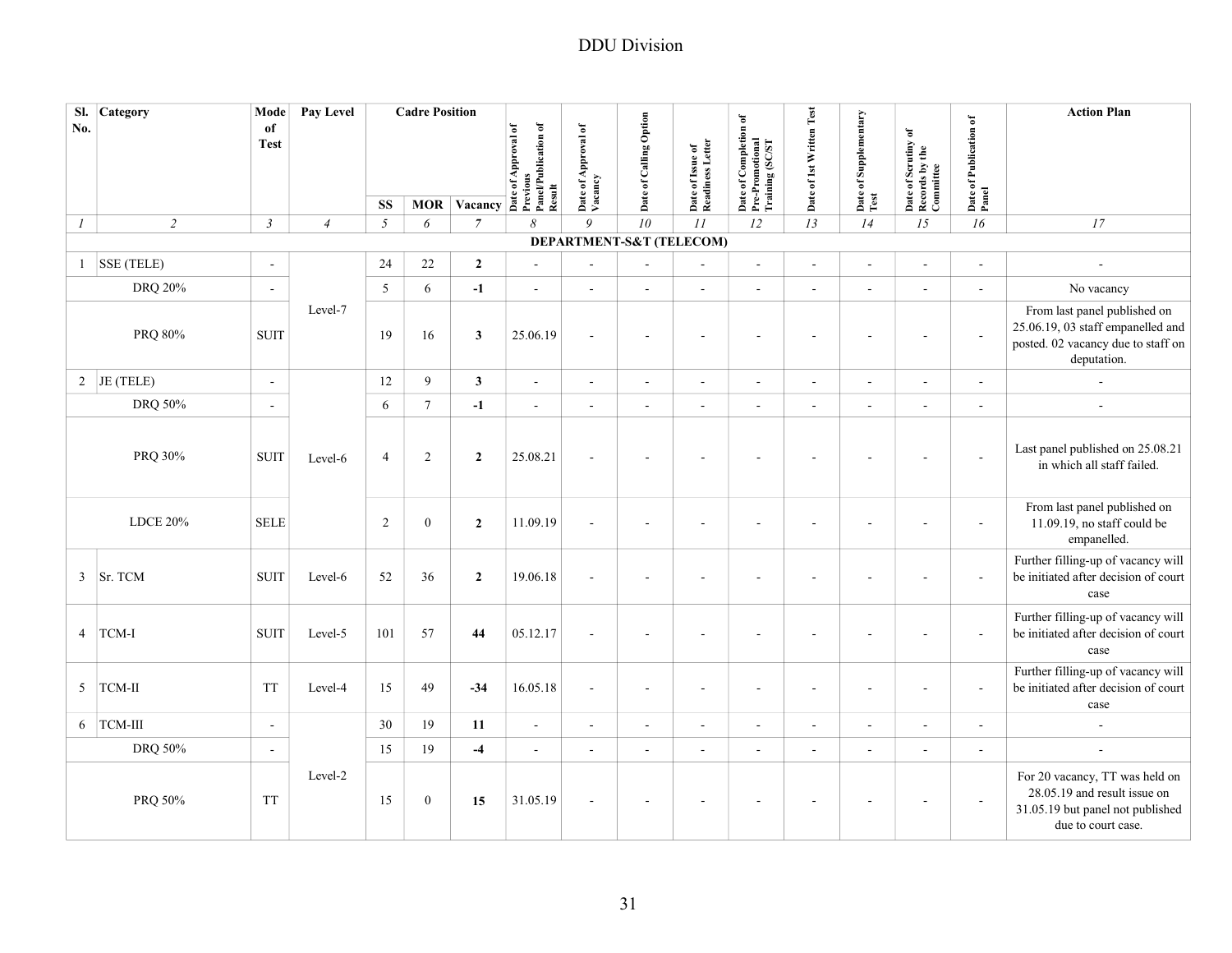# DDU Division

| Sl. No. | Category | Mode of Test | Pay Level | Cadre Position | | | Date of Approval of Previous Panel/Publication of Result | Date of Approval of Vacancy | Date of Calling Option | Date of Issue of Readiness Letter | Date of Completion of Pre-Promotional Training (SC/ST | Date of 1st Written Test | Date of Supplementary Test | Date of Scrutiny of Records by the Committee | Date of Publication of Panel | Action Plan |
|---|---|---|---|---|---|---|---|---|---|---|---|---|---|---|---|---|
| | | | | SS | MOR | Vacancy | | | | | | | | | | |
| *1* | *2* | *3* | *4* | *5* | *6* | *7* | *8* | *9* | *10* | *11* | *12* | *13* | *14* | *15* | *16* | *17* |
| | | | | | | | **DEPARTMENT-S&T (TELECOM)** | | | | | | | | | |
| 1 | SSE (TELE) | - | Level-7 | 24 | 22 | **2** | - | - | - | - | - | - | - | - | - | - |
| | DRQ 20% | - | | 5 | 6 | **-1** | - | - | - | - | - | - | - | - | - | No vacancy |
| | PRQ 80% | SUIT | | 19 | 16 | **3** | 25.06.19 | - | - | - | - | - | - | - | - | From last panel published on 25.06.19, 03 staff empanelled and posted. 02 vacancy due to staff on deputation. |
| 2 | JE (TELE) | - | Level-6 | 12 | 9 | **3** | - | - | - | - | - | - | - | - | - | - |
| | DRQ 50% | - | | 6 | 7 | **-1** | - | - | - | - | - | - | - | - | - | - |
| | PRQ 30% | SUIT | | 4 | 2 | **2** | 25.08.21 | - | - | - | - | - | - | - | - | Last panel published on 25.08.21 in which all staff failed. |
| | LDCE 20% | SELE | | 2 | 0 | **2** | 11.09.19 | - | - | - | - | - | - | - | - | From last panel published on 11.09.19, no staff could be empanelled. |
| 3 | Sr. TCM | SUIT | Level-6 | 52 | 36 | **2** | 19.06.18 | - | - | - | - | - | - | - | - | Further filling-up of vacancy will be initiated after decision of court case |
| 4 | TCM-I | SUIT | Level-5 | 101 | 57 | **44** | 05.12.17 | - | - | - | - | - | - | - | - | Further filling-up of vacancy will be initiated after decision of court case |
| 5 | TCM-II | TT | Level-4 | 15 | 49 | **-34** | 16.05.18 | - | - | - | - | - | - | - | - | Further filling-up of vacancy will be initiated after decision of court case |
| 6 | TCM-III | - | Level-2 | 30 | 19 | **11** | - | - | - | - | - | - | - | - | - | - |
| | DRQ 50% | - | | 15 | 19 | **-4** | - | - | - | - | - | - | - | - | - | - |
| | PRQ 50% | TT | | 15 | 0 | **15** | 31.05.19 | - | - | - | - | - | - | - | - | For 20 vacancy, TT was held on 28.05.19 and result issue on 31.05.19 but panel not published due to court case. |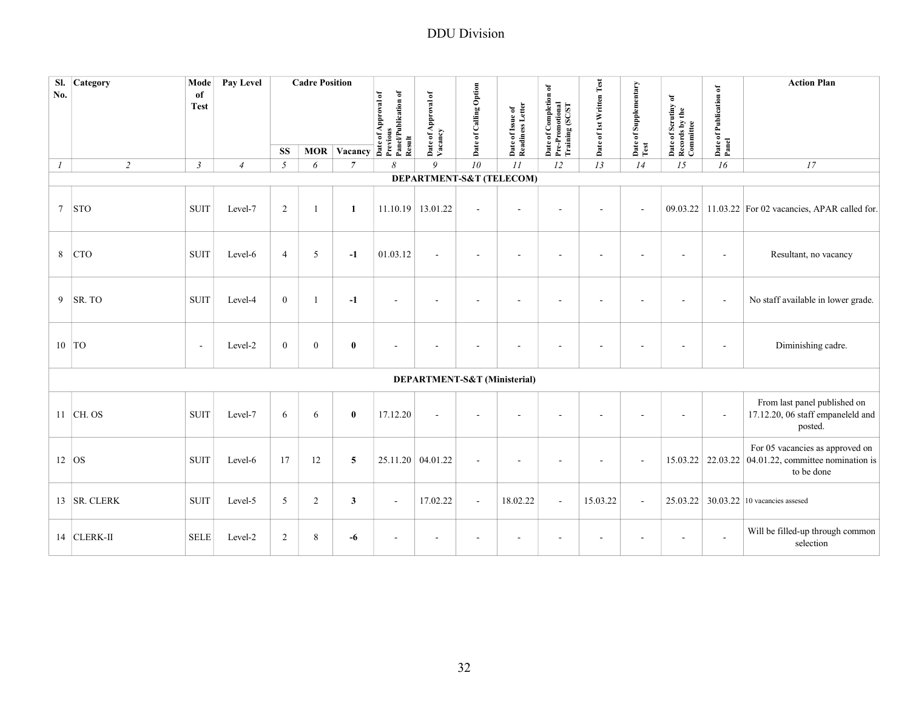# DDU Division

| Sl. No. | Category | Mode of Test | Pay Level | Cadre Position | | | Date of Approval of Previous Panel/Publication of Result | Date of Approval of Vacancy | Date of Calling Option | Date of Issue of Readiness Letter | Date of Completion of Pre-Promotional Training (SC/ST | Date of 1st Written Test | Date of Supplementary Test | Date of Scrutiny of Records by the Committee | Date of Publication of Panel | Action Plan |
|---|---|---|---|---|---|---|---|---|---|---|---|---|---|---|---|---|
| | | | | SS | MOR | Vacancy | | | | | | | | | | |
| *1* | *2* | *3* | *4* | *5* | *6* | *7* | *8* | *9* | *10* | *11* | *12* | *13* | *14* | *15* | *16* | *17* |
| **DEPARTMENT-S&T (TELECOM)** | | | | | | | | | | | | | | | | |
| 7 | STO | SUIT | Level-7 | 2 | 1 | **1** | 11.10.19 | 13.01.22 | - | - | - | - | - | 09.03.22 | 11.03.22 | For 02 vacancies, APAR called for. |
| 8 | CTO | SUIT | Level-6 | 4 | 5 | **-1** | 01.03.12 | - | - | - | - | - | - | - | - | Resultant, no vacancy |
| 9 | SR. TO | SUIT | Level-4 | 0 | 1 | **-1** | - | - | - | - | - | - | - | - | - | No staff available in lower grade. |
| 10 | TO | - | Level-2 | 0 | 0 | **0** | - | - | - | - | - | - | - | - | - | Diminishing cadre. |
| **DEPARTMENT-S&T (Ministerial)** | | | | | | | | | | | | | | | | |
| 11 | CH. OS | SUIT | Level-7 | 6 | 6 | **0** | 17.12.20 | - | - | - | - | - | - | - | - | From last panel published on 17.12.20, 06 staff empaneleld and posted. |
| 12 | OS | SUIT | Level-6 | 17 | 12 | **5** | 25.11.20 | 04.01.22 | - | - | - | - | - | 15.03.22 | 22.03.22 | For 05 vacancies as approved on 04.01.22, committee nomination is to be done |
| 13 | SR. CLERK | SUIT | Level-5 | 5 | 2 | **3** | - | 17.02.22 | - | 18.02.22 | - | 15.03.22 | - | 25.03.22 | 30.03.22 | 10 vacancies assesed |
| 14 | CLERK-II | SELE | Level-2 | 2 | 8 | **-6** | - | - | - | - | - | - | - | - | - | Will be filled-up through common selection |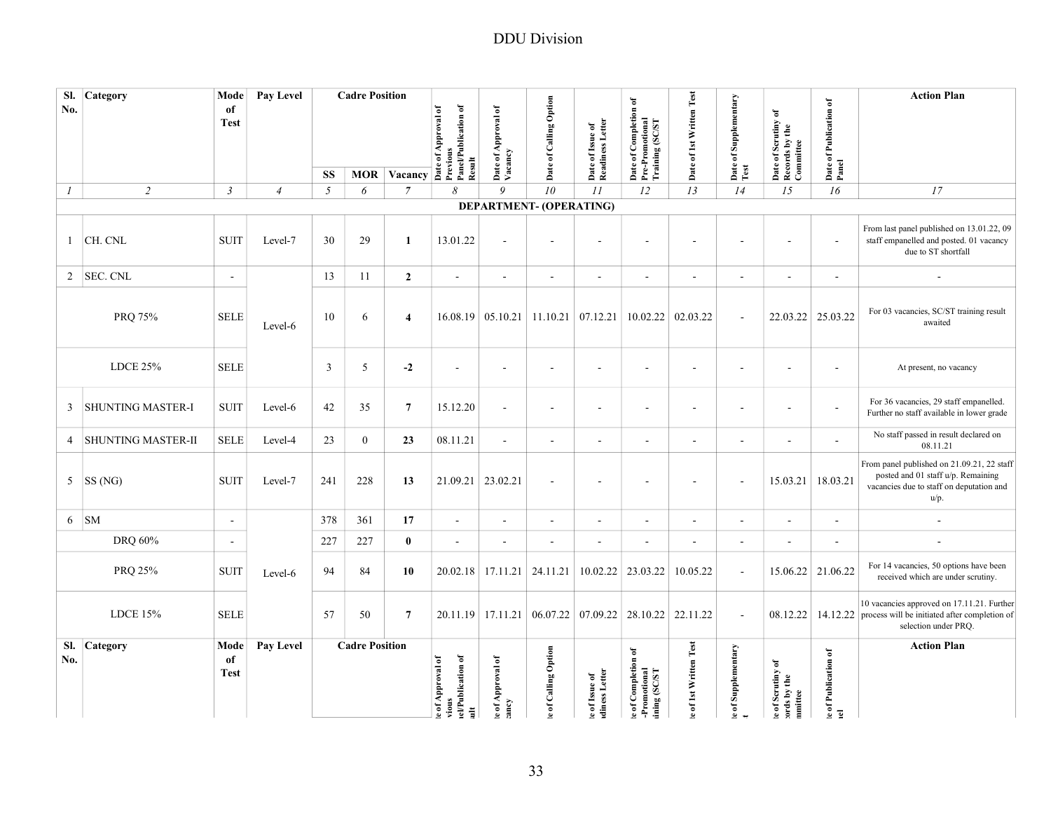# DDU Division

| Sl. No. | Category | Mode of Test | Pay Level | Cadre Position | | | Date of Approval of Previous Panel/Publication of Result | Date of Approval of Vacancy | Date of Calling Option | Date of Issue of Readiness Letter | Date of Completion of Pre-Promotional Training (SC/ST | Date of 1st Written Test | Date of Supplementary Test | Date of Scrutiny of Records by the Committee | Date of Publication of Panel | Action Plan |
|---|---|---|---|---|---|---|---|---|---|---|---|---|---|---|---|---|
| | | | | SS | MOR | Vacancy | | | | | | | | | | |
| 1 | 2 | 3 | 4 | 5 | 6 | 7 | 8 | 9 | 10 | 11 | 12 | 13 | 14 | 15 | 16 | 17 |
| **DEPARTMENT- (OPERATING)** | | | | | | | | | | | | | | | | |
| 1 | CH. CNL | SUIT | Level-7 | 30 | 29 | **1** | 13.01.22 | - | - | - | - | - | - | - | - | From last panel published on 13.01.22, 09 staff empanelled and posted. 01 vacancy due to ST shortfall |
| 2 | SEC. CNL | - | Level-6 | 13 | 11 | **2** | - | - | - | - | - | - | - | - | - | - |
| | PRQ 75% | SELE | | 10 | 6 | **4** | 16.08.19 | 05.10.21 | 11.10.21 | 07.12.21 | 10.02.22 | 02.03.22 | - | 22.03.22 | 25.03.22 | For 03 vacancies, SC/ST training result awaited |
| | LDCE 25% | SELE | | 3 | 5 | **-2** | - | - | - | - | - | - | - | - | - | At present, no vacancy |
| 3 | SHUNTING MASTER-I | SUIT | Level-6 | 42 | 35 | **7** | 15.12.20 | - | - | - | - | - | - | - | - | For 36 vacancies, 29 staff empanelled. Further no staff available in lower grade |
| 4 | SHUNTING MASTER-II | SELE | Level-4 | 23 | 0 | **23** | 08.11.21 | - | - | - | - | - | - | - | - | No staff passed in result declared on 08.11.21 |
| 5 | SS (NG) | SUIT | Level-7 | 241 | 228 | **13** | 21.09.21 | 23.02.21 | - | - | - | - | - | 15.03.21 | 18.03.21 | From panel published on 21.09.21, 22 staff posted and 01 staff u/p. Remaining vacancies due to staff on deputation and u/p. |
| 6 | SM | - | Level-6 | 378 | 361 | **17** | - | - | - | - | - | - | - | - | - | - |
| | DRQ 60% | - | | 227 | 227 | **0** | - | - | - | - | - | - | - | - | - | - |
| | PRQ 25% | SUIT | | 94 | 84 | **10** | 20.02.18 | 17.11.21 | 24.11.21 | 10.02.22 | 23.03.22 | 10.05.22 | - | 15.06.22 | 21.06.22 | For 14 vacancies, 50 options have been received which are under scrutiny. |
| | LDCE 15% | SELE | | 57 | 50 | **7** | 20.11.19 | 17.11.21 | 06.07.22 | 07.09.22 | 28.10.22 | 22.11.22 | - | 08.12.22 | 14.12.22 | 10 vacancies approved on 17.11.21. Further process will be initiated after completion of selection under PRQ. |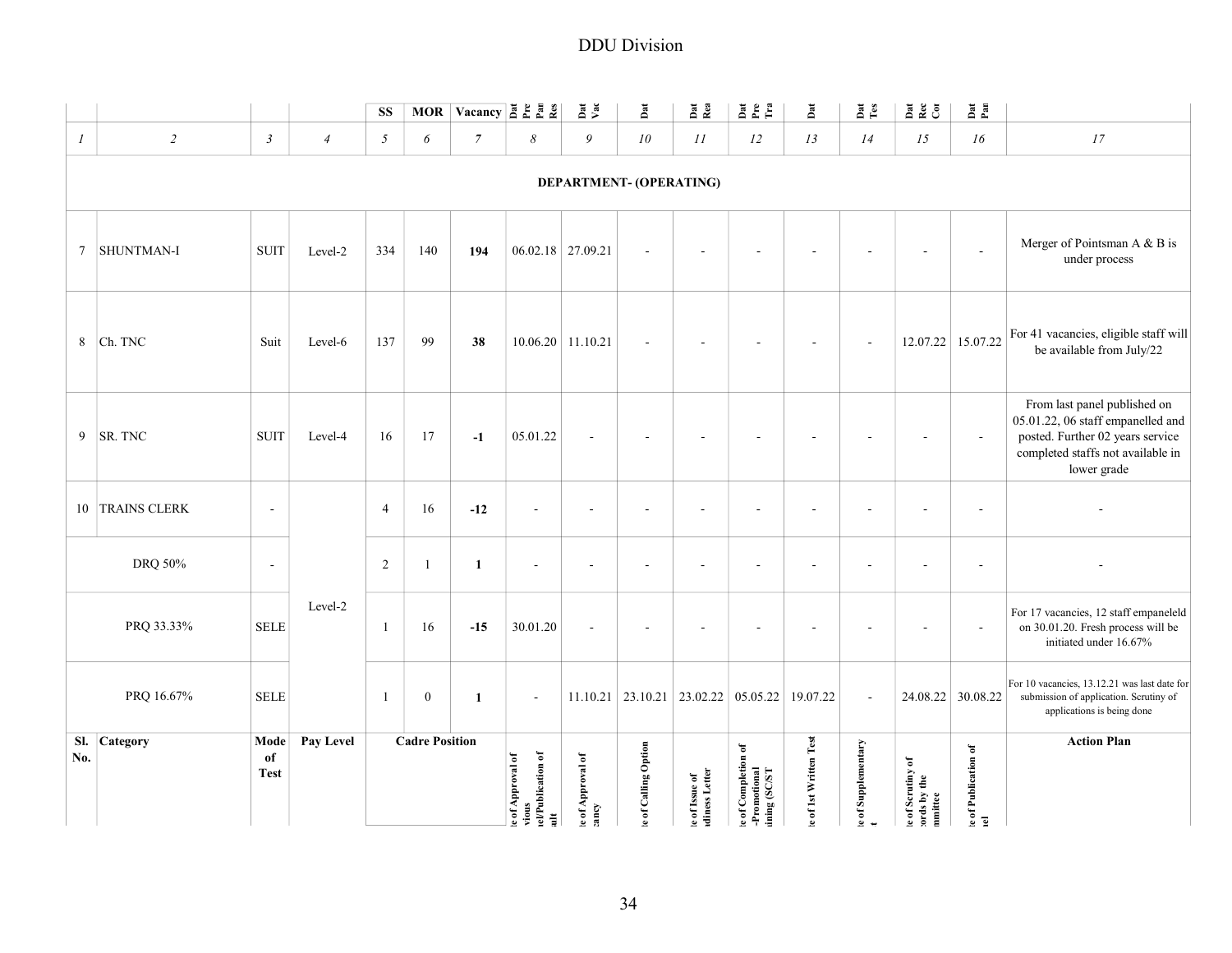# DDU Division

| Sl. No. | Category | Mode of Test | Pay Level | Cadre Position SS | MOR | Vacancy | Date of Approval of Previous Panel/Publication of Result | Date of Approval of Vacancy | Date of Calling Option | Date of Issue of Readiness Letter | Date of Completion of Pre-Promotional Training (SC/ST) | Date of 1st Written Test | Date of Supplementary Test | Date of Scrutiny of Records by the Committee | Date of Publication of Panel | Action Plan |
|---|---|---|---|---|---|---|---|---|---|---|---|---|---|---|---|---|
| *1* | *2* | *3* | *4* | *5* | *6* | *7* | *8* | *9* | *10* | *11* | *12* | *13* | *14* | *15* | *16* | *17* |
| | | | | | | | | **DEPARTMENT- (OPERATING)** | | | | | | | | |
| 7 | SHUNTMAN-I | SUIT | Level-2 | 334 | 140 | **194** | 06.02.18 | 27.09.21 | - | - | - | - | - | - | - | Merger of Pointsman A & B is under process |
| 8 | Ch. TNC | Suit | Level-6 | 137 | 99 | **38** | 10.06.20 | 11.10.21 | - | - | - | - | - | 12.07.22 | 15.07.22 | For 41 vacancies, eligible staff will be available from July/22 |
| 9 | SR. TNC | SUIT | Level-4 | 16 | 17 | **-1** | 05.01.22 | - | - | - | - | - | - | - | - | From last panel published on 05.01.22, 06 staff empanelled and posted. Further 02 years service completed staffs not available in lower grade |
| 10 | TRAINS CLERK | - | Level-2 | 4 | 16 | **-12** | - | - | - | - | - | - | - | - | - | - |
| | DRQ 50% | - | | 2 | 1 | **1** | - | - | - | - | - | - | - | - | - | - |
| | PRQ 33.33% | SELE | | 1 | 16 | **-15** | 30.01.20 | - | - | - | - | - | - | - | - | For 17 vacancies, 12 staff empaneleld on 30.01.20. Fresh process will be initiated under 16.67% |
| | PRQ 16.67% | SELE | | 1 | 0 | **1** | - | 11.10.21 | 23.10.21 | 23.02.22 | 05.05.22 | 19.07.22 | - | 24.08.22 | 30.08.22 | For 10 vacancies, 13.12.21 was last date for submission of application. Scrutiny of applications is being done |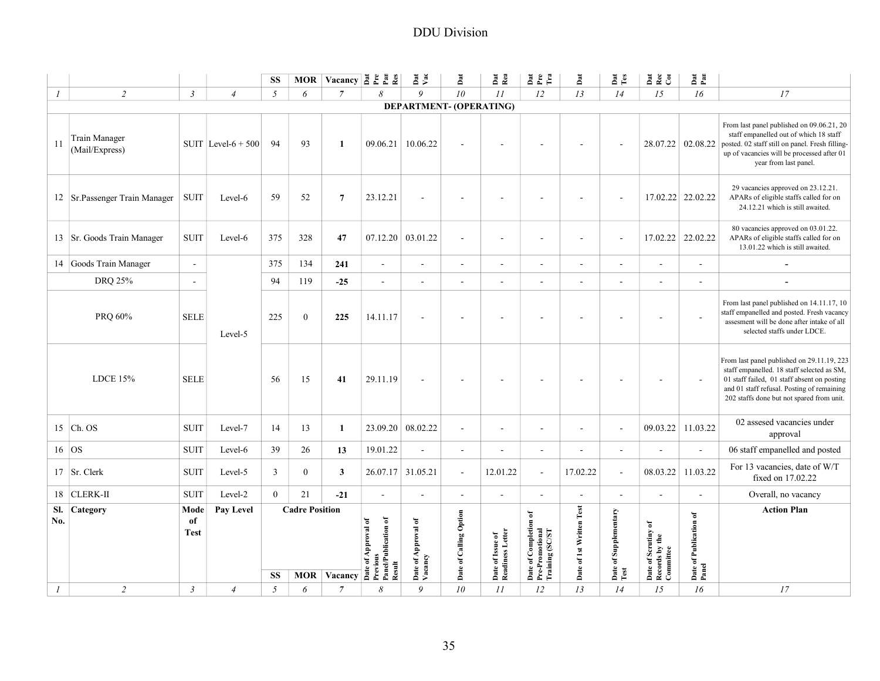# DDU Division

| Sl. No. | Category | Mode of Test | Pay Level | Cadre Position | | | Date of Approval of Previous Panel/Publication of Result | Date of Approval of Vacancy | Date of Calling Option | Date of Issue of Readiness Letter | Date of Completion of Pre-Promotional Training (SC/ST | Date of 1st Written Test | Date of Supplementary Test | Date of Scrutiny of Records by the Committee | Date of Publication of Panel | Action Plan |
|---|---|---|---|---|---|---|---|---|---|---|---|---|---|---|---|---|
| | | | | SS | MOR | Vacancy | | | | | | | | | | |
| 1 | 2 | 3 | 4 | 5 | 6 | 7 | 8 | 9 | 10 | 11 | 12 | 13 | 14 | 15 | 16 | 17 |
| **DEPARTMENT- (OPERATING)** | | | | | | | | | | | | | | | | |
| 11 | Train Manager (Mail/Express) | SUIT | Level-6 + 500 | 94 | 93 | **1** | 09.06.21 | 10.06.22 | - | - | - | - | - | 28.07.22 | 02.08.22 | From last panel published on 09.06.21, 20 staff empanelled out of which 18 staff posted. 02 staff still on panel. Fresh filling-up of vacancies will be processed after 01 year from last panel. |
| 12 | Sr.Passenger Train Manager | SUIT | Level-6 | 59 | 52 | **7** | 23.12.21 | - | - | - | - | - | - | 17.02.22 | 22.02.22 | 29 vacancies approved on 23.12.21. APARs of eligible staffs called for on 24.12.21 which is still awaited. |
| 13 | Sr. Goods Train Manager | SUIT | Level-6 | 375 | 328 | **47** | 07.12.20 | 03.01.22 | - | - | - | - | - | 17.02.22 | 22.02.22 | 80 vacancies approved on 03.01.22. APARs of eligible staffs called for on 13.01.22 which is still awaited. |
| 14 | Goods Train Manager | - | Level-5 | 375 | 134 | **241** | - | - | - | - | - | - | - | - | - | - |
| | DRQ 25% | - | | 94 | 119 | **-25** | - | - | - | - | - | - | - | - | - | - |
| | PRQ 60% | SELE | | 225 | 0 | **225** | 14.11.17 | - | - | - | - | - | - | - | - | From last panel published on 14.11.17, 10 staff empanelled and posted. Fresh vacancy assesment will be done after intake of all selected staffs under LDCE. |
| | LDCE 15% | SELE | | 56 | 15 | **41** | 29.11.19 | - | - | - | - | - | - | - | - | From last panel published on 29.11.19, 223 staff empanelled. 18 staff selected as SM, 01 staff failed, 01 staff absent on posting and 01 staff refusal. Posting of remaining 202 staffs done but not spared from unit. |
| 15 | Ch. OS | SUIT | Level-7 | 14 | 13 | **1** | 23.09.20 | 08.02.22 | - | - | - | - | - | 09.03.22 | 11.03.22 | 02 assesed vacancies under approval |
| 16 | OS | SUIT | Level-6 | 39 | 26 | **13** | 19.01.22 | - | - | - | - | - | - | - | - | 06 staff empanelled and posted |
| 17 | Sr. Clerk | SUIT | Level-5 | 3 | 0 | **3** | 26.07.17 | 31.05.21 | - | 12.01.22 | - | 17.02.22 | - | 08.03.22 | 11.03.22 | For 13 vacancies, date of W/T fixed on 17.02.22 |
| 18 | CLERK-II | SUIT | Level-2 | 0 | 21 | **-21** | - | - | - | - | - | - | - | - | - | Overall, no vacancy |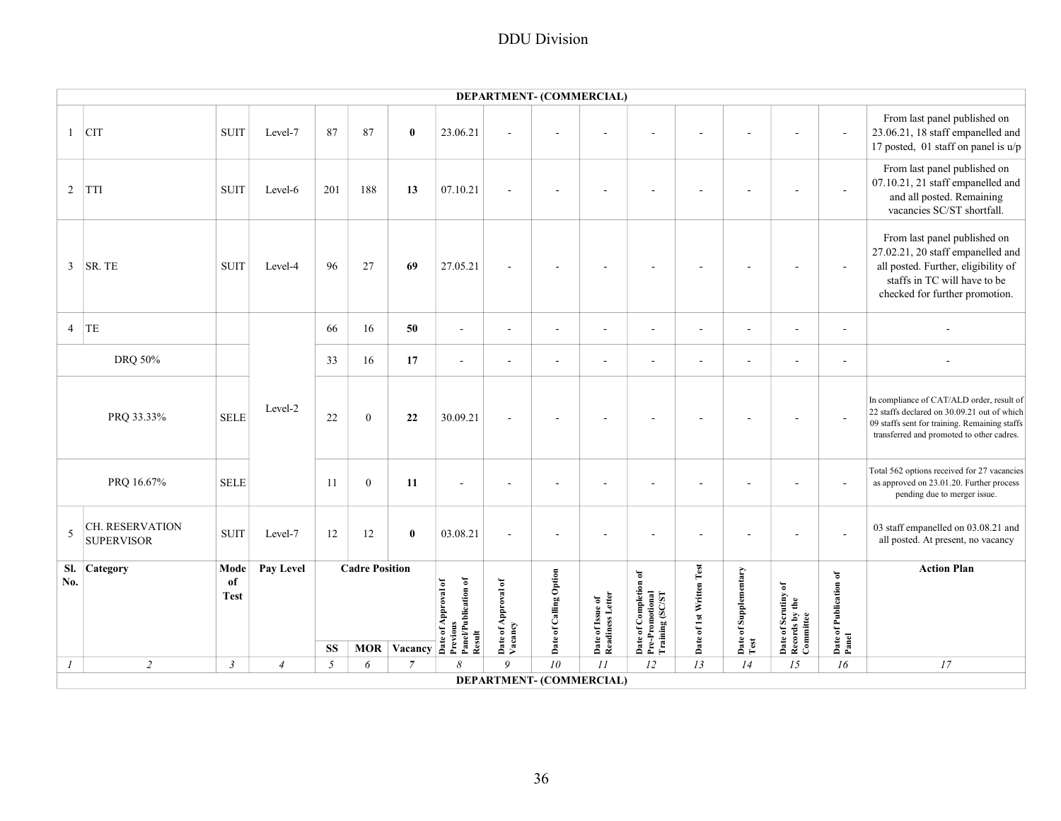DDU Division

| Sl. No. | Category | Mode of Test | Pay Level | Cadre Position | | | Date of Approval of Previous Panel/Publication of Result | Date of Approval of Vacancy | Date of Calling Option | Date of Issue of Readiness Letter | Date of Completion of Pre-Promotional Training (SC/ST | Date of 1st Written Test | Date of Supplementary Test | Date of Scrutiny of Records by the Committee | Date of Publication of Panel | Action Plan |
|---|---|---|---|---|---|---|---|---|---|---|---|---|---|---|---|---|
| | | | | SS | MOR | Vacancy | | | | | | | | | | |
| *1* | *2* | *3* | *4* | *5* | *6* | *7* | *8* | *9* | *10* | *11* | *12* | *13* | *14* | *15* | *16* | *17* |
| **DEPARTMENT- (COMMERCIAL)** | | | | | | | | | | | | | | | | |
| 1 | CIT | SUIT | Level-7 | 87 | 87 | **0** | 23.06.21 | - | - | - | - | - | - | - | - | From last panel published on 23.06.21, 18 staff empanelled and 17 posted, 01 staff on panel is u/p |
| 2 | TTI | SUIT | Level-6 | 201 | 188 | **13** | 07.10.21 | - | - | - | - | - | - | - | - | From last panel published on 07.10.21, 21 staff empanelled and and all posted. Remaining vacancies SC/ST shortfall. |
| 3 | SR. TE | SUIT | Level-4 | 96 | 27 | **69** | 27.05.21 | - | - | - | - | - | - | - | - | From last panel published on 27.02.21, 20 staff empanelled and all posted. Further, eligibility of staffs in TC will have to be checked for further promotion. |
| 4 | TE | | Level-2 | 66 | 16 | **50** | - | - | - | - | - | - | - | - | - | - |
| | DRQ 50% | | | 33 | 16 | **17** | - | - | - | - | - | - | - | - | - | - |
| | PRQ 33.33% | SELE | | 22 | 0 | **22** | 30.09.21 | - | - | - | - | - | - | - | - | In compliance of CAT/ALD order, result of 22 staffs declared on 30.09.21 out of which 09 staffs sent for training. Remaining staffs transferred and promoted to other cadres. |
| | PRQ 16.67% | SELE | | 11 | 0 | **11** | - | - | - | - | - | - | - | - | - | Total 562 options received for 27 vacancies as approved on 23.01.20. Further process pending due to merger issue. |
| 5 | CH. RESERVATION SUPERVISOR | SUIT | Level-7 | 12 | 12 | **0** | 03.08.21 | - | - | - | - | - | - | - | - | 03 staff empanelled on 03.08.21 and all posted. At present, no vacancy |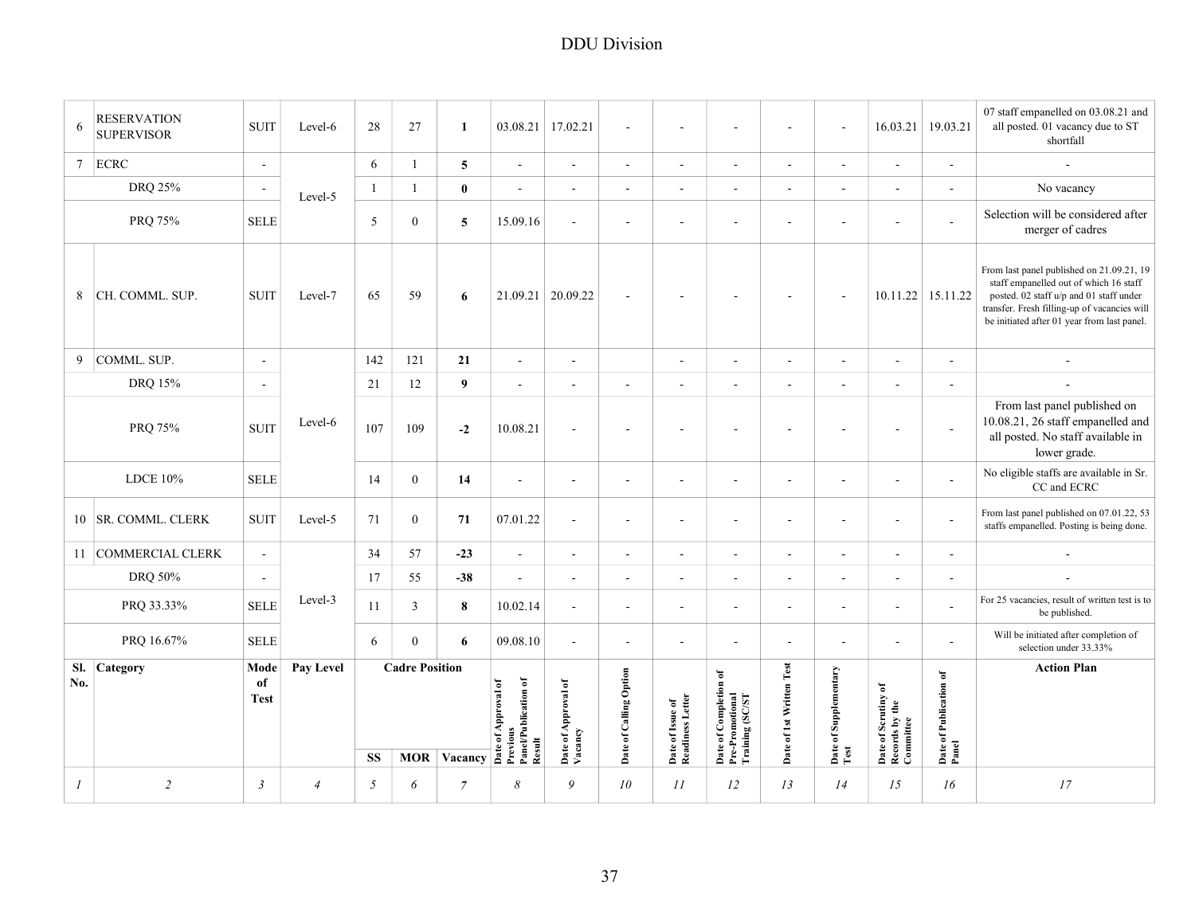| Sl. No. | Category | Mode of Test | Pay Level | Cadre Position | | | Date of Approval of Previous Panel/Publication of Result | Date of Approval of Vacancy | Date of Calling Option | Date of Issue of Readiness Letter | Date of Completion of Pre-Promotional Training (SC/ST | Date of 1st Written Test | Date of Supplementary Test | Date of Scrutiny of Records by the Committee | Date of Publication of Panel | Action Plan |
|---|---|---|---|---|---|---|---|---|---|---|---|---|---|---|---|---|
| | | | | SS | MOR | Vacancy | | | | | | | | | | |
| *1* | *2* | *3* | *4* | *5* | *6* | *7* | *8* | *9* | *10* | *11* | *12* | *13* | *14* | *15* | *16* | *17* |
| 6 | RESERVATION SUPERVISOR | SUIT | Level-6 | 28 | 27 | **1** | 03.08.21 | 17.02.21 | - | - | - | - | - | 16.03.21 | 19.03.21 | 07 staff empanelled on 03.08.21 and all posted. 01 vacancy due to ST shortfall |
| 7 | ECRC | - | Level-5 | 6 | 1 | **5** | - | - | - | - | - | - | - | - | - | - |
| | DRQ 25% | - | | 1 | 1 | **0** | - | - | - | - | - | - | - | - | - | No vacancy |
| | PRQ 75% | SELE | | 5 | 0 | **5** | 15.09.16 | - | - | - | - | - | - | - | - | Selection will be considered after merger of cadres |
| 8 | CH. COMML. SUP. | SUIT | Level-7 | 65 | 59 | **6** | 21.09.21 | 20.09.22 | - | - | - | - | - | 10.11.22 | 15.11.22 | From last panel published on 21.09.21, 19 staff empanelled out of which 16 staff posted. 02 staff u/p and 01 staff under transfer. Fresh filling-up of vacancies will be initiated after 01 year from last panel. |
| 9 | COMML. SUP. | - | Level-6 | 142 | 121 | **21** | - | - | | - | - | - | - | - | - | - |
| | DRQ 15% | - | | 21 | 12 | **9** | - | - | - | - | - | - | - | - | - | - |
| | PRQ 75% | SUIT | | 107 | 109 | **-2** | 10.08.21 | - | - | - | - | - | - | - | - | From last panel published on 10.08.21, 26 staff empanelled and all posted. No staff available in lower grade. |
| | LDCE 10% | SELE | | 14 | 0 | **14** | - | - | - | - | - | - | - | - | - | No eligible staffs are available in Sr. CC and ECRC |
| 10 | SR. COMML. CLERK | SUIT | Level-5 | 71 | 0 | **71** | 07.01.22 | - | - | - | - | - | - | - | - | From last panel published on 07.01.22, 53 staffs empanelled. Posting is being done. |
| 11 | COMMERCIAL CLERK | - | Level-3 | 34 | 57 | **-23** | - | - | - | - | - | - | - | - | - | - |
| | DRQ 50% | - | | 17 | 55 | **-38** | - | - | - | - | - | - | - | - | - | - |
| | PRQ 33.33% | SELE | | 11 | 3 | **8** | 10.02.14 | - | - | - | - | - | - | - | - | For 25 vacancies, result of written test is to be published. |
| | PRQ 16.67% | SELE | | 6 | 0 | **6** | 09.08.10 | - | - | - | - | - | - | - | - | Will be initiated after completion of selection under 33.33% |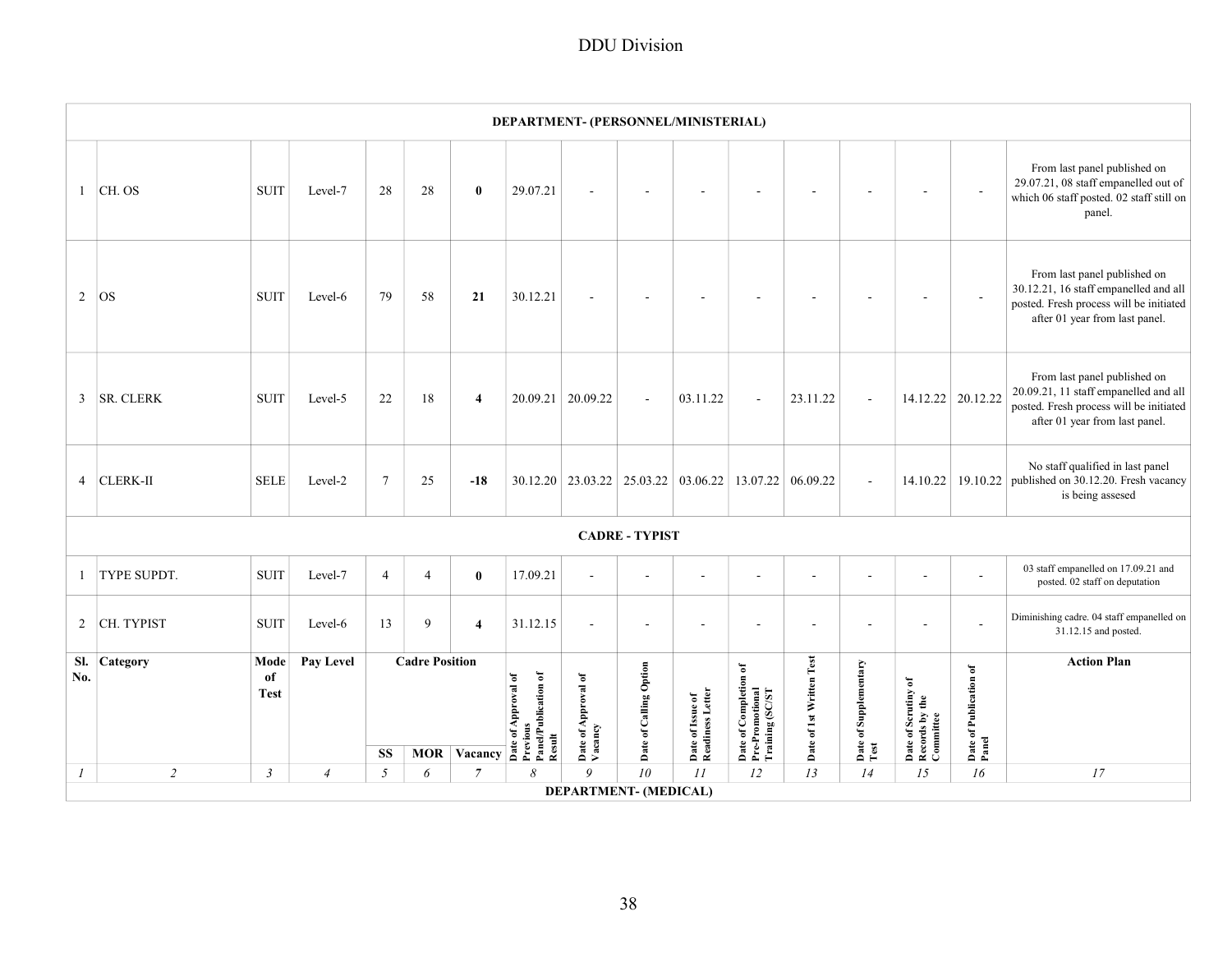DDU Division

| Sl. No. | Category | Mode of Test | Pay Level | Cadre Position | | | Date of Approval of Previous Panel/Publication of Result | Date of Approval of Vacancy | Date of Calling Option | Date of Issue of Readiness Letter | Date of Completion of Pre-Promotional Training (SC/ST | Date of 1st Written Test | Date of Supplementary Test | Date of Scrutiny of Records by the Committee | Date of Publication of Panel | Action Plan |
|---|---|---|---|---|---|---|---|---|---|---|---|---|---|---|---|---|
| | | | | SS | MOR | Vacancy | | | | | | | | | | |
| *1* | *2* | *3* | *4* | *5* | *6* | *7* | *8* | *9* | *10* | *11* | *12* | *13* | *14* | *15* | *16* | *17* |
| **DEPARTMENT- (PERSONNEL/MINISTERIAL)** | | | | | | | | | | | | | | | | |
| 1 | CH. OS | SUIT | Level-7 | 28 | 28 | **0** | 29.07.21 | - | - | - | - | - | - | - | - | From last panel published on 29.07.21, 08 staff empanelled out of which 06 staff posted. 02 staff still on panel. |
| 2 | OS | SUIT | Level-6 | 79 | 58 | **21** | 30.12.21 | - | - | - | - | - | - | - | - | From last panel published on 30.12.21, 16 staff empanelled and all posted. Fresh process will be initiated after 01 year from last panel. |
| 3 | SR. CLERK | SUIT | Level-5 | 22 | 18 | **4** | 20.09.21 | 20.09.22 | - | 03.11.22 | - | 23.11.22 | - | 14.12.22 | 20.12.22 | From last panel published on 20.09.21, 11 staff empanelled and all posted. Fresh process will be initiated after 01 year from last panel. |
| 4 | CLERK-II | SELE | Level-2 | 7 | 25 | **-18** | 30.12.20 | 23.03.22 | 25.03.22 | 03.06.22 | 13.07.22 | 06.09.22 | - | 14.10.22 | 19.10.22 | No staff qualified in last panel published on 30.12.20. Fresh vacancy is being assesed |
| **CADRE - TYPIST** | | | | | | | | | | | | | | | | |
| 1 | TYPE SUPDT. | SUIT | Level-7 | 4 | 4 | **0** | 17.09.21 | - | - | - | - | - | - | - | - | 03 staff empanelled on 17.09.21 and posted. 02 staff on deputation |
| 2 | CH. TYPIST | SUIT | Level-6 | 13 | 9 | **4** | 31.12.15 | - | - | - | - | - | - | - | - | Diminishing cadre. 04 staff empanelled on 31.12.15 and posted. |
| **DEPARTMENT- (MEDICAL)** | | | | | | | | | | | | | | | | |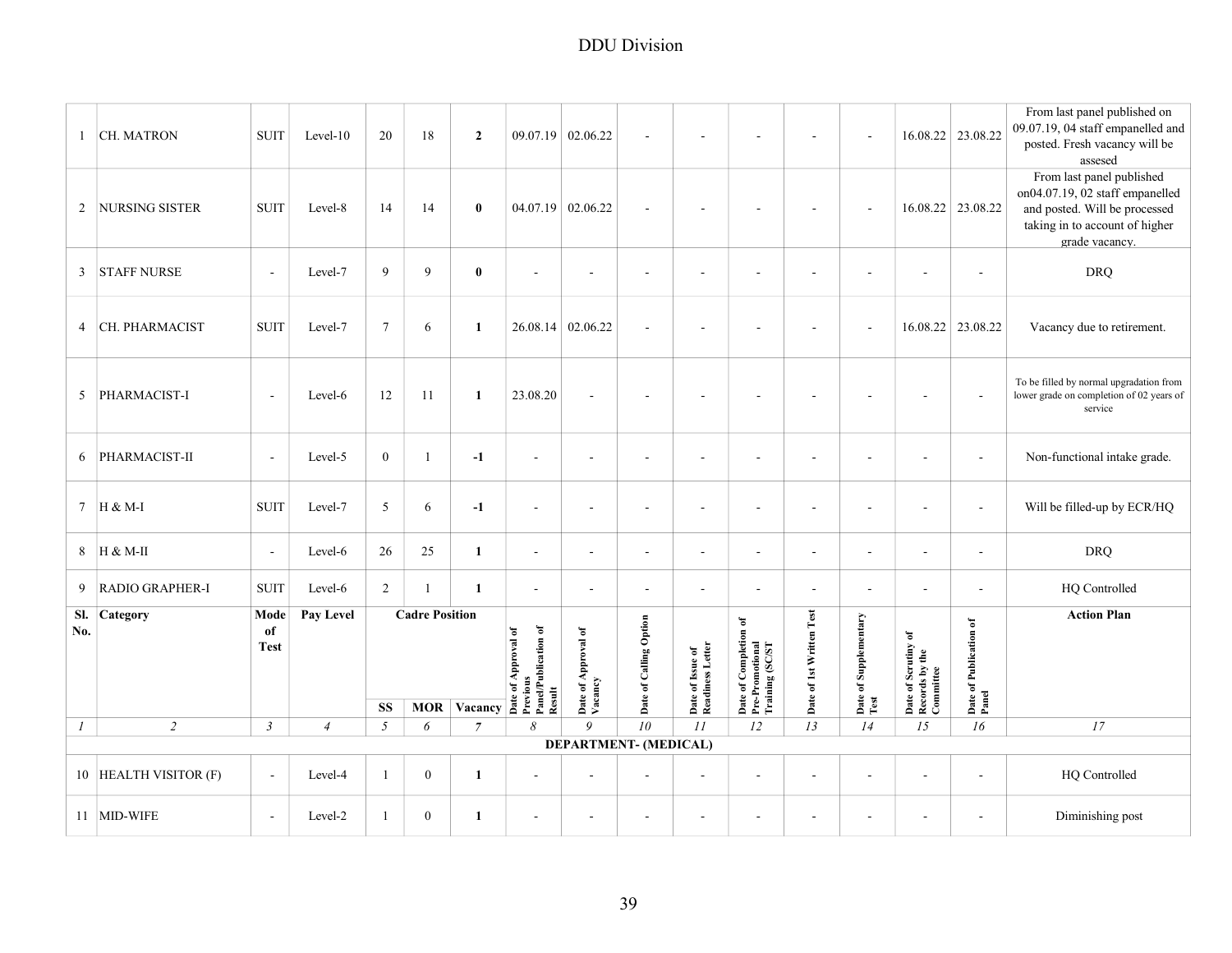# DDU Division

| Sl. No. | Category | Mode of Test | Pay Level | Cadre Position | | | Date of Approval of Previous Panel/Publication of Result | Date of Approval of Vacancy | Date of Calling Option | Date of Issue of Readiness Letter | Date of Completion of Pre-Promotional Training (SC/ST | Date of 1st Written Test | Date of Supplementary Test | Date of Scrutiny of Records by the Committee | Date of Publication of Panel | Action Plan |
|---|---|---|---|---|---|---|---|---|---|---|---|---|---|---|---|---|
| | | | | SS | MOR | Vacancy | | | | | | | | | | |
| *1* | *2* | *3* | *4* | *5* | *6* | *7* | *8* | *9* | *10* | *11* | *12* | *13* | *14* | *15* | *16* | *17* |
| 1 | CH. MATRON | SUIT | Level-10 | 20 | 18 | **2** | 09.07.19 | 02.06.22 | - | - | - | - | - | 16.08.22 | 23.08.22 | From last panel published on 09.07.19, 04 staff empanelled and posted. Fresh vacancy will be assesed |
| 2 | NURSING SISTER | SUIT | Level-8 | 14 | 14 | **0** | 04.07.19 | 02.06.22 | - | - | - | - | - | 16.08.22 | 23.08.22 | From last panel published on04.07.19, 02 staff empanelled and posted. Will be processed taking in to account of higher grade vacancy. |
| 3 | STAFF NURSE | - | Level-7 | 9 | 9 | **0** | - | - | - | - | - | - | - | - | - | DRQ |
| 4 | CH. PHARMACIST | SUIT | Level-7 | 7 | 6 | **1** | 26.08.14 | 02.06.22 | - | - | - | - | - | 16.08.22 | 23.08.22 | Vacancy due to retirement. |
| 5 | PHARMACIST-I | - | Level-6 | 12 | 11 | **1** | 23.08.20 | - | - | - | - | - | - | - | - | To be filled by normal upgradation from lower grade on completion of 02 years of service |
| 6 | PHARMACIST-II | - | Level-5 | 0 | 1 | **-1** | - | - | - | - | - | - | - | - | - | Non-functional intake grade. |
| 7 | H & M-I | SUIT | Level-7 | 5 | 6 | **-1** | - | - | - | - | - | - | - | - | - | Will be filled-up by ECR/HQ |
| 8 | H & M-II | - | Level-6 | 26 | 25 | **1** | - | - | - | - | - | - | - | - | - | DRQ |
| 9 | RADIO GRAPHER-I | SUIT | Level-6 | 2 | 1 | **1** | - | - | - | - | - | - | - | - | - | HQ Controlled |
| | | | | | | | | **DEPARTMENT- (MEDICAL)** | | | | | | | | |
| 10 | HEALTH VISITOR (F) | - | Level-4 | 1 | 0 | **1** | - | - | - | - | - | - | - | - | - | HQ Controlled |
| 11 | MID-WIFE | - | Level-2 | 1 | 0 | **1** | - | - | - | - | - | - | - | - | - | Diminishing post |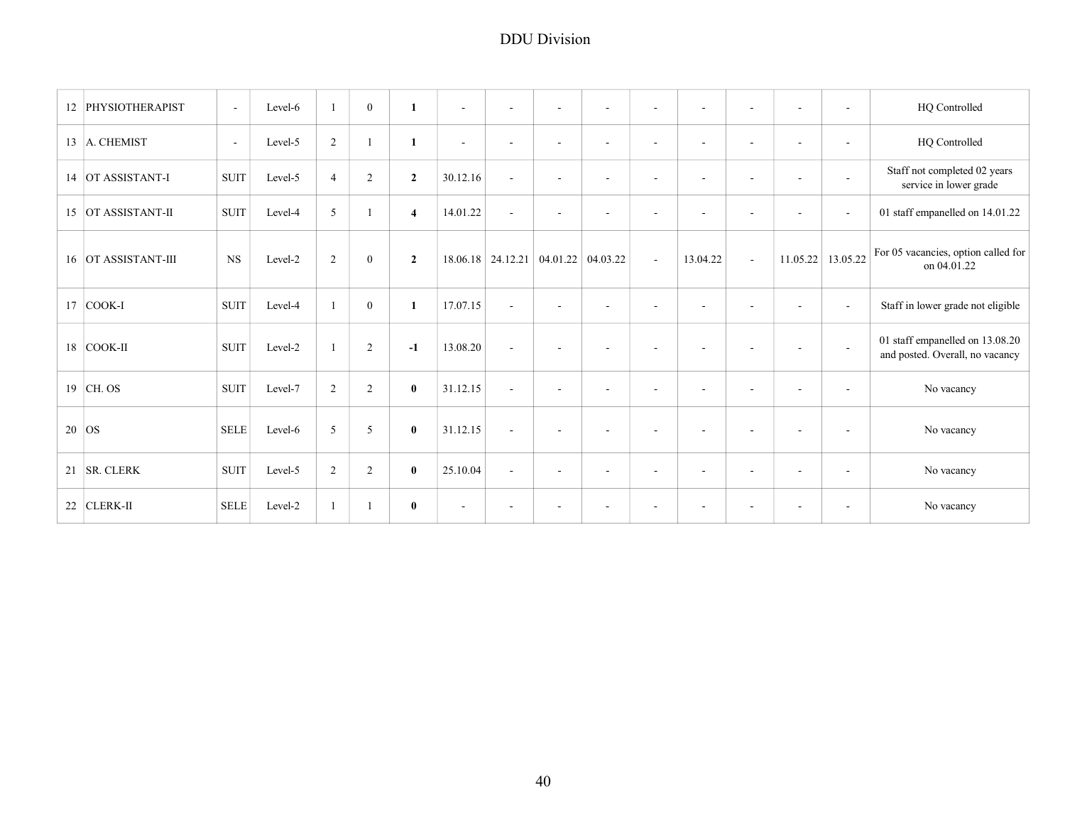| | | | | | | | | | | | | | | | | | |
|---|---|---|---|---|---|---|---|---|---|---|---|---|---|---|---|---|---|
| 12 | PHYSIOTHERAPIST | - | Level-6 | 1 | 0 | **1** | - | - | - | - | - | - | - | - | - | HQ Controlled |
| 13 | A. CHEMIST | - | Level-5 | 2 | 1 | **1** | - | - | - | - | - | - | - | - | - | HQ Controlled |
| 14 | OT ASSISTANT-I | SUIT | Level-5 | 4 | 2 | **2** | 30.12.16 | - | - | - | - | - | - | - | - | Staff not completed 02 years service in lower grade |
| 15 | OT ASSISTANT-II | SUIT | Level-4 | 5 | 1 | **4** | 14.01.22 | - | - | - | - | - | - | - | - | 01 staff empanelled on 14.01.22 |
| 16 | OT ASSISTANT-III | NS | Level-2 | 2 | 0 | **2** | 18.06.18 | 24.12.21 | 04.01.22 | 04.03.22 | - | 13.04.22 | - | 11.05.22 | 13.05.22 | For 05 vacancies, option called for on 04.01.22 |
| 17 | COOK-I | SUIT | Level-4 | 1 | 0 | **1** | 17.07.15 | - | - | - | - | - | - | - | - | Staff in lower grade not eligible |
| 18 | COOK-II | SUIT | Level-2 | 1 | 2 | **-1** | 13.08.20 | - | - | - | - | - | - | - | - | 01 staff empanelled on 13.08.20 and posted. Overall, no vacancy |
| 19 | CH. OS | SUIT | Level-7 | 2 | 2 | **0** | 31.12.15 | - | - | - | - | - | - | - | - | No vacancy |
| 20 | OS | SELE | Level-6 | 5 | 5 | **0** | 31.12.15 | - | - | - | - | - | - | - | - | No vacancy |
| 21 | SR. CLERK | SUIT | Level-5 | 2 | 2 | **0** | 25.10.04 | - | - | - | - | - | - | - | - | No vacancy |
| 22 | CLERK-II | SELE | Level-2 | 1 | 1 | **0** | - | - | - | - | - | - | - | - | - | No vacancy |